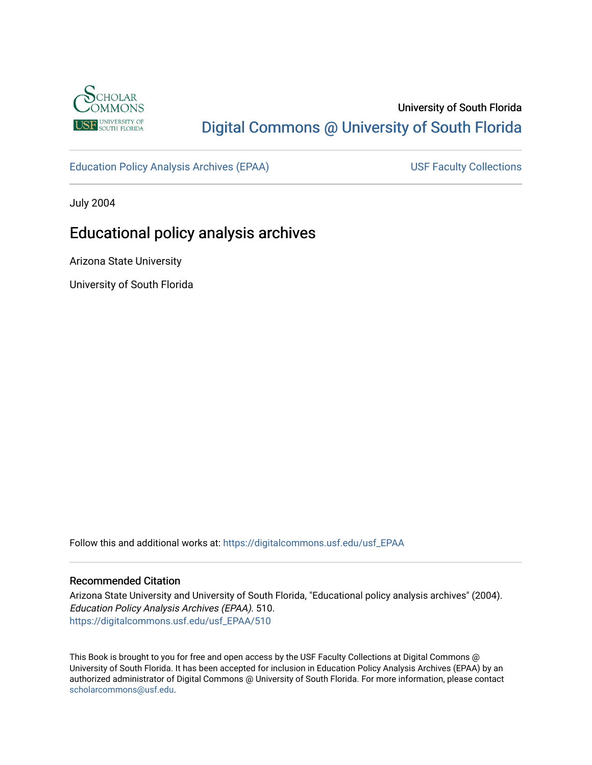University of South Florida

Digital Commons @ University of South Florida

Education Policy Analysis Archives (EPAA) | USF Faculty Collections

July 2004

# Educational policy analysis archives

Arizona State University

University of South Florida

Follow this and additional works at: https://digitalcommons.usf.edu/usf_EPAA

## Recommended Citation

Arizona State University and University of South Florida, "Educational policy analysis archives" (2004). *Education Policy Analysis Archives (EPAA)*. 510.
https://digitalcommons.usf.edu/usf_EPAA/510

This Book is brought to you for free and open access by the USF Faculty Collections at Digital Commons @ University of South Florida. It has been accepted for inclusion in Education Policy Analysis Archives (EPAA) by an authorized administrator of Digital Commons @ University of South Florida. For more information, please contact scholarcommons@usf.edu.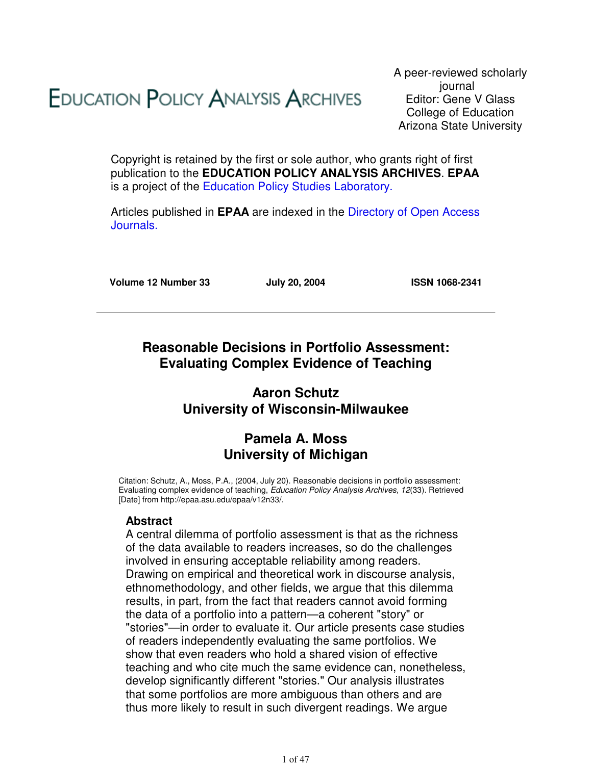# EDUCATION POLICY ANALYSIS ARCHIVES

A peer-reviewed scholarly journal
Editor: Gene V Glass
College of Education
Arizona State University

Copyright is retained by the first or sole author, who grants right of first publication to the **EDUCATION POLICY ANALYSIS ARCHIVES**. **EPAA** is a project of the Education Policy Studies Laboratory.

Articles published in **EPAA** are indexed in the Directory of Open Access Journals.

**Volume 12 Number 33** | **July 20, 2004** | **ISSN 1068-2341**

---

## Reasonable Decisions in Portfolio Assessment: Evaluating Complex Evidence of Teaching

### Aaron Schutz
### University of Wisconsin-Milwaukee

### Pamela A. Moss
### University of Michigan

Citation: Schutz, A., Moss, P.A., (2004, July 20). Reasonable decisions in portfolio assessment: Evaluating complex evidence of teaching, *Education Policy Analysis Archives, 12*(33). Retrieved [Date] from http://epaa.asu.edu/epaa/v12n33/.

### Abstract

A central dilemma of portfolio assessment is that as the richness of the data available to readers increases, so do the challenges involved in ensuring acceptable reliability among readers. Drawing on empirical and theoretical work in discourse analysis, ethnomethodology, and other fields, we argue that this dilemma results, in part, from the fact that readers cannot avoid forming the data of a portfolio into a pattern—a coherent "story" or "stories"—in order to evaluate it. Our article presents case studies of readers independently evaluating the same portfolios. We show that even readers who hold a shared vision of effective teaching and who cite much the same evidence can, nonetheless, develop significantly different "stories." Our analysis illustrates that some portfolios are more ambiguous than others and are thus more likely to result in such divergent readings. We argue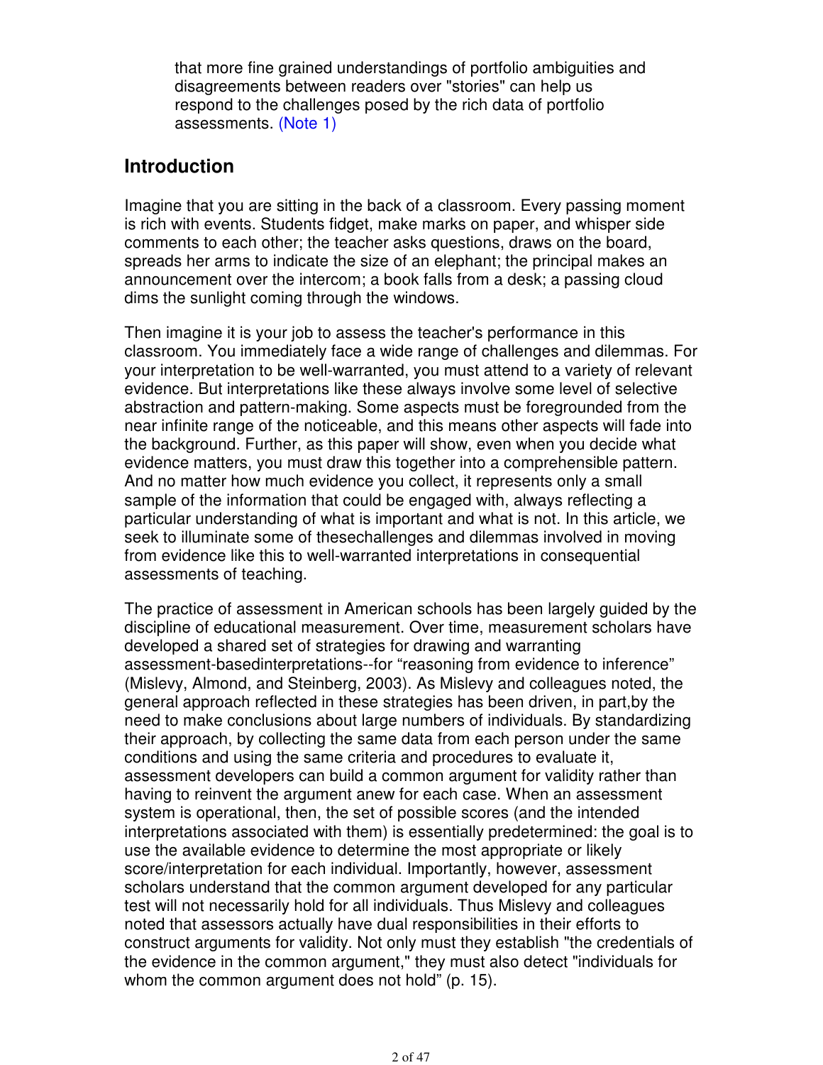that more fine grained understandings of portfolio ambiguities and disagreements between readers over "stories" can help us respond to the challenges posed by the rich data of portfolio assessments. (Note 1)

## Introduction

Imagine that you are sitting in the back of a classroom. Every passing moment is rich with events. Students fidget, make marks on paper, and whisper side comments to each other; the teacher asks questions, draws on the board, spreads her arms to indicate the size of an elephant; the principal makes an announcement over the intercom; a book falls from a desk; a passing cloud dims the sunlight coming through the windows.

Then imagine it is your job to assess the teacher's performance in this classroom. You immediately face a wide range of challenges and dilemmas. For your interpretation to be well-warranted, you must attend to a variety of relevant evidence. But interpretations like these always involve some level of selective abstraction and pattern-making. Some aspects must be foregrounded from the near infinite range of the noticeable, and this means other aspects will fade into the background. Further, as this paper will show, even when you decide what evidence matters, you must draw this together into a comprehensible pattern. And no matter how much evidence you collect, it represents only a small sample of the information that could be engaged with, always reflecting a particular understanding of what is important and what is not. In this article, we seek to illuminate some of thesechallenges and dilemmas involved in moving from evidence like this to well-warranted interpretations in consequential assessments of teaching.

The practice of assessment in American schools has been largely guided by the discipline of educational measurement. Over time, measurement scholars have developed a shared set of strategies for drawing and warranting assessment-basedinterpretations--for “reasoning from evidence to inference” (Mislevy, Almond, and Steinberg, 2003). As Mislevy and colleagues noted, the general approach reflected in these strategies has been driven, in part,by the need to make conclusions about large numbers of individuals. By standardizing their approach, by collecting the same data from each person under the same conditions and using the same criteria and procedures to evaluate it, assessment developers can build a common argument for validity rather than having to reinvent the argument anew for each case. When an assessment system is operational, then, the set of possible scores (and the intended interpretations associated with them) is essentially predetermined: the goal is to use the available evidence to determine the most appropriate or likely score/interpretation for each individual. Importantly, however, assessment scholars understand that the common argument developed for any particular test will not necessarily hold for all individuals. Thus Mislevy and colleagues noted that assessors actually have dual responsibilities in their efforts to construct arguments for validity. Not only must they establish "the credentials of the evidence in the common argument," they must also detect "individuals for whom the common argument does not hold” (p. 15).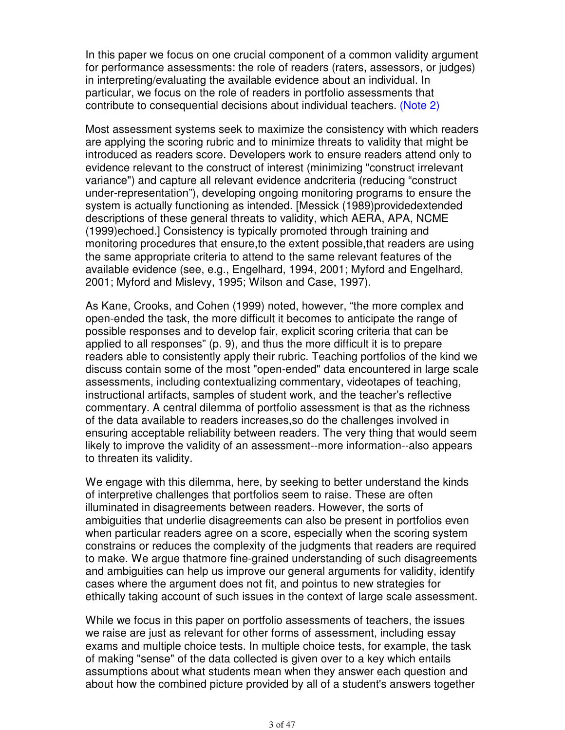In this paper we focus on one crucial component of a common validity argument for performance assessments: the role of readers (raters, assessors, or judges) in interpreting/evaluating the available evidence about an individual. In particular, we focus on the role of readers in portfolio assessments that contribute to consequential decisions about individual teachers. (Note 2)

Most assessment systems seek to maximize the consistency with which readers are applying the scoring rubric and to minimize threats to validity that might be introduced as readers score. Developers work to ensure readers attend only to evidence relevant to the construct of interest (minimizing "construct irrelevant variance") and capture all relevant evidence andcriteria (reducing "construct under-representation"), developing ongoing monitoring programs to ensure the system is actually functioning as intended. [Messick (1989)providedextended descriptions of these general threats to validity, which AERA, APA, NCME (1999)echoed.] Consistency is typically promoted through training and monitoring procedures that ensure,to the extent possible,that readers are using the same appropriate criteria to attend to the same relevant features of the available evidence (see, e.g., Engelhard, 1994, 2001; Myford and Engelhard, 2001; Myford and Mislevy, 1995; Wilson and Case, 1997).

As Kane, Crooks, and Cohen (1999) noted, however, "the more complex and open-ended the task, the more difficult it becomes to anticipate the range of possible responses and to develop fair, explicit scoring criteria that can be applied to all responses" (p. 9), and thus the more difficult it is to prepare readers able to consistently apply their rubric. Teaching portfolios of the kind we discuss contain some of the most "open-ended" data encountered in large scale assessments, including contextualizing commentary, videotapes of teaching, instructional artifacts, samples of student work, and the teacher's reflective commentary. A central dilemma of portfolio assessment is that as the richness of the data available to readers increases,so do the challenges involved in ensuring acceptable reliability between readers. The very thing that would seem likely to improve the validity of an assessment--more information--also appears to threaten its validity.

We engage with this dilemma, here, by seeking to better understand the kinds of interpretive challenges that portfolios seem to raise. These are often illuminated in disagreements between readers. However, the sorts of ambiguities that underlie disagreements can also be present in portfolios even when particular readers agree on a score, especially when the scoring system constrains or reduces the complexity of the judgments that readers are required to make. We argue thatmore fine-grained understanding of such disagreements and ambiguities can help us improve our general arguments for validity, identify cases where the argument does not fit, and pointus to new strategies for ethically taking account of such issues in the context of large scale assessment.

While we focus in this paper on portfolio assessments of teachers, the issues we raise are just as relevant for other forms of assessment, including essay exams and multiple choice tests. In multiple choice tests, for example, the task of making "sense" of the data collected is given over to a key which entails assumptions about what students mean when they answer each question and about how the combined picture provided by all of a student's answers together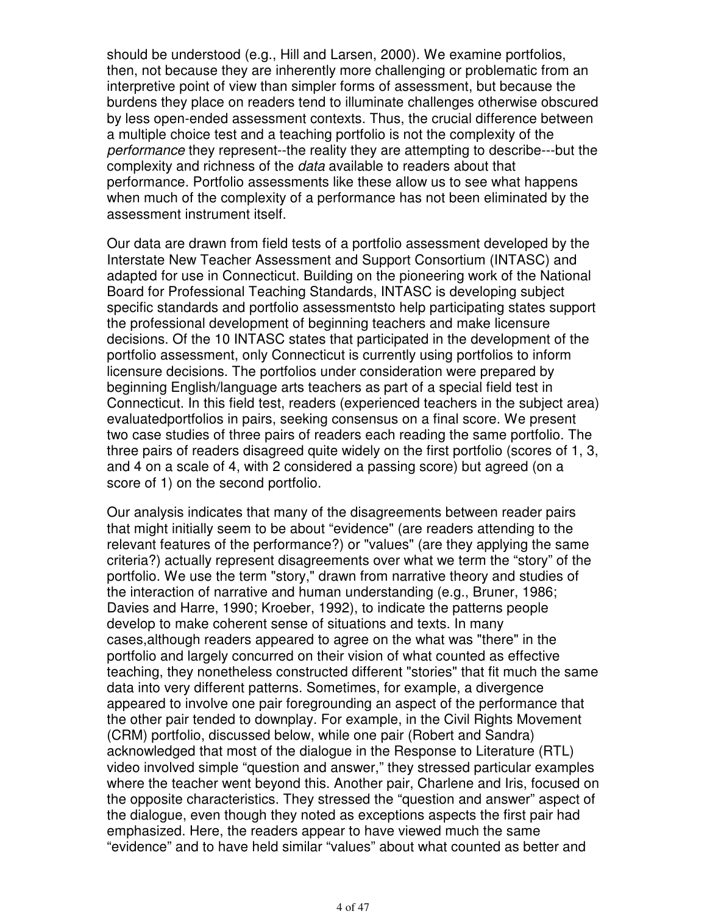should be understood (e.g., Hill and Larsen, 2000). We examine portfolios, then, not because they are inherently more challenging or problematic from an interpretive point of view than simpler forms of assessment, but because the burdens they place on readers tend to illuminate challenges otherwise obscured by less open-ended assessment contexts. Thus, the crucial difference between a multiple choice test and a teaching portfolio is not the complexity of the *performance* they represent--the reality they are attempting to describe---but the complexity and richness of the *data* available to readers about that performance. Portfolio assessments like these allow us to see what happens when much of the complexity of a performance has not been eliminated by the assessment instrument itself.

Our data are drawn from field tests of a portfolio assessment developed by the Interstate New Teacher Assessment and Support Consortium (INTASC) and adapted for use in Connecticut. Building on the pioneering work of the National Board for Professional Teaching Standards, INTASC is developing subject specific standards and portfolio assessmentsto help participating states support the professional development of beginning teachers and make licensure decisions. Of the 10 INTASC states that participated in the development of the portfolio assessment, only Connecticut is currently using portfolios to inform licensure decisions. The portfolios under consideration were prepared by beginning English/language arts teachers as part of a special field test in Connecticut. In this field test, readers (experienced teachers in the subject area) evaluatedportfolios in pairs, seeking consensus on a final score. We present two case studies of three pairs of readers each reading the same portfolio. The three pairs of readers disagreed quite widely on the first portfolio (scores of 1, 3, and 4 on a scale of 4, with 2 considered a passing score) but agreed (on a score of 1) on the second portfolio.

Our analysis indicates that many of the disagreements between reader pairs that might initially seem to be about "evidence" (are readers attending to the relevant features of the performance?) or "values" (are they applying the same criteria?) actually represent disagreements over what we term the "story" of the portfolio. We use the term "story," drawn from narrative theory and studies of the interaction of narrative and human understanding (e.g., Bruner, 1986; Davies and Harre, 1990; Kroeber, 1992), to indicate the patterns people develop to make coherent sense of situations and texts. In many cases,although readers appeared to agree on the what was "there" in the portfolio and largely concurred on their vision of what counted as effective teaching, they nonetheless constructed different "stories" that fit much the same data into very different patterns. Sometimes, for example, a divergence appeared to involve one pair foregrounding an aspect of the performance that the other pair tended to downplay. For example, in the Civil Rights Movement (CRM) portfolio, discussed below, while one pair (Robert and Sandra) acknowledged that most of the dialogue in the Response to Literature (RTL) video involved simple "question and answer," they stressed particular examples where the teacher went beyond this. Another pair, Charlene and Iris, focused on the opposite characteristics. They stressed the "question and answer" aspect of the dialogue, even though they noted as exceptions aspects the first pair had emphasized. Here, the readers appear to have viewed much the same "evidence" and to have held similar "values" about what counted as better and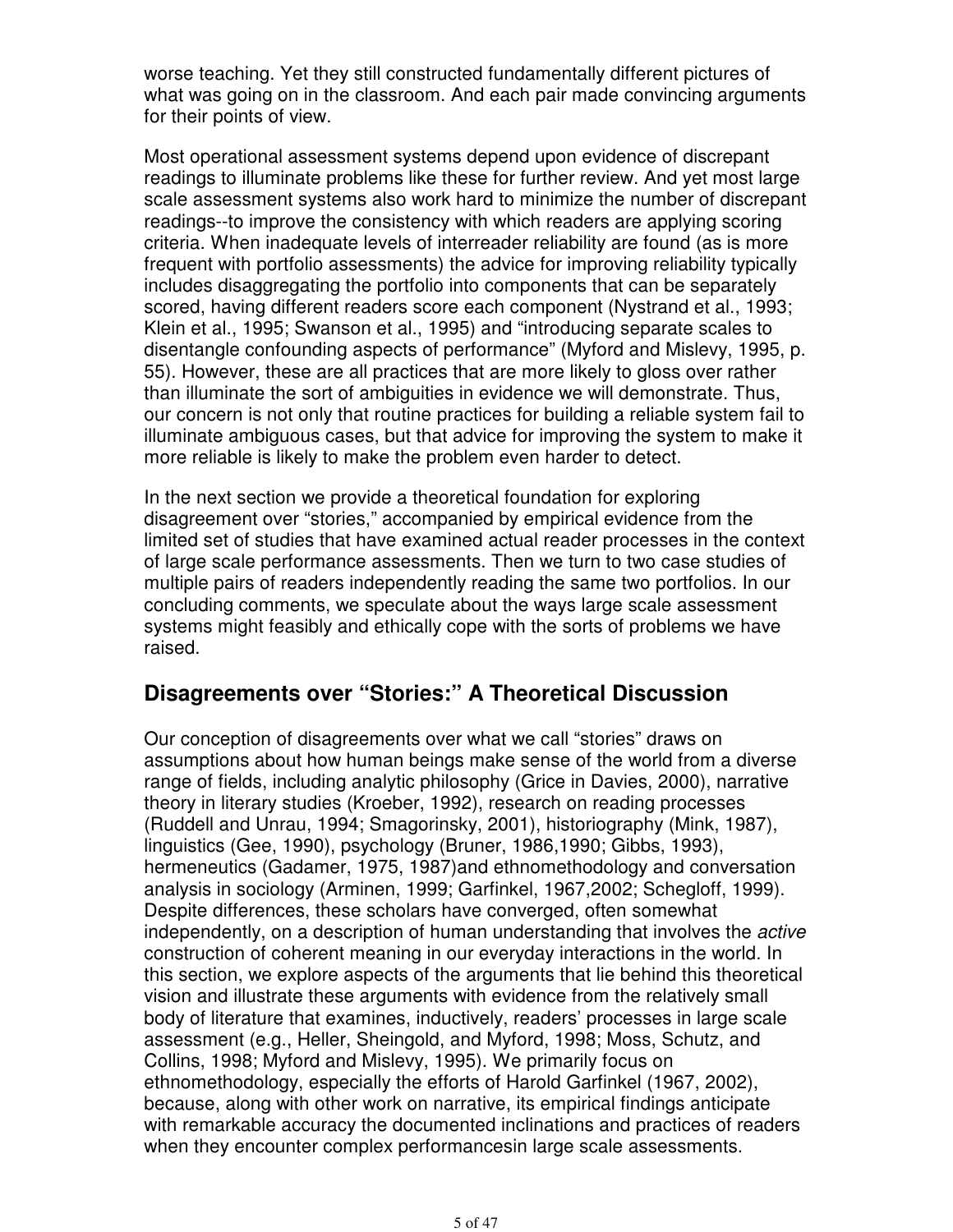worse teaching. Yet they still constructed fundamentally different pictures of what was going on in the classroom. And each pair made convincing arguments for their points of view.

Most operational assessment systems depend upon evidence of discrepant readings to illuminate problems like these for further review. And yet most large scale assessment systems also work hard to minimize the number of discrepant readings--to improve the consistency with which readers are applying scoring criteria. When inadequate levels of interreader reliability are found (as is more frequent with portfolio assessments) the advice for improving reliability typically includes disaggregating the portfolio into components that can be separately scored, having different readers score each component (Nystrand et al., 1993; Klein et al., 1995; Swanson et al., 1995) and "introducing separate scales to disentangle confounding aspects of performance" (Myford and Mislevy, 1995, p. 55). However, these are all practices that are more likely to gloss over rather than illuminate the sort of ambiguities in evidence we will demonstrate. Thus, our concern is not only that routine practices for building a reliable system fail to illuminate ambiguous cases, but that advice for improving the system to make it more reliable is likely to make the problem even harder to detect.

In the next section we provide a theoretical foundation for exploring disagreement over "stories," accompanied by empirical evidence from the limited set of studies that have examined actual reader processes in the context of large scale performance assessments. Then we turn to two case studies of multiple pairs of readers independently reading the same two portfolios. In our concluding comments, we speculate about the ways large scale assessment systems might feasibly and ethically cope with the sorts of problems we have raised.

## Disagreements over "Stories:" A Theoretical Discussion

Our conception of disagreements over what we call "stories" draws on assumptions about how human beings make sense of the world from a diverse range of fields, including analytic philosophy (Grice in Davies, 2000), narrative theory in literary studies (Kroeber, 1992), research on reading processes (Ruddell and Unrau, 1994; Smagorinsky, 2001), historiography (Mink, 1987), linguistics (Gee, 1990), psychology (Bruner, 1986,1990; Gibbs, 1993), hermeneutics (Gadamer, 1975, 1987)and ethnomethodology and conversation analysis in sociology (Arminen, 1999; Garfinkel, 1967,2002; Schegloff, 1999). Despite differences, these scholars have converged, often somewhat independently, on a description of human understanding that involves the *active* construction of coherent meaning in our everyday interactions in the world. In this section, we explore aspects of the arguments that lie behind this theoretical vision and illustrate these arguments with evidence from the relatively small body of literature that examines, inductively, readers' processes in large scale assessment (e.g., Heller, Sheingold, and Myford, 1998; Moss, Schutz, and Collins, 1998; Myford and Mislevy, 1995). We primarily focus on ethnomethodology, especially the efforts of Harold Garfinkel (1967, 2002), because, along with other work on narrative, its empirical findings anticipate with remarkable accuracy the documented inclinations and practices of readers when they encounter complex performancesin large scale assessments.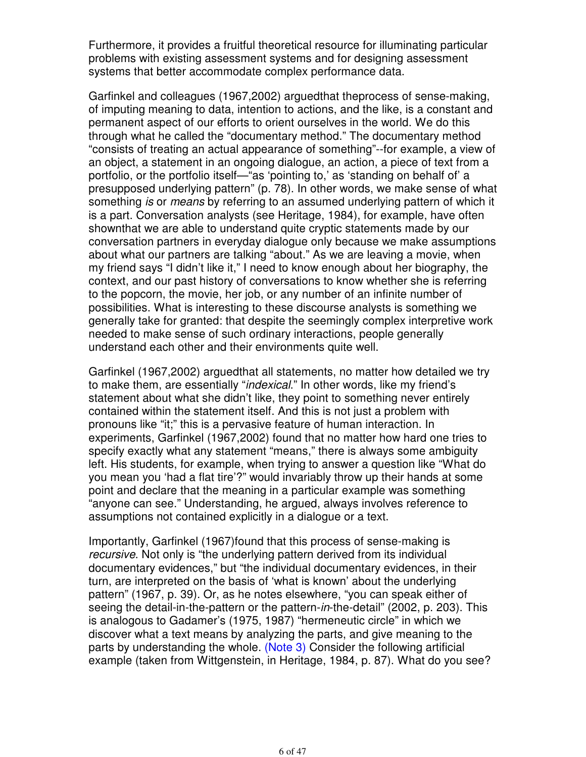Furthermore, it provides a fruitful theoretical resource for illuminating particular problems with existing assessment systems and for designing assessment systems that better accommodate complex performance data.

Garfinkel and colleagues (1967,2002) arguedthat theprocess of sense-making, of imputing meaning to data, intention to actions, and the like, is a constant and permanent aspect of our efforts to orient ourselves in the world. We do this through what he called the "documentary method." The documentary method "consists of treating an actual appearance of something"--for example, a view of an object, a statement in an ongoing dialogue, an action, a piece of text from a portfolio, or the portfolio itself—"as 'pointing to,' as 'standing on behalf of' a presupposed underlying pattern" (p. 78). In other words, we make sense of what something *is* or *means* by referring to an assumed underlying pattern of which it is a part. Conversation analysts (see Heritage, 1984), for example, have often shownthat we are able to understand quite cryptic statements made by our conversation partners in everyday dialogue only because we make assumptions about what our partners are talking "about." As we are leaving a movie, when my friend says "I didn't like it," I need to know enough about her biography, the context, and our past history of conversations to know whether she is referring to the popcorn, the movie, her job, or any number of an infinite number of possibilities. What is interesting to these discourse analysts is something we generally take for granted: that despite the seemingly complex interpretive work needed to make sense of such ordinary interactions, people generally understand each other and their environments quite well.

Garfinkel (1967,2002) arguedthat all statements, no matter how detailed we try to make them, are essentially "*indexical*." In other words, like my friend's statement about what she didn't like, they point to something never entirely contained within the statement itself. And this is not just a problem with pronouns like "it;" this is a pervasive feature of human interaction. In experiments, Garfinkel (1967,2002) found that no matter how hard one tries to specify exactly what any statement "means," there is always some ambiguity left. His students, for example, when trying to answer a question like "What do you mean you 'had a flat tire'?" would invariably throw up their hands at some point and declare that the meaning in a particular example was something "anyone can see." Understanding, he argued, always involves reference to assumptions not contained explicitly in a dialogue or a text.

Importantly, Garfinkel (1967)found that this process of sense-making is *recursive*. Not only is "the underlying pattern derived from its individual documentary evidences," but "the individual documentary evidences, in their turn, are interpreted on the basis of 'what is known' about the underlying pattern" (1967, p. 39). Or, as he notes elsewhere, "you can speak either of seeing the detail-in-the-pattern or the pattern-*in*-the-detail" (2002, p. 203). This is analogous to Gadamer's (1975, 1987) "hermeneutic circle" in which we discover what a text means by analyzing the parts, and give meaning to the parts by understanding the whole. (Note 3) Consider the following artificial example (taken from Wittgenstein, in Heritage, 1984, p. 87). What do you see?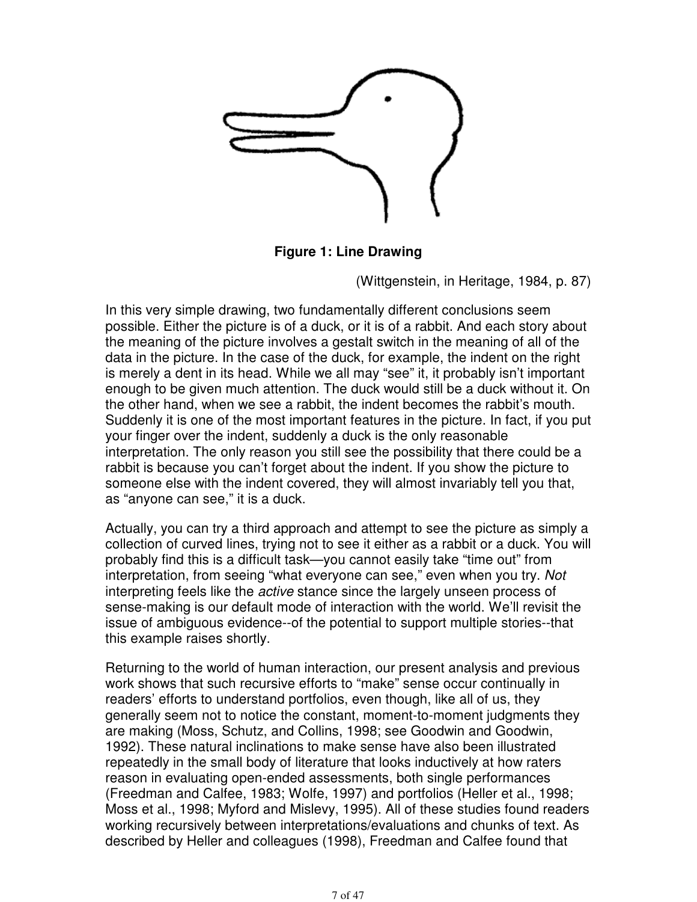**Figure 1: Line Drawing**

(Wittgenstein, in Heritage, 1984, p. 87)

In this very simple drawing, two fundamentally different conclusions seem possible. Either the picture is of a duck, or it is of a rabbit. And each story about the meaning of the picture involves a gestalt switch in the meaning of all of the data in the picture. In the case of the duck, for example, the indent on the right is merely a dent in its head. While we all may "see" it, it probably isn't important enough to be given much attention. The duck would still be a duck without it. On the other hand, when we see a rabbit, the indent becomes the rabbit's mouth. Suddenly it is one of the most important features in the picture. In fact, if you put your finger over the indent, suddenly a duck is the only reasonable interpretation. The only reason you still see the possibility that there could be a rabbit is because you can't forget about the indent. If you show the picture to someone else with the indent covered, they will almost invariably tell you that, as "anyone can see," it is a duck.

Actually, you can try a third approach and attempt to see the picture as simply a collection of curved lines, trying not to see it either as a rabbit or a duck. You will probably find this is a difficult task—you cannot easily take "time out" from interpretation, from seeing "what everyone can see," even when you try. *Not* interpreting feels like the *active* stance since the largely unseen process of sense-making is our default mode of interaction with the world. We'll revisit the issue of ambiguous evidence--of the potential to support multiple stories--that this example raises shortly.

Returning to the world of human interaction, our present analysis and previous work shows that such recursive efforts to "make" sense occur continually in readers' efforts to understand portfolios, even though, like all of us, they generally seem not to notice the constant, moment-to-moment judgments they are making (Moss, Schutz, and Collins, 1998; see Goodwin and Goodwin, 1992). These natural inclinations to make sense have also been illustrated repeatedly in the small body of literature that looks inductively at how raters reason in evaluating open-ended assessments, both single performances (Freedman and Calfee, 1983; Wolfe, 1997) and portfolios (Heller et al., 1998; Moss et al., 1998; Myford and Mislevy, 1995). All of these studies found readers working recursively between interpretations/evaluations and chunks of text. As described by Heller and colleagues (1998), Freedman and Calfee found that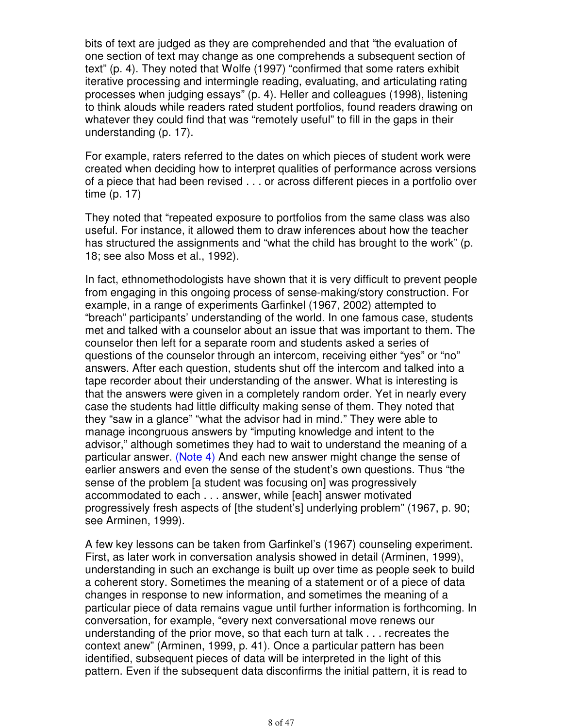bits of text are judged as they are comprehended and that "the evaluation of one section of text may change as one comprehends a subsequent section of text" (p. 4). They noted that Wolfe (1997) "confirmed that some raters exhibit iterative processing and intermingle reading, evaluating, and articulating rating processes when judging essays" (p. 4). Heller and colleagues (1998), listening to think alouds while readers rated student portfolios, found readers drawing on whatever they could find that was "remotely useful" to fill in the gaps in their understanding (p. 17).

For example, raters referred to the dates on which pieces of student work were created when deciding how to interpret qualities of performance across versions of a piece that had been revised . . . or across different pieces in a portfolio over time (p. 17)

They noted that "repeated exposure to portfolios from the same class was also useful. For instance, it allowed them to draw inferences about how the teacher has structured the assignments and "what the child has brought to the work" (p. 18; see also Moss et al., 1992).

In fact, ethnomethodologists have shown that it is very difficult to prevent people from engaging in this ongoing process of sense-making/story construction. For example, in a range of experiments Garfinkel (1967, 2002) attempted to "breach" participants' understanding of the world. In one famous case, students met and talked with a counselor about an issue that was important to them. The counselor then left for a separate room and students asked a series of questions of the counselor through an intercom, receiving either "yes" or "no" answers. After each question, students shut off the intercom and talked into a tape recorder about their understanding of the answer. What is interesting is that the answers were given in a completely random order. Yet in nearly every case the students had little difficulty making sense of them. They noted that they "saw in a glance" "what the advisor had in mind." They were able to manage incongruous answers by "imputing knowledge and intent to the advisor," although sometimes they had to wait to understand the meaning of a particular answer. (Note 4) And each new answer might change the sense of earlier answers and even the sense of the student's own questions. Thus "the sense of the problem [a student was focusing on] was progressively accommodated to each . . . answer, while [each] answer motivated progressively fresh aspects of [the student's] underlying problem" (1967, p. 90; see Arminen, 1999).

A few key lessons can be taken from Garfinkel's (1967) counseling experiment. First, as later work in conversation analysis showed in detail (Arminen, 1999), understanding in such an exchange is built up over time as people seek to build a coherent story. Sometimes the meaning of a statement or of a piece of data changes in response to new information, and sometimes the meaning of a particular piece of data remains vague until further information is forthcoming. In conversation, for example, "every next conversational move renews our understanding of the prior move, so that each turn at talk . . . recreates the context anew" (Arminen, 1999, p. 41). Once a particular pattern has been identified, subsequent pieces of data will be interpreted in the light of this pattern. Even if the subsequent data disconfirms the initial pattern, it is read to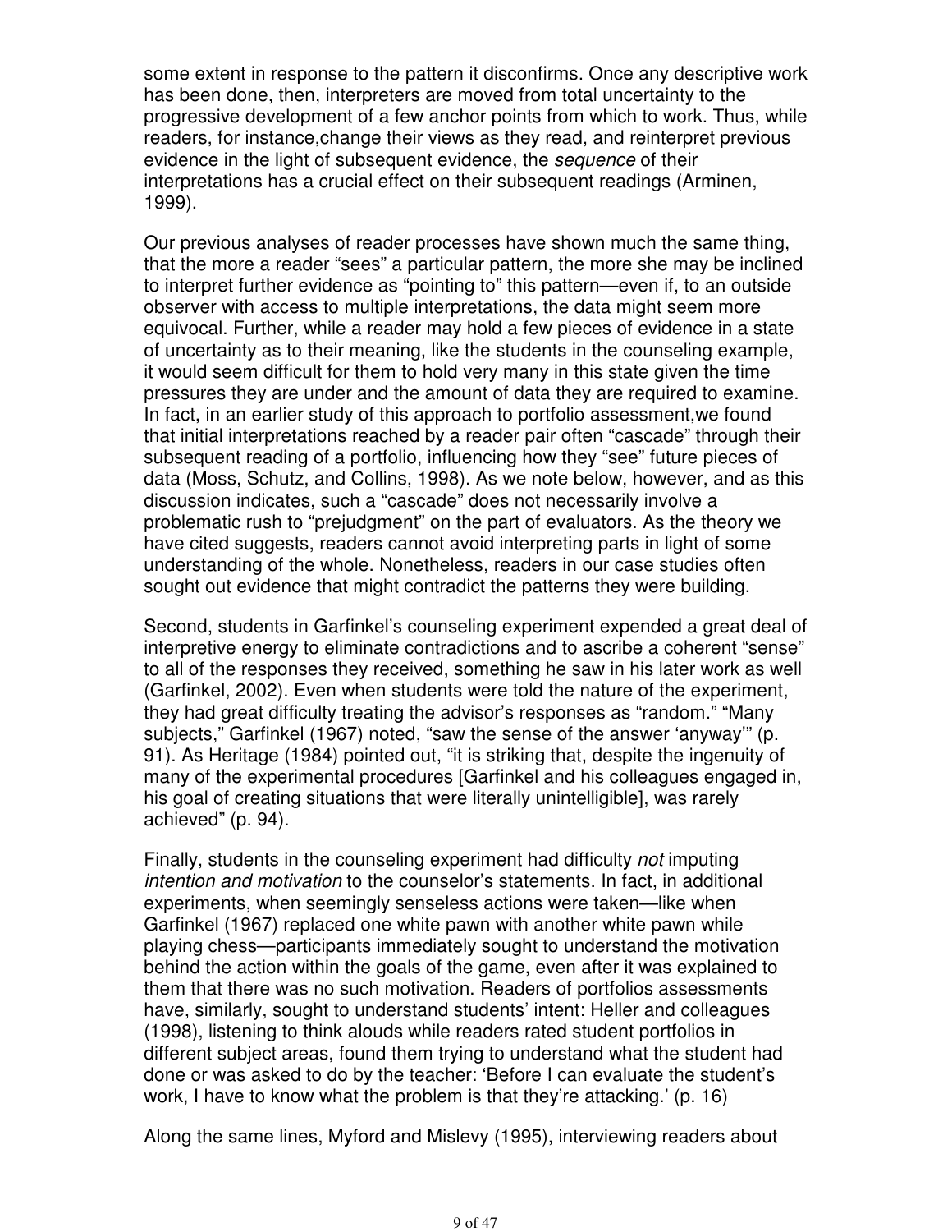some extent in response to the pattern it disconfirms. Once any descriptive work has been done, then, interpreters are moved from total uncertainty to the progressive development of a few anchor points from which to work. Thus, while readers, for instance,change their views as they read, and reinterpret previous evidence in the light of subsequent evidence, the *sequence* of their interpretations has a crucial effect on their subsequent readings (Arminen, 1999).

Our previous analyses of reader processes have shown much the same thing, that the more a reader "sees" a particular pattern, the more she may be inclined to interpret further evidence as "pointing to" this pattern—even if, to an outside observer with access to multiple interpretations, the data might seem more equivocal. Further, while a reader may hold a few pieces of evidence in a state of uncertainty as to their meaning, like the students in the counseling example, it would seem difficult for them to hold very many in this state given the time pressures they are under and the amount of data they are required to examine. In fact, in an earlier study of this approach to portfolio assessment,we found that initial interpretations reached by a reader pair often "cascade" through their subsequent reading of a portfolio, influencing how they "see" future pieces of data (Moss, Schutz, and Collins, 1998). As we note below, however, and as this discussion indicates, such a "cascade" does not necessarily involve a problematic rush to "prejudgment" on the part of evaluators. As the theory we have cited suggests, readers cannot avoid interpreting parts in light of some understanding of the whole. Nonetheless, readers in our case studies often sought out evidence that might contradict the patterns they were building.

Second, students in Garfinkel's counseling experiment expended a great deal of interpretive energy to eliminate contradictions and to ascribe a coherent "sense" to all of the responses they received, something he saw in his later work as well (Garfinkel, 2002). Even when students were told the nature of the experiment, they had great difficulty treating the advisor's responses as "random." "Many subjects," Garfinkel (1967) noted, "saw the sense of the answer 'anyway'" (p. 91). As Heritage (1984) pointed out, "it is striking that, despite the ingenuity of many of the experimental procedures [Garfinkel and his colleagues engaged in, his goal of creating situations that were literally unintelligible], was rarely achieved" (p. 94).

Finally, students in the counseling experiment had difficulty *not* imputing *intention and motivation* to the counselor's statements. In fact, in additional experiments, when seemingly senseless actions were taken—like when Garfinkel (1967) replaced one white pawn with another white pawn while playing chess—participants immediately sought to understand the motivation behind the action within the goals of the game, even after it was explained to them that there was no such motivation. Readers of portfolios assessments have, similarly, sought to understand students' intent: Heller and colleagues (1998), listening to think alouds while readers rated student portfolios in different subject areas, found them trying to understand what the student had done or was asked to do by the teacher: 'Before I can evaluate the student's work, I have to know what the problem is that they're attacking.' (p. 16)

Along the same lines, Myford and Mislevy (1995), interviewing readers about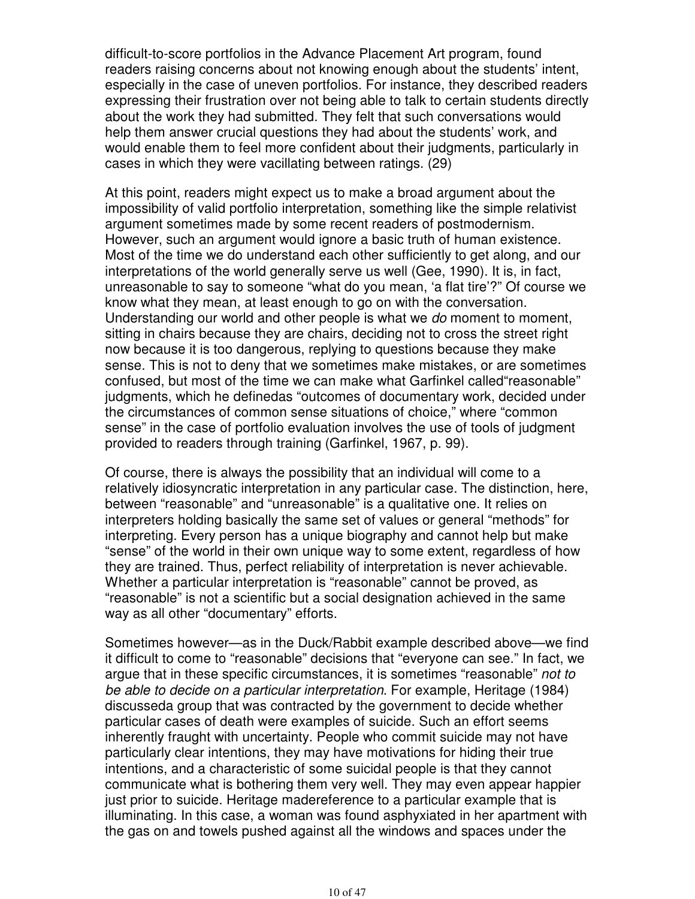difficult-to-score portfolios in the Advance Placement Art program, found readers raising concerns about not knowing enough about the students' intent, especially in the case of uneven portfolios. For instance, they described readers expressing their frustration over not being able to talk to certain students directly about the work they had submitted. They felt that such conversations would help them answer crucial questions they had about the students' work, and would enable them to feel more confident about their judgments, particularly in cases in which they were vacillating between ratings. (29)

At this point, readers might expect us to make a broad argument about the impossibility of valid portfolio interpretation, something like the simple relativist argument sometimes made by some recent readers of postmodernism. However, such an argument would ignore a basic truth of human existence. Most of the time we do understand each other sufficiently to get along, and our interpretations of the world generally serve us well (Gee, 1990). It is, in fact, unreasonable to say to someone "what do you mean, 'a flat tire'?" Of course we know what they mean, at least enough to go on with the conversation. Understanding our world and other people is what we *do* moment to moment, sitting in chairs because they are chairs, deciding not to cross the street right now because it is too dangerous, replying to questions because they make sense. This is not to deny that we sometimes make mistakes, or are sometimes confused, but most of the time we can make what Garfinkel called"reasonable" judgments, which he definedas "outcomes of documentary work, decided under the circumstances of common sense situations of choice," where "common sense" in the case of portfolio evaluation involves the use of tools of judgment provided to readers through training (Garfinkel, 1967, p. 99).

Of course, there is always the possibility that an individual will come to a relatively idiosyncratic interpretation in any particular case. The distinction, here, between "reasonable" and "unreasonable" is a qualitative one. It relies on interpreters holding basically the same set of values or general "methods" for interpreting. Every person has a unique biography and cannot help but make "sense" of the world in their own unique way to some extent, regardless of how they are trained. Thus, perfect reliability of interpretation is never achievable. Whether a particular interpretation is "reasonable" cannot be proved, as "reasonable" is not a scientific but a social designation achieved in the same way as all other "documentary" efforts.

Sometimes however—as in the Duck/Rabbit example described above—we find it difficult to come to "reasonable" decisions that "everyone can see." In fact, we argue that in these specific circumstances, it is sometimes "reasonable" *not to be able to decide on a particular interpretation*. For example, Heritage (1984) discusseda group that was contracted by the government to decide whether particular cases of death were examples of suicide. Such an effort seems inherently fraught with uncertainty. People who commit suicide may not have particularly clear intentions, they may have motivations for hiding their true intentions, and a characteristic of some suicidal people is that they cannot communicate what is bothering them very well. They may even appear happier just prior to suicide. Heritage madereference to a particular example that is illuminating. In this case, a woman was found asphyxiated in her apartment with the gas on and towels pushed against all the windows and spaces under the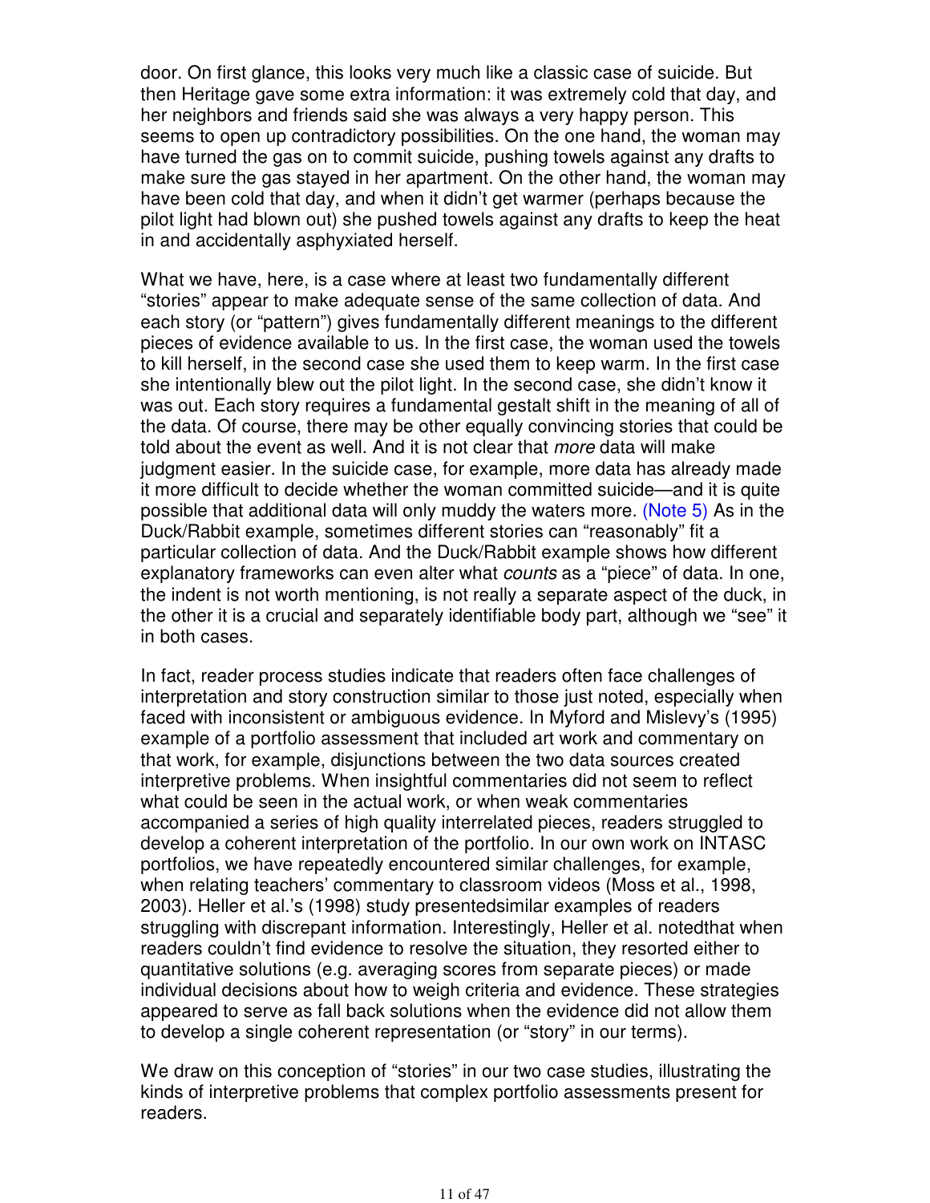door. On first glance, this looks very much like a classic case of suicide. But then Heritage gave some extra information: it was extremely cold that day, and her neighbors and friends said she was always a very happy person. This seems to open up contradictory possibilities. On the one hand, the woman may have turned the gas on to commit suicide, pushing towels against any drafts to make sure the gas stayed in her apartment. On the other hand, the woman may have been cold that day, and when it didn't get warmer (perhaps because the pilot light had blown out) she pushed towels against any drafts to keep the heat in and accidentally asphyxiated herself.

What we have, here, is a case where at least two fundamentally different "stories" appear to make adequate sense of the same collection of data. And each story (or "pattern") gives fundamentally different meanings to the different pieces of evidence available to us. In the first case, the woman used the towels to kill herself, in the second case she used them to keep warm. In the first case she intentionally blew out the pilot light. In the second case, she didn't know it was out. Each story requires a fundamental gestalt shift in the meaning of all of the data. Of course, there may be other equally convincing stories that could be told about the event as well. And it is not clear that *more* data will make judgment easier. In the suicide case, for example, more data has already made it more difficult to decide whether the woman committed suicide—and it is quite possible that additional data will only muddy the waters more. (Note 5) As in the Duck/Rabbit example, sometimes different stories can "reasonably" fit a particular collection of data. And the Duck/Rabbit example shows how different explanatory frameworks can even alter what *counts* as a "piece" of data. In one, the indent is not worth mentioning, is not really a separate aspect of the duck, in the other it is a crucial and separately identifiable body part, although we "see" it in both cases.

In fact, reader process studies indicate that readers often face challenges of interpretation and story construction similar to those just noted, especially when faced with inconsistent or ambiguous evidence. In Myford and Mislevy's (1995) example of a portfolio assessment that included art work and commentary on that work, for example, disjunctions between the two data sources created interpretive problems. When insightful commentaries did not seem to reflect what could be seen in the actual work, or when weak commentaries accompanied a series of high quality interrelated pieces, readers struggled to develop a coherent interpretation of the portfolio. In our own work on INTASC portfolios, we have repeatedly encountered similar challenges, for example, when relating teachers' commentary to classroom videos (Moss et al., 1998, 2003). Heller et al.'s (1998) study presentedsimilar examples of readers struggling with discrepant information. Interestingly, Heller et al. notedthat when readers couldn't find evidence to resolve the situation, they resorted either to quantitative solutions (e.g. averaging scores from separate pieces) or made individual decisions about how to weigh criteria and evidence. These strategies appeared to serve as fall back solutions when the evidence did not allow them to develop a single coherent representation (or "story" in our terms).

We draw on this conception of "stories" in our two case studies, illustrating the kinds of interpretive problems that complex portfolio assessments present for readers.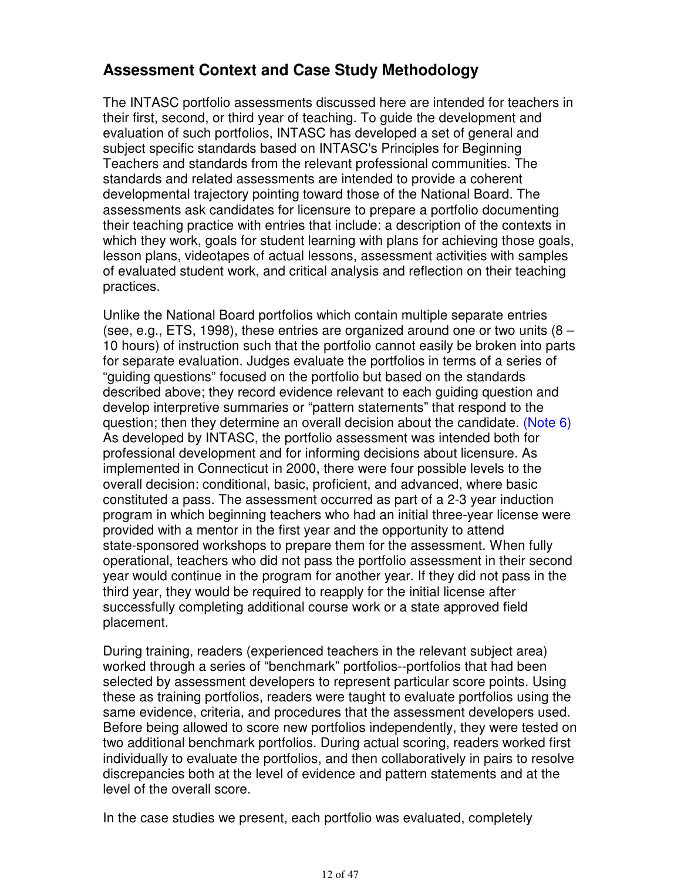## Assessment Context and Case Study Methodology

The INTASC portfolio assessments discussed here are intended for teachers in their first, second, or third year of teaching. To guide the development and evaluation of such portfolios, INTASC has developed a set of general and subject specific standards based on INTASC's Principles for Beginning Teachers and standards from the relevant professional communities. The standards and related assessments are intended to provide a coherent developmental trajectory pointing toward those of the National Board. The assessments ask candidates for licensure to prepare a portfolio documenting their teaching practice with entries that include: a description of the contexts in which they work, goals for student learning with plans for achieving those goals, lesson plans, videotapes of actual lessons, assessment activities with samples of evaluated student work, and critical analysis and reflection on their teaching practices.

Unlike the National Board portfolios which contain multiple separate entries (see, e.g., ETS, 1998), these entries are organized around one or two units (8 – 10 hours) of instruction such that the portfolio cannot easily be broken into parts for separate evaluation. Judges evaluate the portfolios in terms of a series of "guiding questions" focused on the portfolio but based on the standards described above; they record evidence relevant to each guiding question and develop interpretive summaries or "pattern statements" that respond to the question; then they determine an overall decision about the candidate. (Note 6) As developed by INTASC, the portfolio assessment was intended both for professional development and for informing decisions about licensure. As implemented in Connecticut in 2000, there were four possible levels to the overall decision: conditional, basic, proficient, and advanced, where basic constituted a pass. The assessment occurred as part of a 2-3 year induction program in which beginning teachers who had an initial three-year license were provided with a mentor in the first year and the opportunity to attend state-sponsored workshops to prepare them for the assessment. When fully operational, teachers who did not pass the portfolio assessment in their second year would continue in the program for another year. If they did not pass in the third year, they would be required to reapply for the initial license after successfully completing additional course work or a state approved field placement.

During training, readers (experienced teachers in the relevant subject area) worked through a series of "benchmark" portfolios--portfolios that had been selected by assessment developers to represent particular score points. Using these as training portfolios, readers were taught to evaluate portfolios using the same evidence, criteria, and procedures that the assessment developers used. Before being allowed to score new portfolios independently, they were tested on two additional benchmark portfolios. During actual scoring, readers worked first individually to evaluate the portfolios, and then collaboratively in pairs to resolve discrepancies both at the level of evidence and pattern statements and at the level of the overall score.

In the case studies we present, each portfolio was evaluated, completely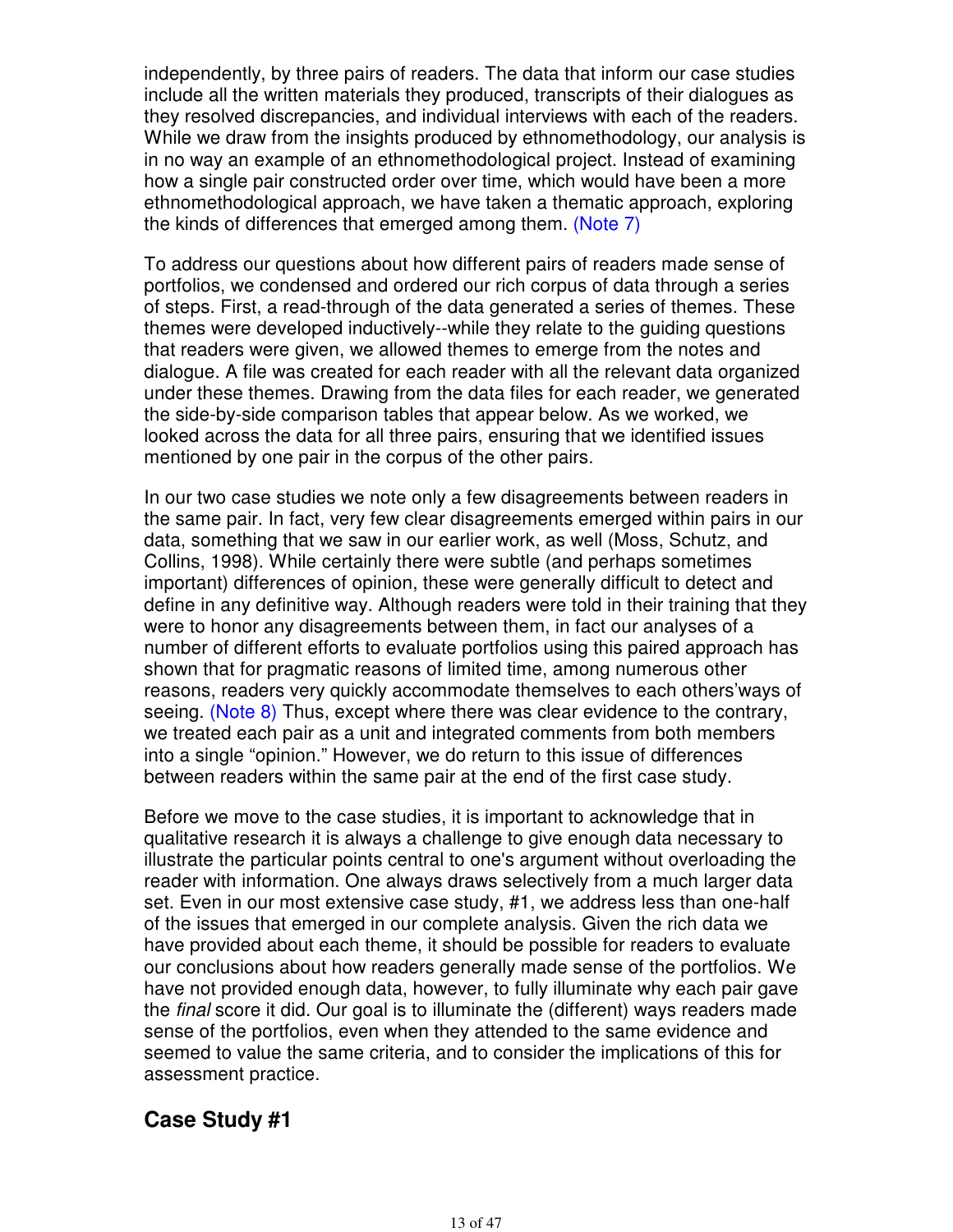independently, by three pairs of readers. The data that inform our case studies include all the written materials they produced, transcripts of their dialogues as they resolved discrepancies, and individual interviews with each of the readers. While we draw from the insights produced by ethnomethodology, our analysis is in no way an example of an ethnomethodological project. Instead of examining how a single pair constructed order over time, which would have been a more ethnomethodological approach, we have taken a thematic approach, exploring the kinds of differences that emerged among them. (Note 7)

To address our questions about how different pairs of readers made sense of portfolios, we condensed and ordered our rich corpus of data through a series of steps. First, a read-through of the data generated a series of themes. These themes were developed inductively--while they relate to the guiding questions that readers were given, we allowed themes to emerge from the notes and dialogue. A file was created for each reader with all the relevant data organized under these themes. Drawing from the data files for each reader, we generated the side-by-side comparison tables that appear below. As we worked, we looked across the data for all three pairs, ensuring that we identified issues mentioned by one pair in the corpus of the other pairs.

In our two case studies we note only a few disagreements between readers in the same pair. In fact, very few clear disagreements emerged within pairs in our data, something that we saw in our earlier work, as well (Moss, Schutz, and Collins, 1998). While certainly there were subtle (and perhaps sometimes important) differences of opinion, these were generally difficult to detect and define in any definitive way. Although readers were told in their training that they were to honor any disagreements between them, in fact our analyses of a number of different efforts to evaluate portfolios using this paired approach has shown that for pragmatic reasons of limited time, among numerous other reasons, readers very quickly accommodate themselves to each others'ways of seeing. (Note 8) Thus, except where there was clear evidence to the contrary, we treated each pair as a unit and integrated comments from both members into a single "opinion." However, we do return to this issue of differences between readers within the same pair at the end of the first case study.

Before we move to the case studies, it is important to acknowledge that in qualitative research it is always a challenge to give enough data necessary to illustrate the particular points central to one's argument without overloading the reader with information. One always draws selectively from a much larger data set. Even in our most extensive case study, #1, we address less than one-half of the issues that emerged in our complete analysis. Given the rich data we have provided about each theme, it should be possible for readers to evaluate our conclusions about how readers generally made sense of the portfolios. We have not provided enough data, however, to fully illuminate why each pair gave the *final* score it did. Our goal is to illuminate the (different) ways readers made sense of the portfolios, even when they attended to the same evidence and seemed to value the same criteria, and to consider the implications of this for assessment practice.

## Case Study #1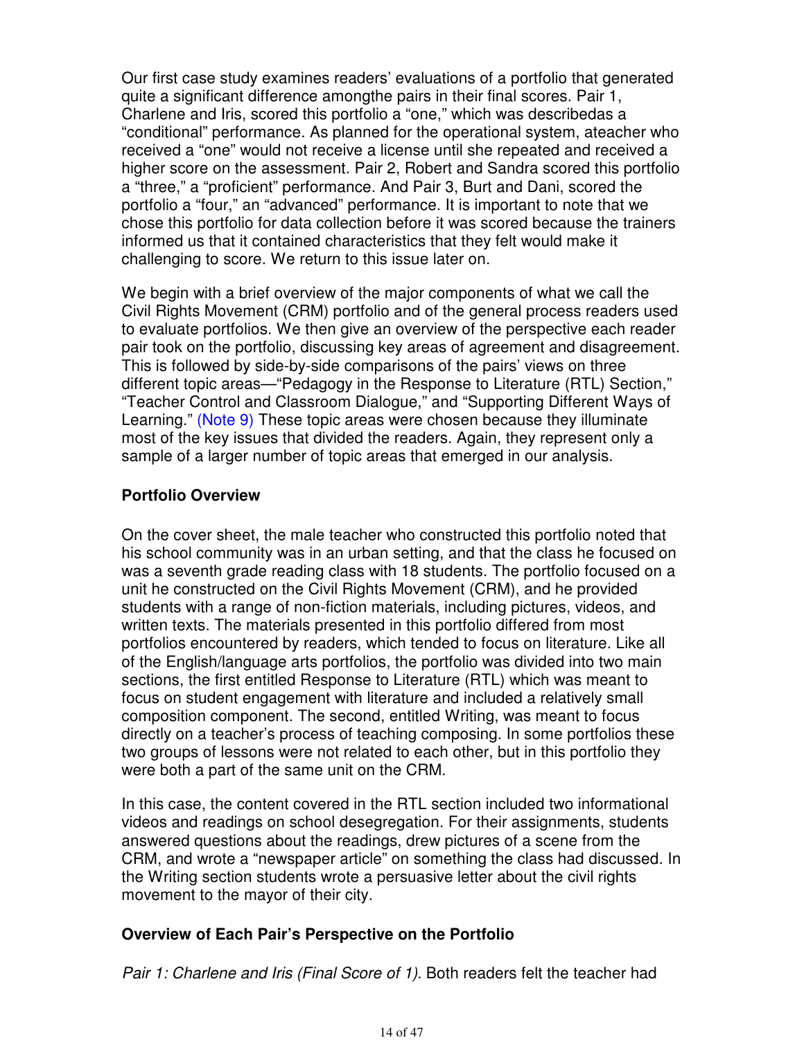Our first case study examines readers' evaluations of a portfolio that generated quite a significant difference amongthe pairs in their final scores. Pair 1, Charlene and Iris, scored this portfolio a "one," which was describedas a "conditional" performance. As planned for the operational system, ateacher who received a "one" would not receive a license until she repeated and received a higher score on the assessment. Pair 2, Robert and Sandra scored this portfolio a "three," a "proficient" performance. And Pair 3, Burt and Dani, scored the portfolio a "four," an "advanced" performance. It is important to note that we chose this portfolio for data collection before it was scored because the trainers informed us that it contained characteristics that they felt would make it challenging to score. We return to this issue later on.

We begin with a brief overview of the major components of what we call the Civil Rights Movement (CRM) portfolio and of the general process readers used to evaluate portfolios. We then give an overview of the perspective each reader pair took on the portfolio, discussing key areas of agreement and disagreement. This is followed by side-by-side comparisons of the pairs' views on three different topic areas—"Pedagogy in the Response to Literature (RTL) Section," "Teacher Control and Classroom Dialogue," and "Supporting Different Ways of Learning." (Note 9) These topic areas were chosen because they illuminate most of the key issues that divided the readers. Again, they represent only a sample of a larger number of topic areas that emerged in our analysis.

### Portfolio Overview

On the cover sheet, the male teacher who constructed this portfolio noted that his school community was in an urban setting, and that the class he focused on was a seventh grade reading class with 18 students. The portfolio focused on a unit he constructed on the Civil Rights Movement (CRM), and he provided students with a range of non-fiction materials, including pictures, videos, and written texts. The materials presented in this portfolio differed from most portfolios encountered by readers, which tended to focus on literature. Like all of the English/language arts portfolios, the portfolio was divided into two main sections, the first entitled Response to Literature (RTL) which was meant to focus on student engagement with literature and included a relatively small composition component. The second, entitled Writing, was meant to focus directly on a teacher's process of teaching composing. In some portfolios these two groups of lessons were not related to each other, but in this portfolio they were both a part of the same unit on the CRM.

In this case, the content covered in the RTL section included two informational videos and readings on school desegregation. For their assignments, students answered questions about the readings, drew pictures of a scene from the CRM, and wrote a "newspaper article" on something the class had discussed. In the Writing section students wrote a persuasive letter about the civil rights movement to the mayor of their city.

### Overview of Each Pair's Perspective on the Portfolio

*Pair 1: Charlene and Iris (Final Score of 1)*. Both readers felt the teacher had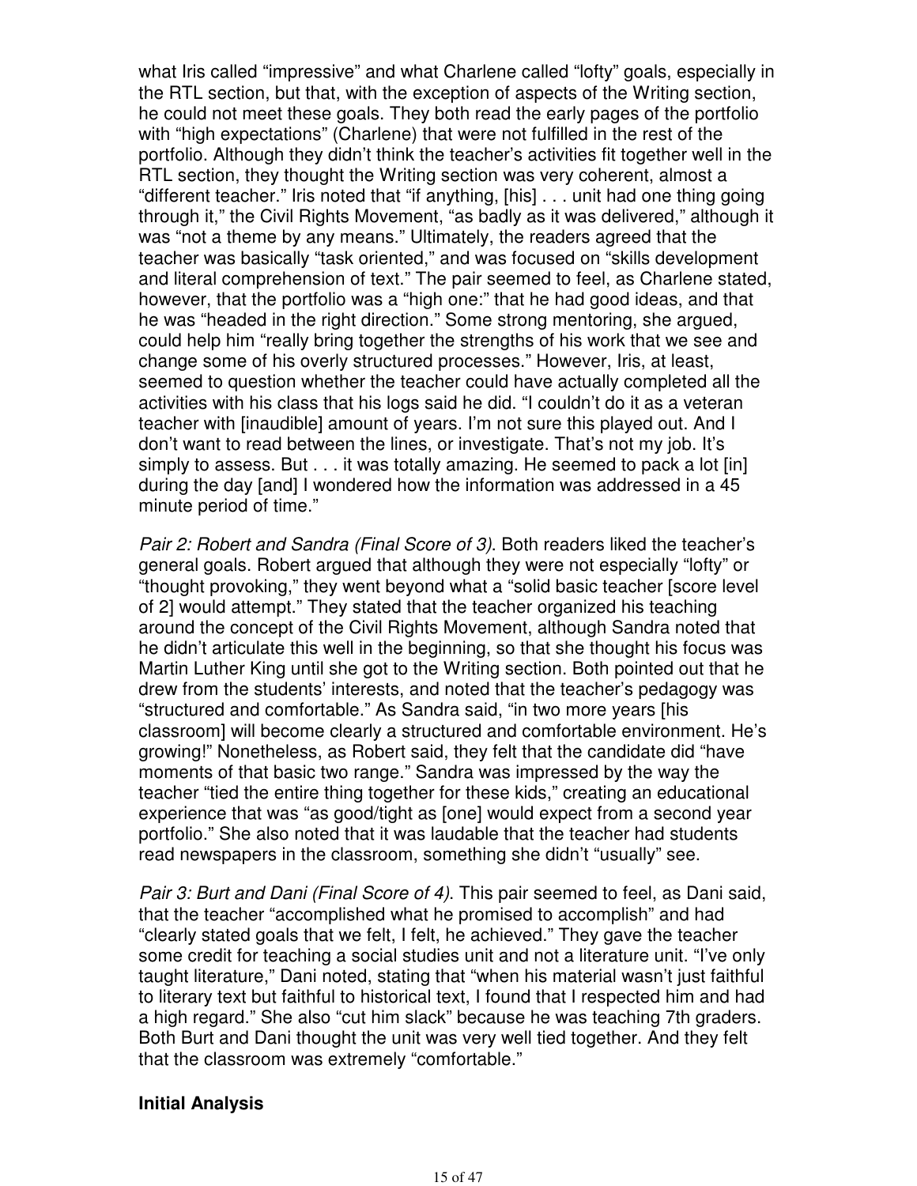what Iris called "impressive" and what Charlene called "lofty" goals, especially in the RTL section, but that, with the exception of aspects of the Writing section, he could not meet these goals. They both read the early pages of the portfolio with "high expectations" (Charlene) that were not fulfilled in the rest of the portfolio. Although they didn't think the teacher's activities fit together well in the RTL section, they thought the Writing section was very coherent, almost a "different teacher." Iris noted that "if anything, [his] . . . unit had one thing going through it," the Civil Rights Movement, "as badly as it was delivered," although it was "not a theme by any means." Ultimately, the readers agreed that the teacher was basically "task oriented," and was focused on "skills development and literal comprehension of text." The pair seemed to feel, as Charlene stated, however, that the portfolio was a "high one:" that he had good ideas, and that he was "headed in the right direction." Some strong mentoring, she argued, could help him "really bring together the strengths of his work that we see and change some of his overly structured processes." However, Iris, at least, seemed to question whether the teacher could have actually completed all the activities with his class that his logs said he did. "I couldn't do it as a veteran teacher with [inaudible] amount of years. I'm not sure this played out. And I don't want to read between the lines, or investigate. That's not my job. It's simply to assess. But . . . it was totally amazing. He seemed to pack a lot [in] during the day [and] I wondered how the information was addressed in a 45 minute period of time."

*Pair 2: Robert and Sandra (Final Score of 3)*. Both readers liked the teacher's general goals. Robert argued that although they were not especially "lofty" or "thought provoking," they went beyond what a "solid basic teacher [score level of 2] would attempt." They stated that the teacher organized his teaching around the concept of the Civil Rights Movement, although Sandra noted that he didn't articulate this well in the beginning, so that she thought his focus was Martin Luther King until she got to the Writing section. Both pointed out that he drew from the students' interests, and noted that the teacher's pedagogy was "structured and comfortable." As Sandra said, "in two more years [his classroom] will become clearly a structured and comfortable environment. He's growing!" Nonetheless, as Robert said, they felt that the candidate did "have moments of that basic two range." Sandra was impressed by the way the teacher "tied the entire thing together for these kids," creating an educational experience that was "as good/tight as [one] would expect from a second year portfolio." She also noted that it was laudable that the teacher had students read newspapers in the classroom, something she didn't "usually" see.

*Pair 3: Burt and Dani (Final Score of 4).* This pair seemed to feel, as Dani said, that the teacher "accomplished what he promised to accomplish" and had "clearly stated goals that we felt, I felt, he achieved." They gave the teacher some credit for teaching a social studies unit and not a literature unit. "I've only taught literature," Dani noted, stating that "when his material wasn't just faithful to literary text but faithful to historical text, I found that I respected him and had a high regard." She also "cut him slack" because he was teaching 7th graders. Both Burt and Dani thought the unit was very well tied together. And they felt that the classroom was extremely "comfortable."

**Initial Analysis**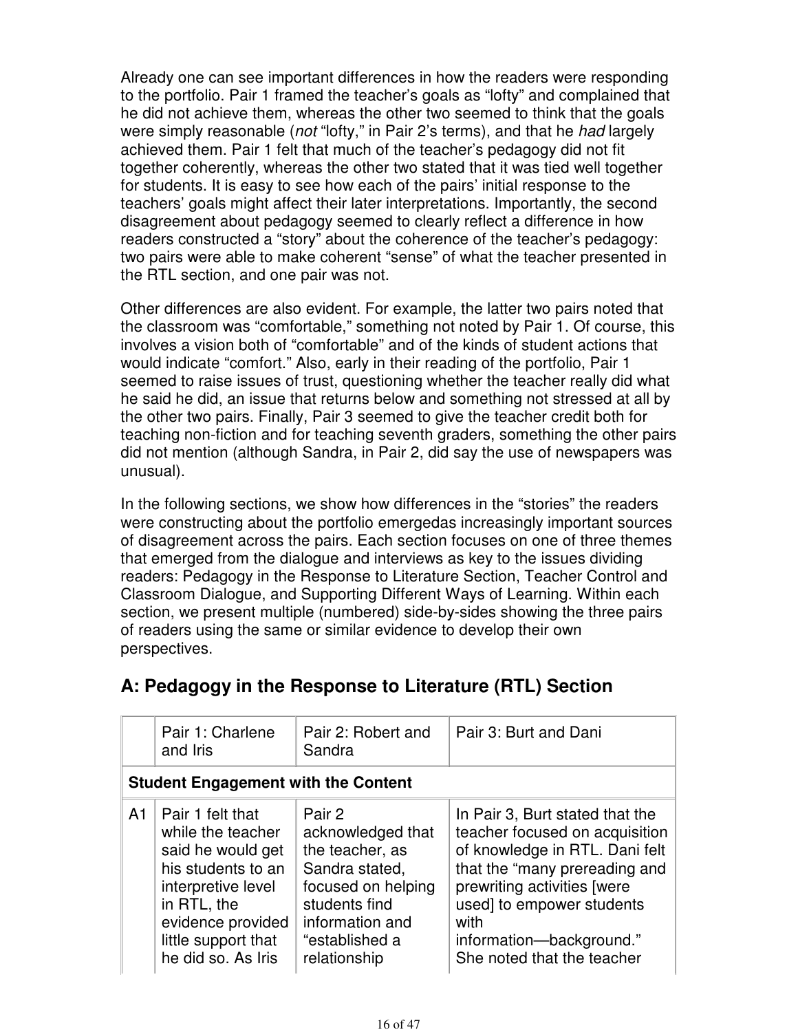Already one can see important differences in how the readers were responding to the portfolio. Pair 1 framed the teacher's goals as "lofty" and complained that he did not achieve them, whereas the other two seemed to think that the goals were simply reasonable (*not* "lofty," in Pair 2's terms), and that he *had* largely achieved them. Pair 1 felt that much of the teacher's pedagogy did not fit together coherently, whereas the other two stated that it was tied well together for students. It is easy to see how each of the pairs' initial response to the teachers' goals might affect their later interpretations. Importantly, the second disagreement about pedagogy seemed to clearly reflect a difference in how readers constructed a "story" about the coherence of the teacher's pedagogy: two pairs were able to make coherent "sense" of what the teacher presented in the RTL section, and one pair was not.

Other differences are also evident. For example, the latter two pairs noted that the classroom was "comfortable," something not noted by Pair 1. Of course, this involves a vision both of "comfortable" and of the kinds of student actions that would indicate "comfort." Also, early in their reading of the portfolio, Pair 1 seemed to raise issues of trust, questioning whether the teacher really did what he said he did, an issue that returns below and something not stressed at all by the other two pairs. Finally, Pair 3 seemed to give the teacher credit both for teaching non-fiction and for teaching seventh graders, something the other pairs did not mention (although Sandra, in Pair 2, did say the use of newspapers was unusual).

In the following sections, we show how differences in the "stories" the readers were constructing about the portfolio emergedas increasingly important sources of disagreement across the pairs. Each section focuses on one of three themes that emerged from the dialogue and interviews as key to the issues dividing readers: Pedagogy in the Response to Literature Section, Teacher Control and Classroom Dialogue, and Supporting Different Ways of Learning. Within each section, we present multiple (numbered) side-by-sides showing the three pairs of readers using the same or similar evidence to develop their own perspectives.

## A: Pedagogy in the Response to Literature (RTL) Section

| | Pair 1: Charlene and Iris | Pair 2: Robert and Sandra | Pair 3: Burt and Dani |
|---|---|---|---|
| **Student Engagement with the Content** | | | |
| A1 | Pair 1 felt that while the teacher said he would get his students to an interpretive level in RTL, the evidence provided little support that he did so. As Iris | Pair 2 acknowledged that the teacher, as Sandra stated, focused on helping students find information and "established a relationship | In Pair 3, Burt stated that the teacher focused on acquisition of knowledge in RTL. Dani felt that the "many prereading and prewriting activities [were used] to empower students with information—background." She noted that the teacher |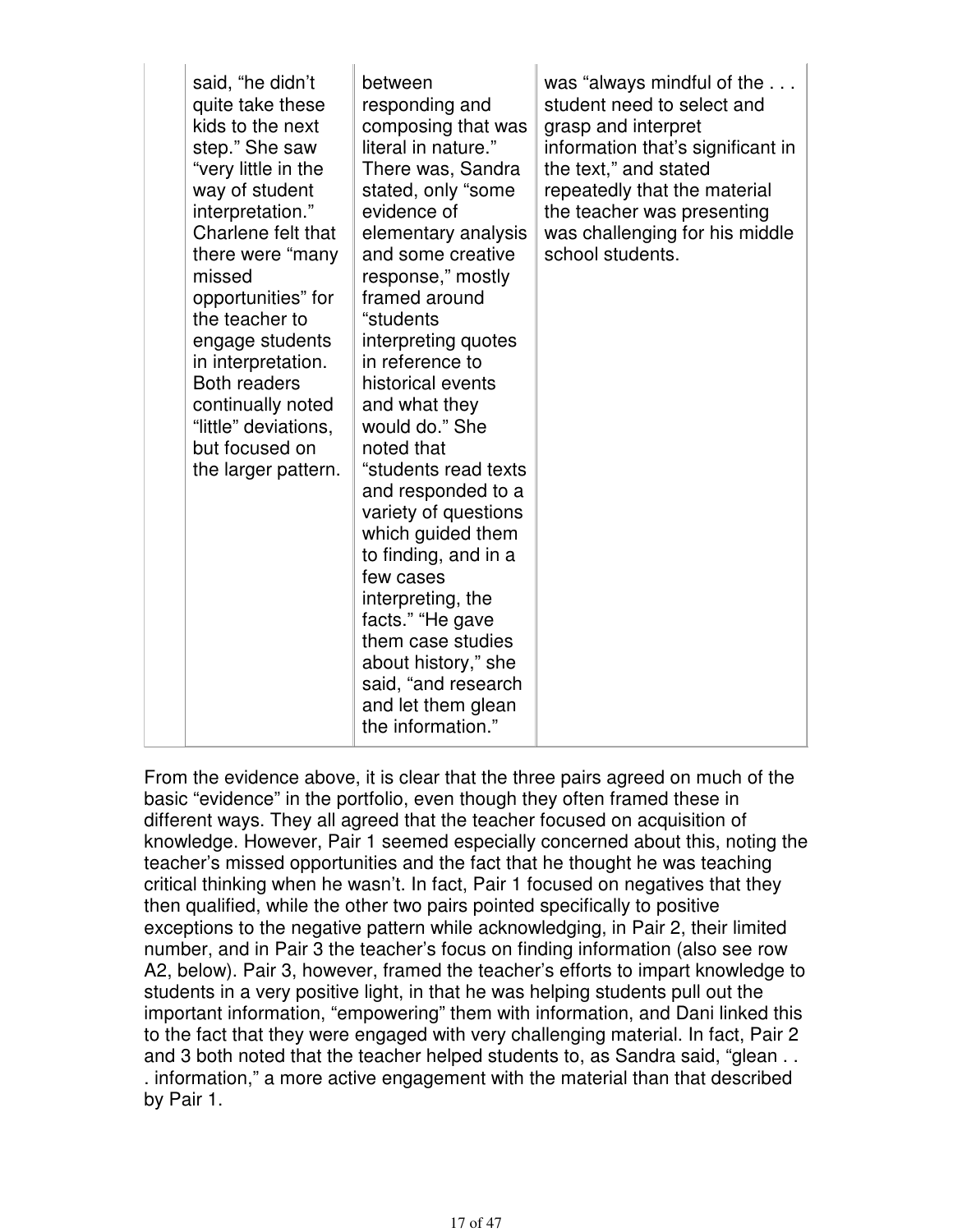| | | | |
|---|---|---|---|
| | said, "he didn't quite take these kids to the next step." She saw "very little in the way of student interpretation." Charlene felt that there were "many missed opportunities" for the teacher to engage students in interpretation. Both readers continually noted "little" deviations, but focused on the larger pattern. | between responding and composing that was literal in nature." There was, Sandra stated, only "some evidence of elementary analysis and some creative response," mostly framed around "students interpreting quotes in reference to historical events and what they would do." She noted that "students read texts and responded to a variety of questions which guided them to finding, and in a few cases interpreting, the facts." "He gave them case studies about history," she said, "and research and let them glean the information." | was "always mindful of the . . . student need to select and grasp and interpret information that's significant in the text," and stated repeatedly that the material the teacher was presenting was challenging for his middle school students. |

From the evidence above, it is clear that the three pairs agreed on much of the basic "evidence" in the portfolio, even though they often framed these in different ways. They all agreed that the teacher focused on acquisition of knowledge. However, Pair 1 seemed especially concerned about this, noting the teacher's missed opportunities and the fact that he thought he was teaching critical thinking when he wasn't. In fact, Pair 1 focused on negatives that they then qualified, while the other two pairs pointed specifically to positive exceptions to the negative pattern while acknowledging, in Pair 2, their limited number, and in Pair 3 the teacher's focus on finding information (also see row A2, below). Pair 3, however, framed the teacher's efforts to impart knowledge to students in a very positive light, in that he was helping students pull out the important information, "empowering" them with information, and Dani linked this to the fact that they were engaged with very challenging material. In fact, Pair 2 and 3 both noted that the teacher helped students to, as Sandra said, "glean . . . information," a more active engagement with the material than that described by Pair 1.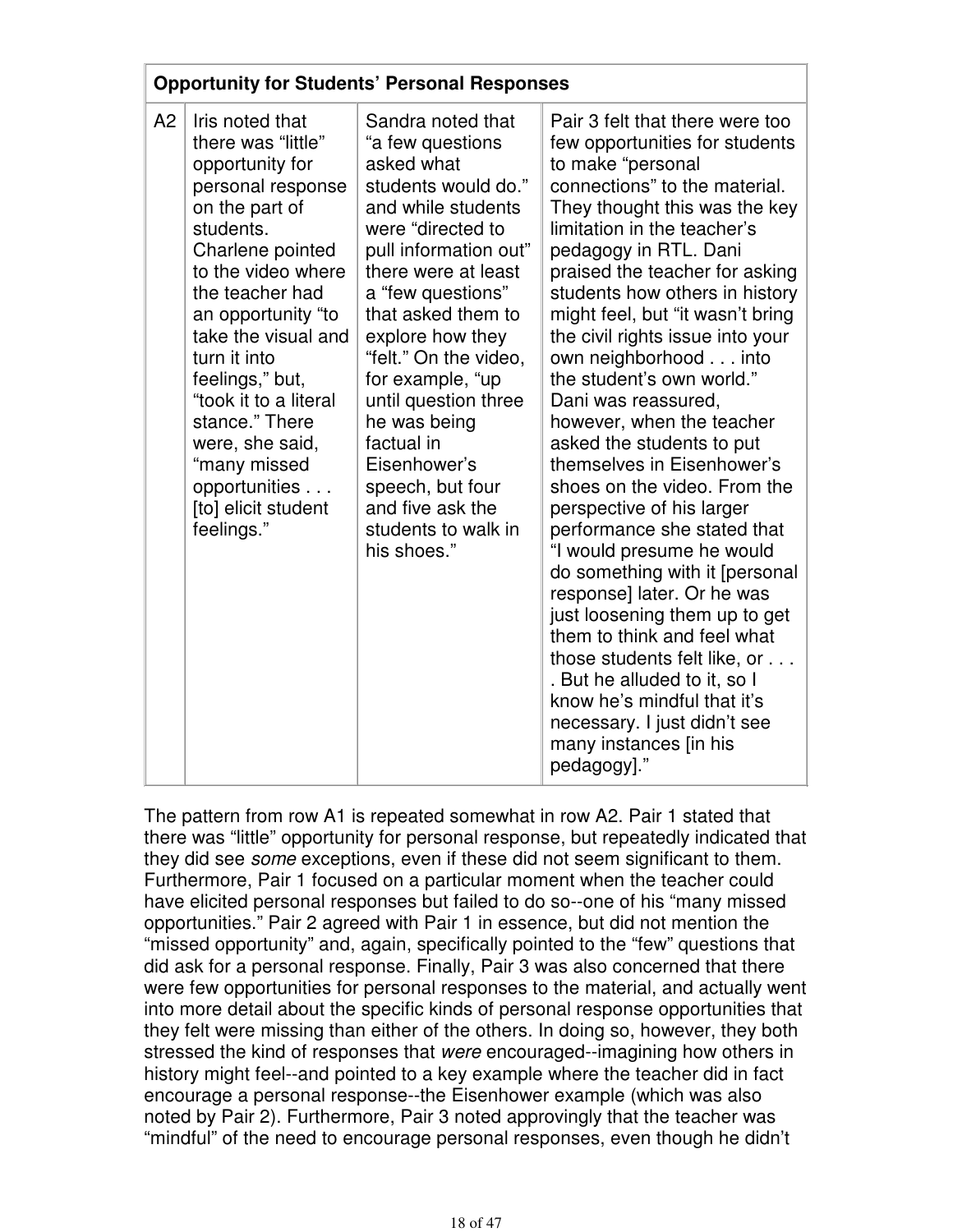| Opportunity for Students' Personal Responses | | | |
|---|---|---|---|
| A2 | Iris noted that there was "little" opportunity for personal response on the part of students. Charlene pointed to the video where the teacher had an opportunity "to take the visual and turn it into feelings," but, "took it to a literal stance." There were, she said, "many missed opportunities . . . [to] elicit student feelings." | Sandra noted that "a few questions asked what students would do." and while students were "directed to pull information out" there were at least a "few questions" that asked them to explore how they "felt." On the video, for example, "up until question three he was being factual in Eisenhower's speech, but four and five ask the students to walk in his shoes." | Pair 3 felt that there were too few opportunities for students to make "personal connections" to the material. They thought this was the key limitation in the teacher's pedagogy in RTL. Dani praised the teacher for asking students how others in history might feel, but "it wasn't bring the civil rights issue into your own neighborhood . . . into the student's own world." Dani was reassured, however, when the teacher asked the students to put themselves in Eisenhower's shoes on the video. From the perspective of his larger performance she stated that "I would presume he would do something with it [personal response] later. Or he was just loosening them up to get them to think and feel what those students felt like, or . . . . But he alluded to it, so I know he's mindful that it's necessary. I just didn't see many instances [in his pedagogy]." |

The pattern from row A1 is repeated somewhat in row A2. Pair 1 stated that there was "little" opportunity for personal response, but repeatedly indicated that they did see *some* exceptions, even if these did not seem significant to them. Furthermore, Pair 1 focused on a particular moment when the teacher could have elicited personal responses but failed to do so--one of his "many missed opportunities." Pair 2 agreed with Pair 1 in essence, but did not mention the "missed opportunity" and, again, specifically pointed to the "few" questions that did ask for a personal response. Finally, Pair 3 was also concerned that there were few opportunities for personal responses to the material, and actually went into more detail about the specific kinds of personal response opportunities that they felt were missing than either of the others. In doing so, however, they both stressed the kind of responses that *were* encouraged--imagining how others in history might feel--and pointed to a key example where the teacher did in fact encourage a personal response--the Eisenhower example (which was also noted by Pair 2). Furthermore, Pair 3 noted approvingly that the teacher was "mindful" of the need to encourage personal responses, even though he didn't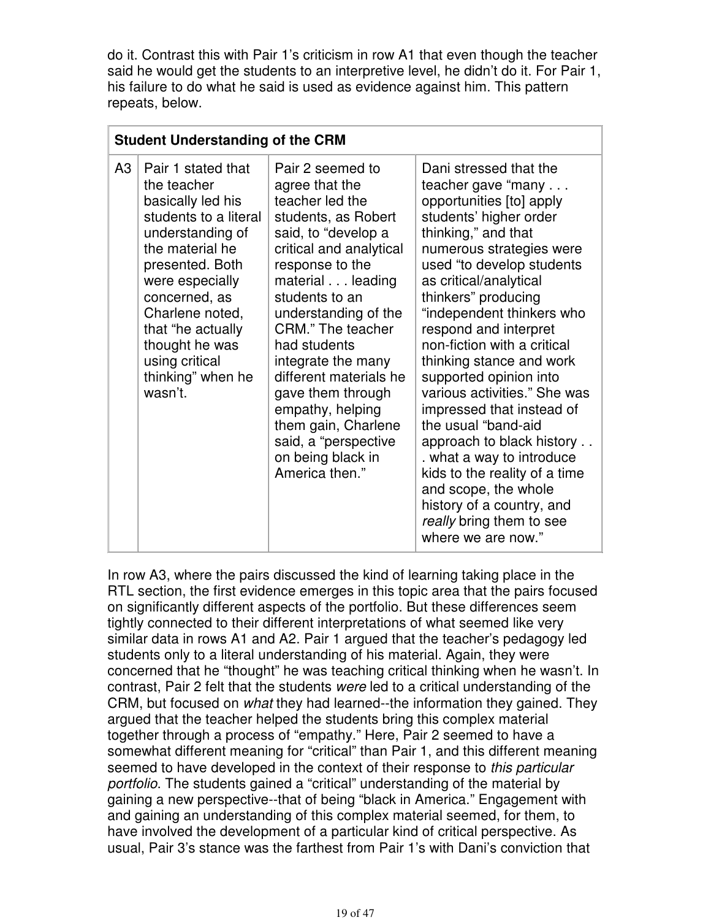do it. Contrast this with Pair 1's criticism in row A1 that even though the teacher said he would get the students to an interpretive level, he didn't do it. For Pair 1, his failure to do what he said is used as evidence against him. This pattern repeats, below.

| **Student Understanding of the CRM** | | | |
|---|---|---|---|
| A3 | Pair 1 stated that the teacher basically led his students to a literal understanding of the material he presented. Both were especially concerned, as Charlene noted, that "he actually thought he was using critical thinking" when he wasn't. | Pair 2 seemed to agree that the teacher led the students, as Robert said, to "develop a critical and analytical response to the material . . . leading students to an understanding of the CRM." The teacher had students integrate the many different materials he gave them through empathy, helping them gain, Charlene said, a "perspective on being black in America then." | Dani stressed that the teacher gave "many . . . opportunities [to] apply students' higher order thinking," and that numerous strategies were used "to develop students as critical/analytical thinkers" producing "independent thinkers who respond and interpret non-fiction with a critical thinking stance and work supported opinion into various activities." She was impressed that instead of the usual "band-aid approach to black history . . . what a way to introduce kids to the reality of a time and scope, the whole history of a country, and *really* bring them to see where we are now." |

In row A3, where the pairs discussed the kind of learning taking place in the RTL section, the first evidence emerges in this topic area that the pairs focused on significantly different aspects of the portfolio. But these differences seem tightly connected to their different interpretations of what seemed like very similar data in rows A1 and A2. Pair 1 argued that the teacher's pedagogy led students only to a literal understanding of his material. Again, they were concerned that he "thought" he was teaching critical thinking when he wasn't. In contrast, Pair 2 felt that the students *were* led to a critical understanding of the CRM, but focused on *what* they had learned--the information they gained. They argued that the teacher helped the students bring this complex material together through a process of "empathy." Here, Pair 2 seemed to have a somewhat different meaning for "critical" than Pair 1, and this different meaning seemed to have developed in the context of their response to *this particular portfolio*. The students gained a "critical" understanding of the material by gaining a new perspective--that of being "black in America." Engagement with and gaining an understanding of this complex material seemed, for them, to have involved the development of a particular kind of critical perspective. As usual, Pair 3's stance was the farthest from Pair 1's with Dani's conviction that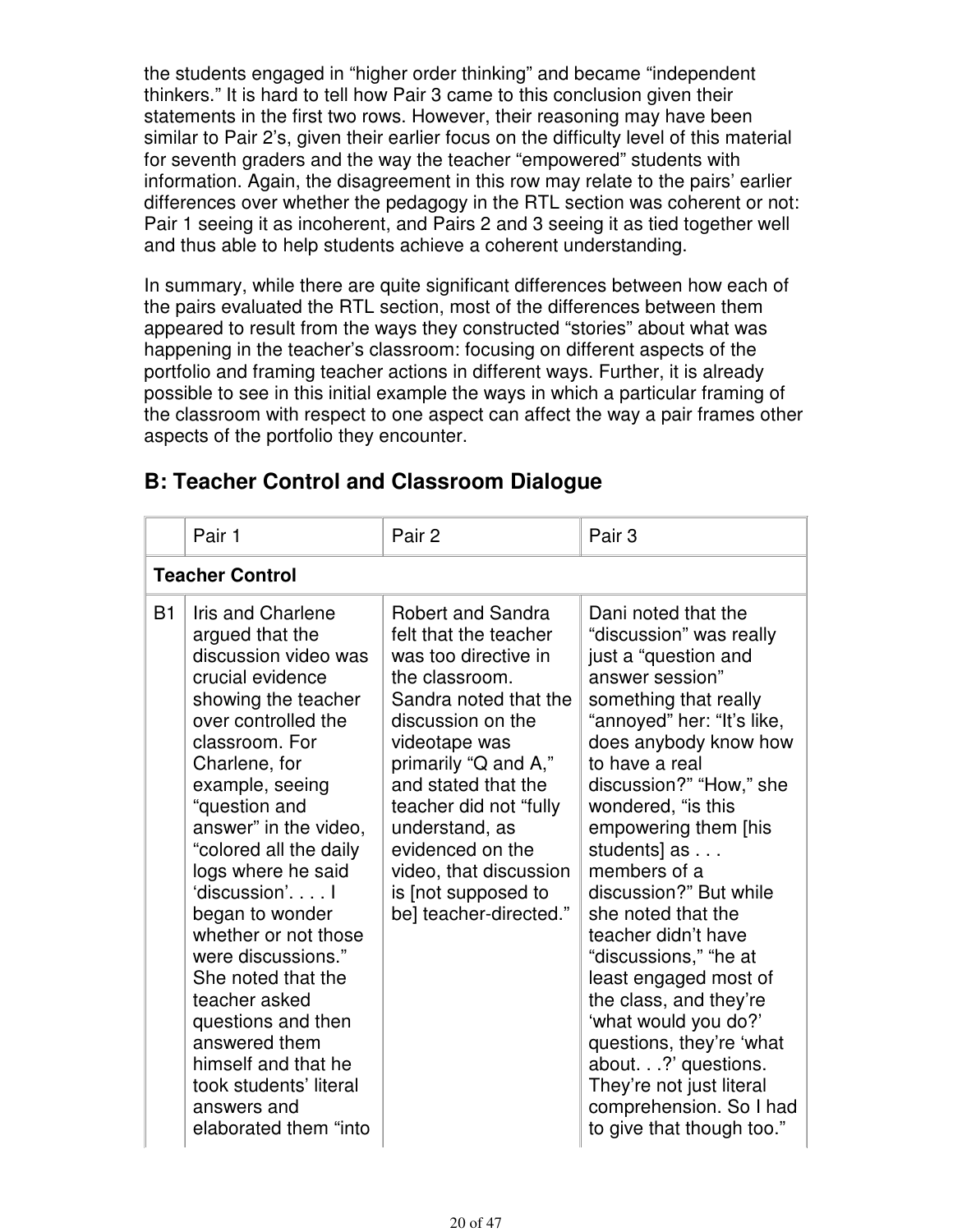the students engaged in "higher order thinking" and became "independent thinkers." It is hard to tell how Pair 3 came to this conclusion given their statements in the first two rows. However, their reasoning may have been similar to Pair 2's, given their earlier focus on the difficulty level of this material for seventh graders and the way the teacher "empowered" students with information. Again, the disagreement in this row may relate to the pairs' earlier differences over whether the pedagogy in the RTL section was coherent or not: Pair 1 seeing it as incoherent, and Pairs 2 and 3 seeing it as tied together well and thus able to help students achieve a coherent understanding.

In summary, while there are quite significant differences between how each of the pairs evaluated the RTL section, most of the differences between them appeared to result from the ways they constructed "stories" about what was happening in the teacher's classroom: focusing on different aspects of the portfolio and framing teacher actions in different ways. Further, it is already possible to see in this initial example the ways in which a particular framing of the classroom with respect to one aspect can affect the way a pair frames other aspects of the portfolio they encounter.

## B: Teacher Control and Classroom Dialogue

| | Pair 1 | Pair 2 | Pair 3 |
|---|---|---|---|
| **Teacher Control** | | | |
| B1 | Iris and Charlene argued that the discussion video was crucial evidence showing the teacher over controlled the classroom. For Charlene, for example, seeing "question and answer" in the video, "colored all the daily logs where he said 'discussion'. . . . I began to wonder whether or not those were discussions." She noted that the teacher asked questions and then answered them himself and that he took students' literal answers and elaborated them "into | Robert and Sandra felt that the teacher was too directive in the classroom. Sandra noted that the discussion on the videotape was primarily "Q and A," and stated that the teacher did not "fully understand, as evidenced on the video, that discussion is [not supposed to be] teacher-directed." | Dani noted that the "discussion" was really just a "question and answer session" something that really "annoyed" her: "It's like, does anybody know how to have a real discussion?" "How," she wondered, "is this empowering them [his students] as . . . members of a discussion?" But while she noted that the teacher didn't have "discussions," "he at least engaged most of the class, and they're 'what would you do?' questions, they're 'what about. . .?' questions. They're not just literal comprehension. So I had to give that though too." |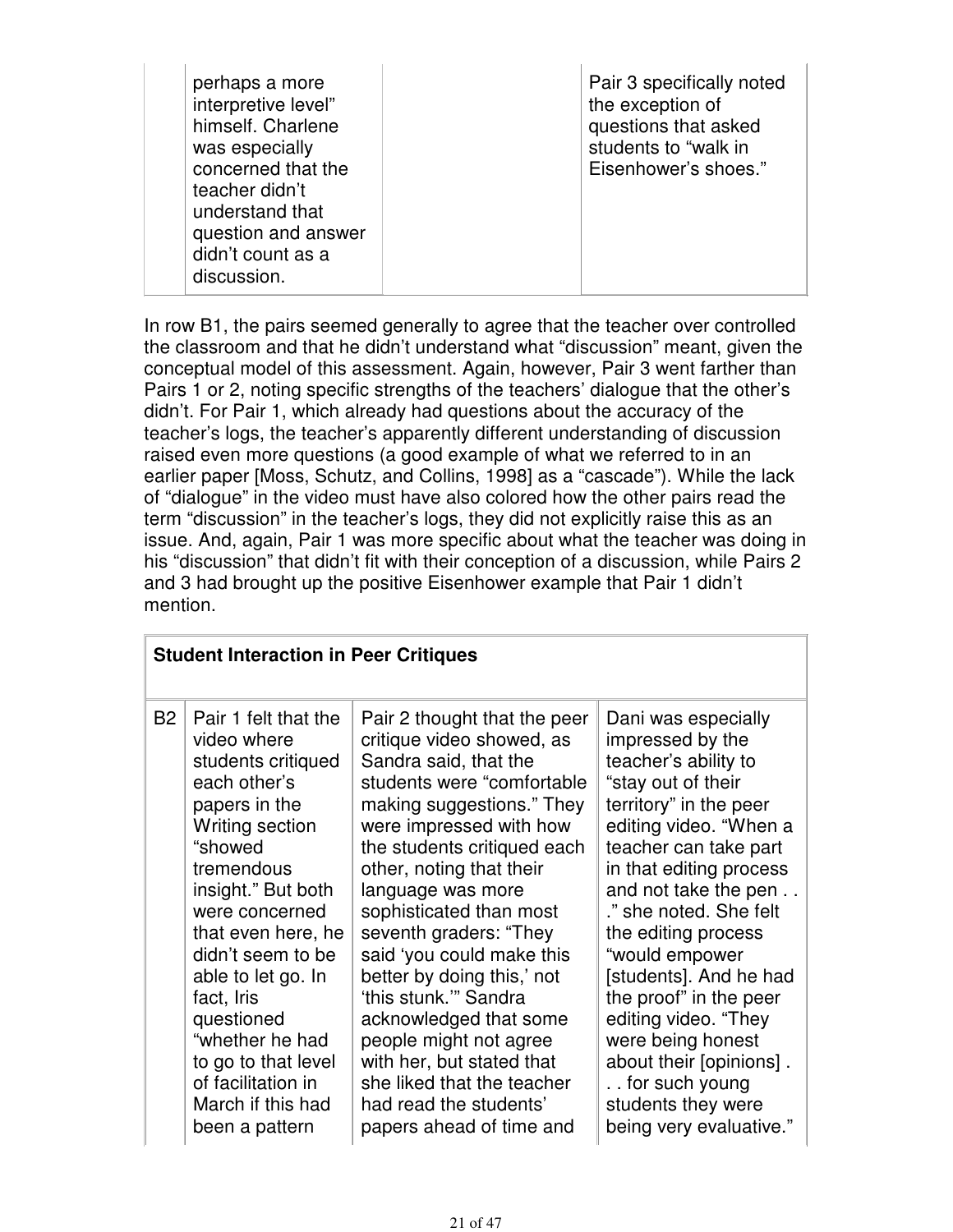| | perhaps a more interpretive level" himself. Charlene was especially concerned that the teacher didn't understand that question and answer didn't count as a discussion. | | Pair 3 specifically noted the exception of questions that asked students to "walk in Eisenhower's shoes." |
|---|---|---|---|

In row B1, the pairs seemed generally to agree that the teacher over controlled the classroom and that he didn't understand what "discussion" meant, given the conceptual model of this assessment. Again, however, Pair 3 went farther than Pairs 1 or 2, noting specific strengths of the teachers' dialogue that the other's didn't. For Pair 1, which already had questions about the accuracy of the teacher's logs, the teacher's apparently different understanding of discussion raised even more questions (a good example of what we referred to in an earlier paper [Moss, Schutz, and Collins, 1998] as a "cascade"). While the lack of "dialogue" in the video must have also colored how the other pairs read the term "discussion" in the teacher's logs, they did not explicitly raise this as an issue. And, again, Pair 1 was more specific about what the teacher was doing in his "discussion" that didn't fit with their conception of a discussion, while Pairs 2 and 3 had brought up the positive Eisenhower example that Pair 1 didn't mention.

| **Student Interaction in Peer Critiques** | | | |
|---|---|---|---|
| B2 | Pair 1 felt that the video where students critiqued each other's papers in the Writing section "showed tremendous insight." But both were concerned that even here, he didn't seem to be able to let go. In fact, Iris questioned "whether he had to go to that level of facilitation in March if this had been a pattern | Pair 2 thought that the peer critique video showed, as Sandra said, that the students were "comfortable making suggestions." They were impressed with how the students critiqued each other, noting that their language was more sophisticated than most seventh graders: "They said 'you could make this better by doing this,' not 'this stunk.'" Sandra acknowledged that some people might not agree with her, but stated that she liked that the teacher had read the students' papers ahead of time and | Dani was especially impressed by the teacher's ability to "stay out of their territory" in the peer editing video. "When a teacher can take part in that editing process and not take the pen . . ." she noted. She felt the editing process "would empower [students]. And he had the proof" in the peer editing video. "They were being honest about their [opinions] . . . for such young students they were being very evaluative." |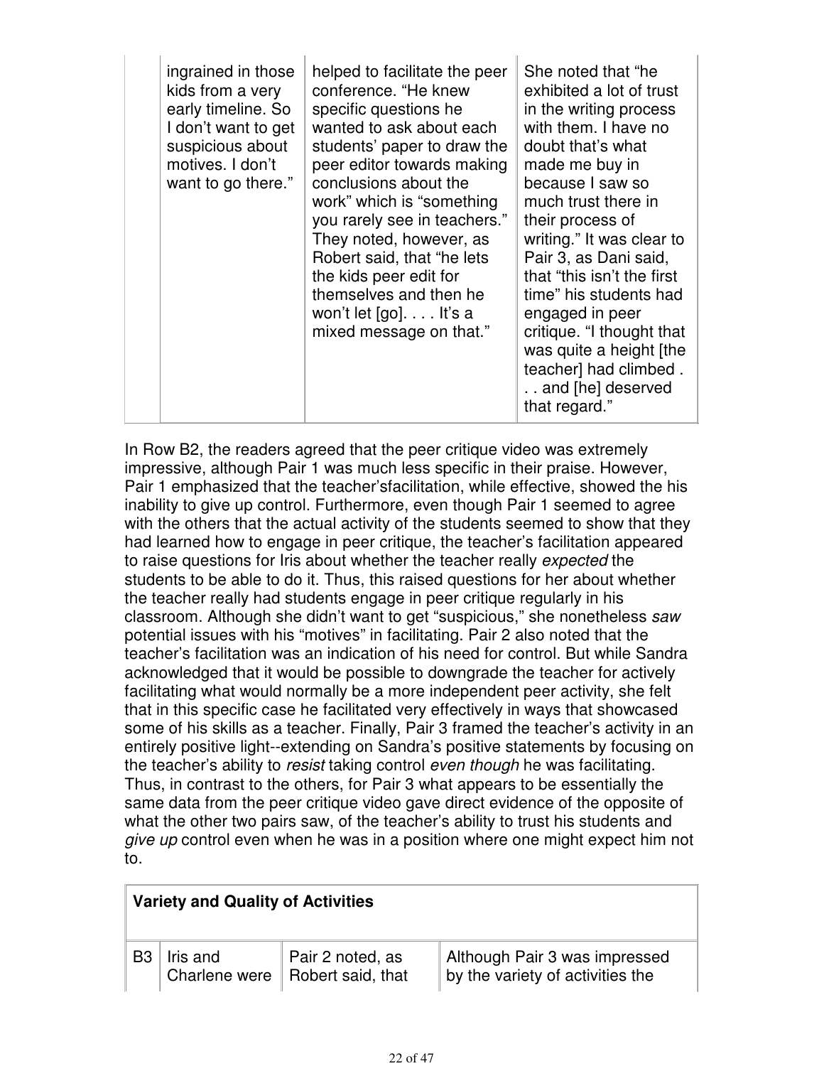| | | | |
|---|---|---|---|
| | ingrained in those kids from a very early timeline. So I don't want to get suspicious about motives. I don't want to go there." | helped to facilitate the peer conference. "He knew specific questions he wanted to ask about each students' paper to draw the peer editor towards making conclusions about the work" which is "something you rarely see in teachers." They noted, however, as Robert said, that "he lets the kids peer edit for themselves and then he won't let [go]. . . . It's a mixed message on that." | She noted that "he exhibited a lot of trust in the writing process with them. I have no doubt that's what made me buy in because I saw so much trust there in their process of writing." It was clear to Pair 3, as Dani said, that "this isn't the first time" his students had engaged in peer critique. "I thought that was quite a height [the teacher] had climbed . . . and [he] deserved that regard." |

In Row B2, the readers agreed that the peer critique video was extremely impressive, although Pair 1 was much less specific in their praise. However, Pair 1 emphasized that the teacher'sfacilitation, while effective, showed the his inability to give up control. Furthermore, even though Pair 1 seemed to agree with the others that the actual activity of the students seemed to show that they had learned how to engage in peer critique, the teacher's facilitation appeared to raise questions for Iris about whether the teacher really *expected* the students to be able to do it. Thus, this raised questions for her about whether the teacher really had students engage in peer critique regularly in his classroom. Although she didn't want to get "suspicious," she nonetheless *saw* potential issues with his "motives" in facilitating. Pair 2 also noted that the teacher's facilitation was an indication of his need for control. But while Sandra acknowledged that it would be possible to downgrade the teacher for actively facilitating what would normally be a more independent peer activity, she felt that in this specific case he facilitated very effectively in ways that showcased some of his skills as a teacher. Finally, Pair 3 framed the teacher's activity in an entirely positive light--extending on Sandra's positive statements by focusing on the teacher's ability to *resist* taking control *even though* he was facilitating. Thus, in contrast to the others, for Pair 3 what appears to be essentially the same data from the peer critique video gave direct evidence of the opposite of what the other two pairs saw, of the teacher's ability to trust his students and *give up* control even when he was in a position where one might expect him not to.

| **Variety and Quality of Activities** | | | |
|---|---|---|---|
| B3 | Iris and Charlene were | Pair 2 noted, as Robert said, that | Although Pair 3 was impressed by the variety of activities the |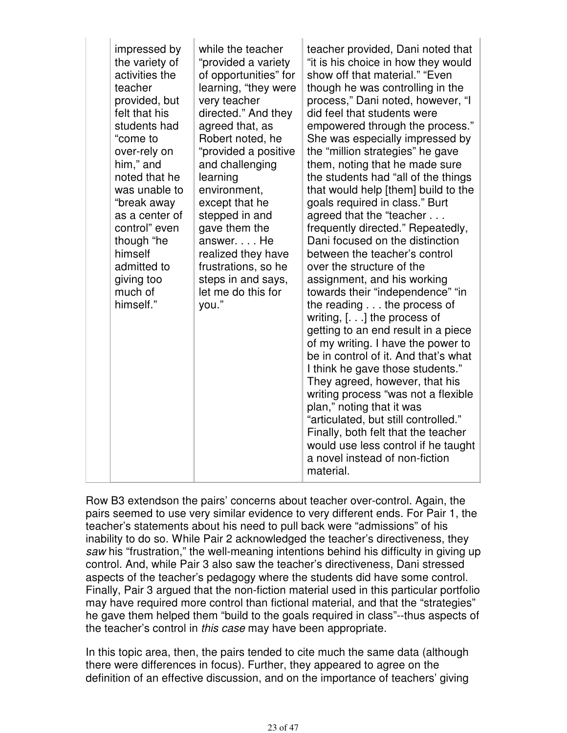| | | | |
|---|---|---|---|
| | impressed by the variety of activities the teacher provided, but felt that his students had "come to over-rely on him," and noted that he was unable to "break away as a center of control" even though "he himself admitted to giving too much of himself." | while the teacher "provided a variety of opportunities" for learning, "they were very teacher directed." And they agreed that, as Robert noted, he "provided a positive and challenging learning environment, except that he stepped in and gave them the answer. . . . He realized they have frustrations, so he steps in and says, let me do this for you." | teacher provided, Dani noted that "it is his choice in how they would show off that material." "Even though he was controlling in the process," Dani noted, however, "I did feel that students were empowered through the process." She was especially impressed by the "million strategies" he gave them, noting that he made sure the students had "all of the things that would help [them] build to the goals required in class." Burt agreed that the "teacher . . . frequently directed." Repeatedly, Dani focused on the distinction between the teacher's control over the structure of the assignment, and his working towards their "independence" "in the reading . . . the process of writing, [. . .] the process of getting to an end result in a piece of my writing. I have the power to be in control of it. And that's what I think he gave those students." They agreed, however, that his writing process "was not a flexible plan," noting that it was "articulated, but still controlled." Finally, both felt that the teacher would use less control if he taught a novel instead of non-fiction material. |

Row B3 extendson the pairs' concerns about teacher over-control. Again, the pairs seemed to use very similar evidence to very different ends. For Pair 1, the teacher's statements about his need to pull back were "admissions" of his inability to do so. While Pair 2 acknowledged the teacher's directiveness, they *saw* his "frustration," the well-meaning intentions behind his difficulty in giving up control. And, while Pair 3 also saw the teacher's directiveness, Dani stressed aspects of the teacher's pedagogy where the students did have some control. Finally, Pair 3 argued that the non-fiction material used in this particular portfolio may have required more control than fictional material, and that the "strategies" he gave them helped them "build to the goals required in class"--thus aspects of the teacher's control in *this case* may have been appropriate.

In this topic area, then, the pairs tended to cite much the same data (although there were differences in focus). Further, they appeared to agree on the definition of an effective discussion, and on the importance of teachers' giving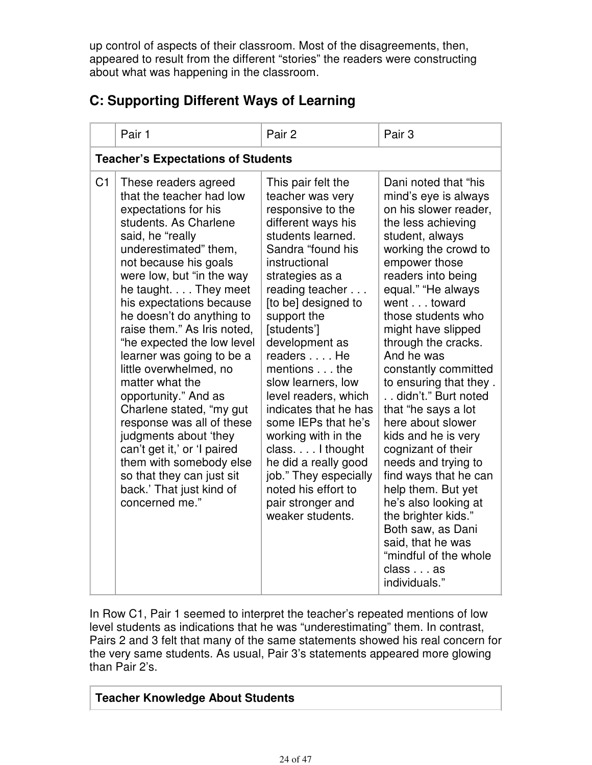up control of aspects of their classroom. Most of the disagreements, then, appeared to result from the different "stories" the readers were constructing about what was happening in the classroom.

## C: Supporting Different Ways of Learning

| | Pair 1 | Pair 2 | Pair 3 |
|---|---|---|---|
| **Teacher's Expectations of Students** | | | |
| C1 | These readers agreed that the teacher had low expectations for his students. As Charlene said, he "really underestimated" them, not because his goals were low, but "in the way he taught. . . . They meet his expectations because he doesn't do anything to raise them." As Iris noted, "he expected the low level learner was going to be a little overwhelmed, no matter what the opportunity." And as Charlene stated, "my gut response was all of these judgments about 'they can't get it,' or 'I paired them with somebody else so that they can just sit back.' That just kind of concerned me." | This pair felt the teacher was very responsive to the different ways his students learned. Sandra "found his instructional strategies as a reading teacher . . . [to be] designed to support the [students'] development as readers . . . . He mentions . . . the slow learners, low level readers, which indicates that he has some IEPs that he's working with in the class. . . . I thought he did a really good job." They especially noted his effort to pair stronger and weaker students. | Dani noted that "his mind's eye is always on his slower reader, the less achieving student, always working the crowd to empower those readers into being equal." "He always went . . . toward those students who might have slipped through the cracks. And he was constantly committed to ensuring that they . . . didn't." Burt noted that "he says a lot here about slower kids and he is very cognizant of their needs and trying to find ways that he can help them. But yet he's also looking at the brighter kids." Both saw, as Dani said, that he was "mindful of the whole class . . . as individuals." |

In Row C1, Pair 1 seemed to interpret the teacher's repeated mentions of low level students as indications that he was "underestimating" them. In contrast, Pairs 2 and 3 felt that many of the same statements showed his real concern for the very same students. As usual, Pair 3's statements appeared more glowing than Pair 2's.

| **Teacher Knowledge About Students** |
|---|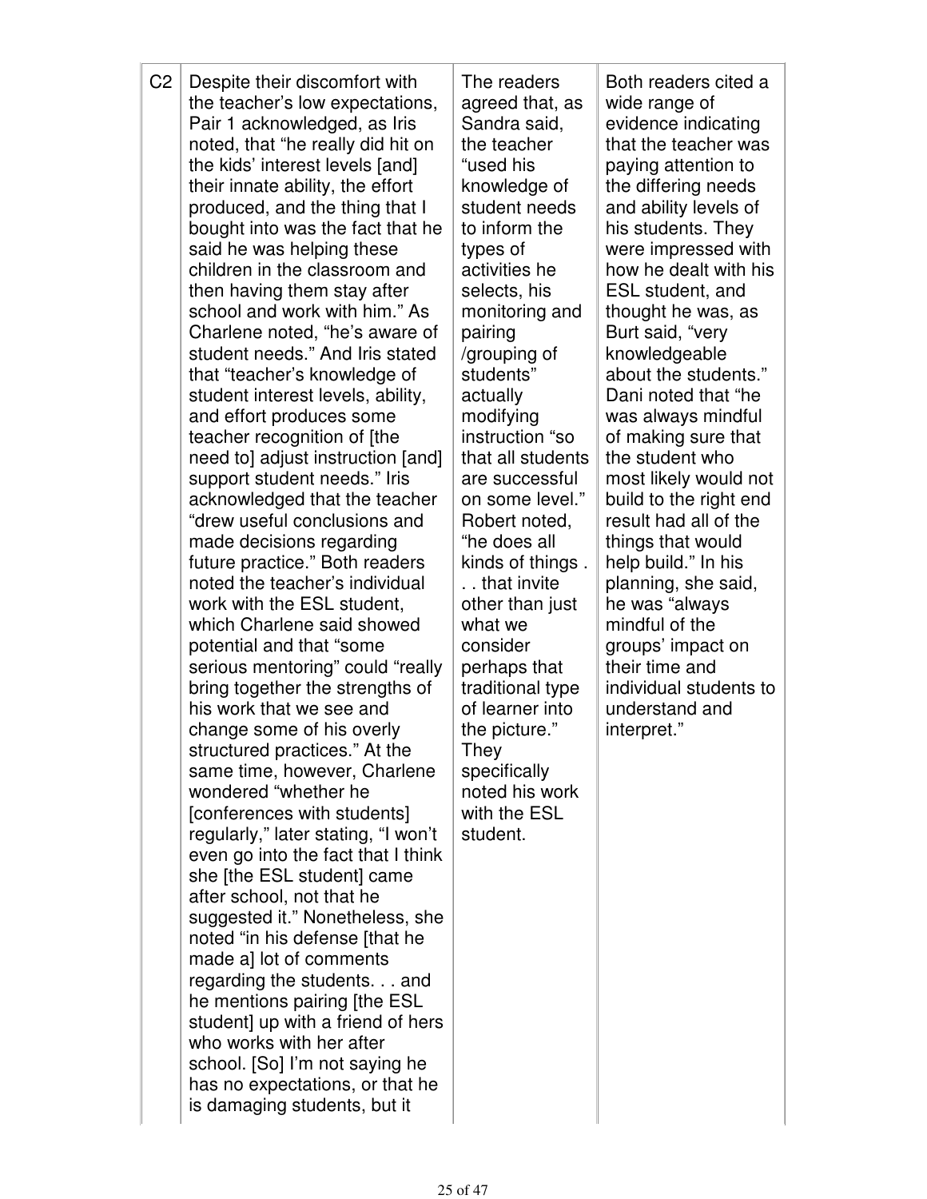| C2 | Despite their discomfort with the teacher's low expectations, Pair 1 acknowledged, as Iris noted, that "he really did hit on the kids' interest levels [and] their innate ability, the effort produced, and the thing that I bought into was the fact that he said he was helping these children in the classroom and then having them stay after school and work with him." As Charlene noted, "he's aware of student needs." And Iris stated that "teacher's knowledge of student interest levels, ability, and effort produces some teacher recognition of [the need to] adjust instruction [and] support student needs." Iris acknowledged that the teacher "drew useful conclusions and made decisions regarding future practice." Both readers noted the teacher's individual work with the ESL student, which Charlene said showed potential and that "some serious mentoring" could "really bring together the strengths of his work that we see and change some of his overly structured practices." At the same time, however, Charlene wondered "whether he [conferences with students] regularly," later stating, "I won't even go into the fact that I think she [the ESL student] came after school, not that he suggested it." Nonetheless, she noted "in his defense [that he made a] lot of comments regarding the students. . . and he mentions pairing [the ESL student] up with a friend of hers who works with her after school. [So] I'm not saying he has no expectations, or that he is damaging students, but it | The readers agreed that, as Sandra said, the teacher "used his knowledge of student needs to inform the types of activities he selects, his monitoring and pairing /grouping of students" actually modifying instruction "so that all students are successful on some level." Robert noted, "he does all kinds of things . . . that invite other than just what we consider perhaps that traditional type of learner into the picture." They specifically noted his work with the ESL student. | Both readers cited a wide range of evidence indicating that the teacher was paying attention to the differing needs and ability levels of his students. They were impressed with how he dealt with his ESL student, and thought he was, as Burt said, "very knowledgeable about the students." Dani noted that "he was always mindful of making sure that the student who most likely would not build to the right end result had all of the things that would help build." In his planning, she said, he was "always mindful of the groups' impact on their time and individual students to understand and interpret." |
|---|---|---|---|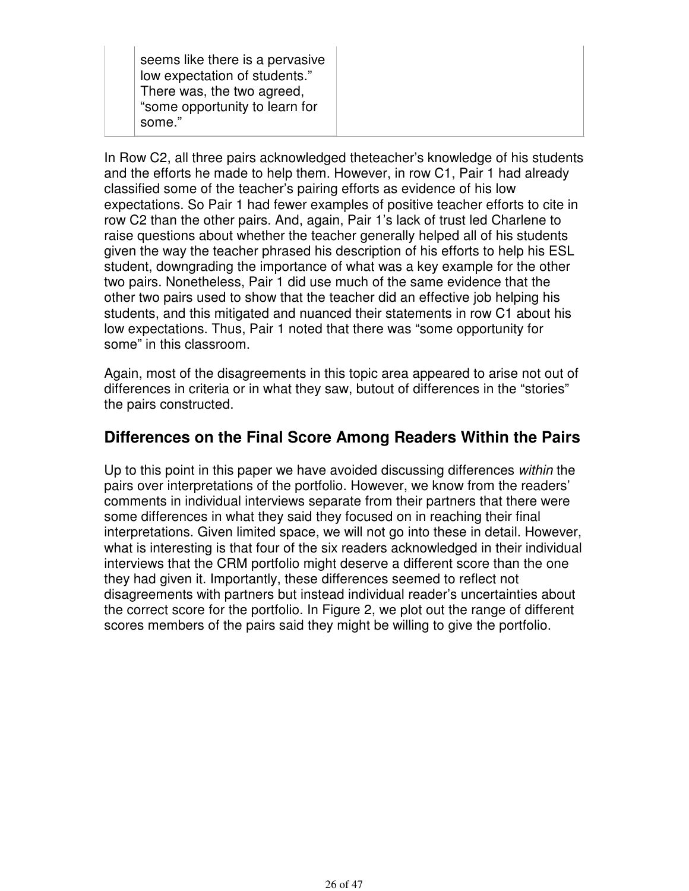| | seems like there is a pervasive low expectation of students." There was, the two agreed, "some opportunity to learn for some." | |
|---|---|---|

In Row C2, all three pairs acknowledged theteacher's knowledge of his students and the efforts he made to help them. However, in row C1, Pair 1 had already classified some of the teacher's pairing efforts as evidence of his low expectations. So Pair 1 had fewer examples of positive teacher efforts to cite in row C2 than the other pairs. And, again, Pair 1's lack of trust led Charlene to raise questions about whether the teacher generally helped all of his students given the way the teacher phrased his description of his efforts to help his ESL student, downgrading the importance of what was a key example for the other two pairs. Nonetheless, Pair 1 did use much of the same evidence that the other two pairs used to show that the teacher did an effective job helping his students, and this mitigated and nuanced their statements in row C1 about his low expectations. Thus, Pair 1 noted that there was "some opportunity for some" in this classroom.

Again, most of the disagreements in this topic area appeared to arise not out of differences in criteria or in what they saw, butout of differences in the "stories" the pairs constructed.

## Differences on the Final Score Among Readers Within the Pairs

Up to this point in this paper we have avoided discussing differences *within* the pairs over interpretations of the portfolio. However, we know from the readers' comments in individual interviews separate from their partners that there were some differences in what they said they focused on in reaching their final interpretations. Given limited space, we will not go into these in detail. However, what is interesting is that four of the six readers acknowledged in their individual interviews that the CRM portfolio might deserve a different score than the one they had given it. Importantly, these differences seemed to reflect not disagreements with partners but instead individual reader's uncertainties about the correct score for the portfolio. In Figure 2, we plot out the range of different scores members of the pairs said they might be willing to give the portfolio.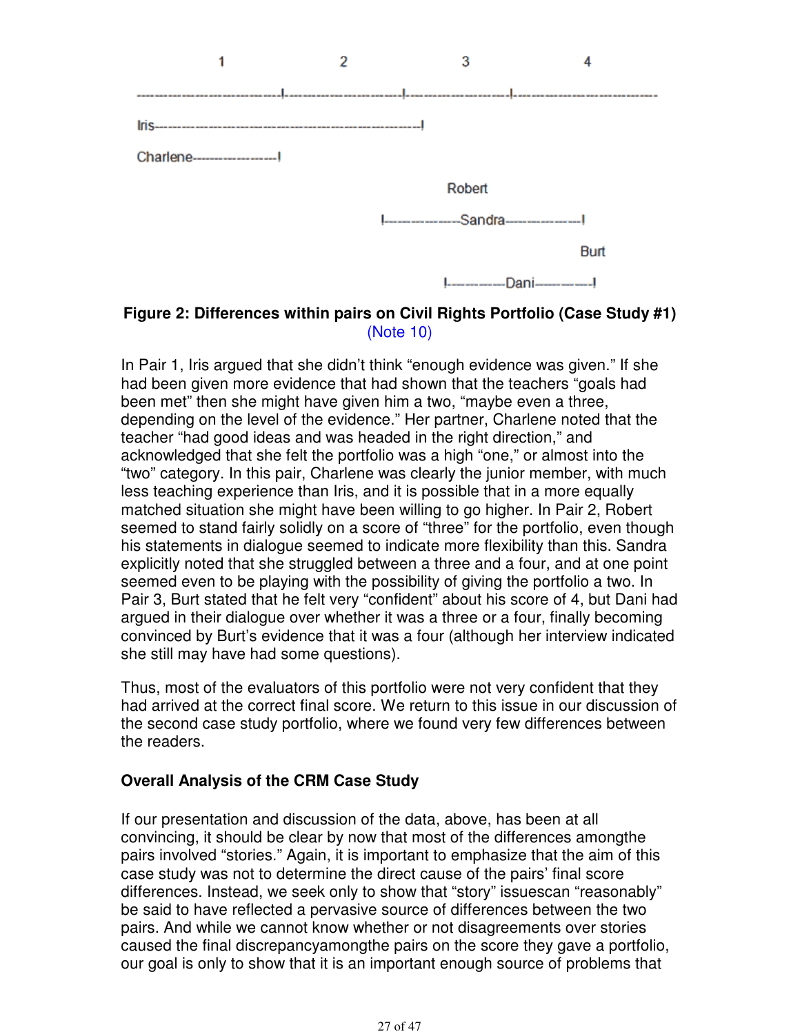```
              1                      2                      3                    4
-----------------------------|-----------------------|--------------------|-----------------------------
Iris----------------------------------------------------------|
Charlene------------------|
                                                            Robert
                                                |----------------Sandra----------------|
                                                                                         Burt
                                                         |------------Dani------------|
```

**Figure 2: Differences within pairs on Civil Rights Portfolio (Case Study #1)** (Note 10)

In Pair 1, Iris argued that she didn't think "enough evidence was given." If she had been given more evidence that had shown that the teachers "goals had been met" then she might have given him a two, "maybe even a three, depending on the level of the evidence." Her partner, Charlene noted that the teacher "had good ideas and was headed in the right direction," and acknowledged that she felt the portfolio was a high "one," or almost into the "two" category. In this pair, Charlene was clearly the junior member, with much less teaching experience than Iris, and it is possible that in a more equally matched situation she might have been willing to go higher. In Pair 2, Robert seemed to stand fairly solidly on a score of "three" for the portfolio, even though his statements in dialogue seemed to indicate more flexibility than this. Sandra explicitly noted that she struggled between a three and a four, and at one point seemed even to be playing with the possibility of giving the portfolio a two. In Pair 3, Burt stated that he felt very "confident" about his score of 4, but Dani had argued in their dialogue over whether it was a three or a four, finally becoming convinced by Burt's evidence that it was a four (although her interview indicated she still may have had some questions).

Thus, most of the evaluators of this portfolio were not very confident that they had arrived at the correct final score. We return to this issue in our discussion of the second case study portfolio, where we found very few differences between the readers.

### Overall Analysis of the CRM Case Study

If our presentation and discussion of the data, above, has been at all convincing, it should be clear by now that most of the differences amongthe pairs involved "stories." Again, it is important to emphasize that the aim of this case study was not to determine the direct cause of the pairs' final score differences. Instead, we seek only to show that "story" issuescan "reasonably" be said to have reflected a pervasive source of differences between the two pairs. And while we cannot know whether or not disagreements over stories caused the final discrepancyamongthe pairs on the score they gave a portfolio, our goal is only to show that it is an important enough source of problems that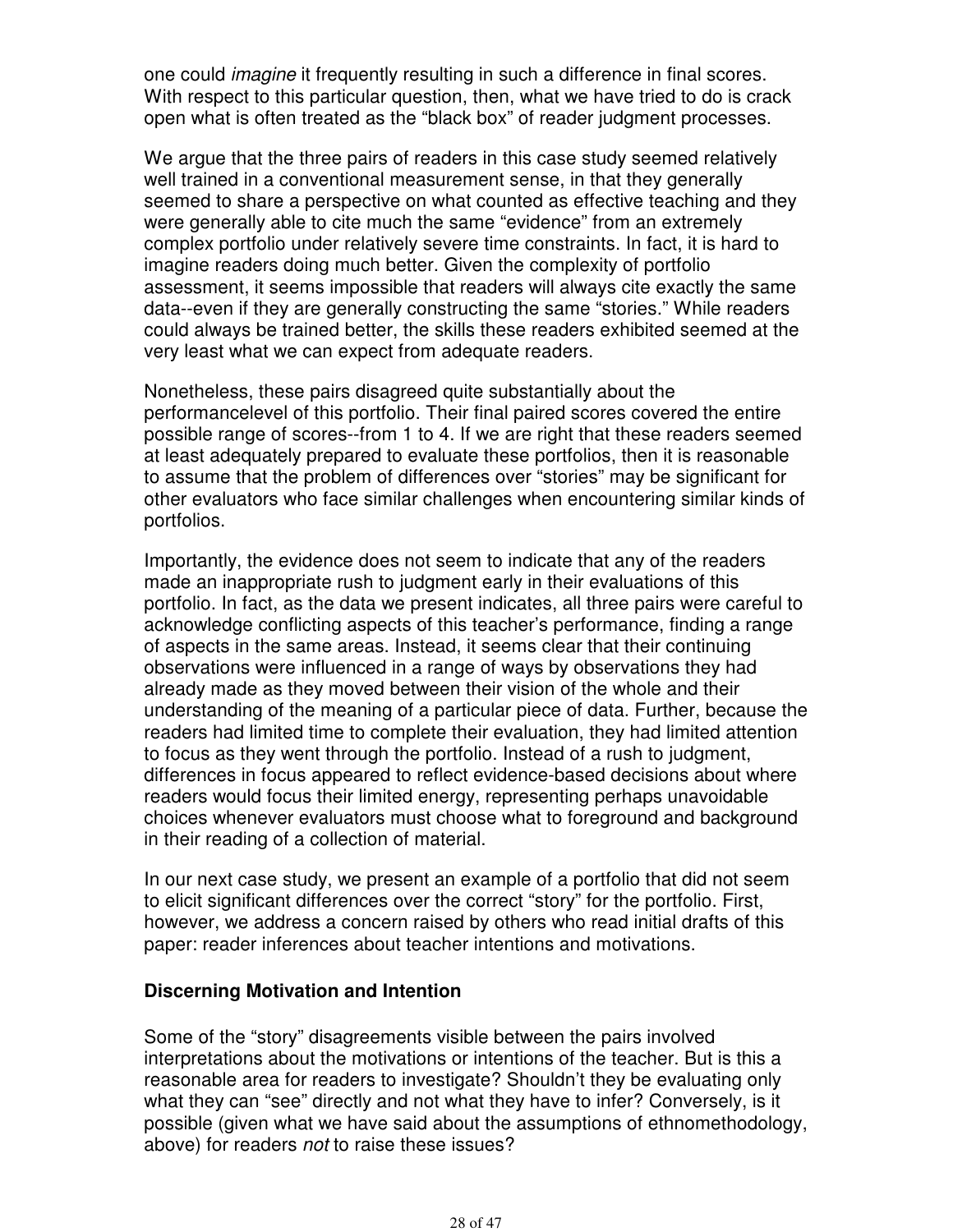one could *imagine* it frequently resulting in such a difference in final scores. With respect to this particular question, then, what we have tried to do is crack open what is often treated as the "black box" of reader judgment processes.

We argue that the three pairs of readers in this case study seemed relatively well trained in a conventional measurement sense, in that they generally seemed to share a perspective on what counted as effective teaching and they were generally able to cite much the same "evidence" from an extremely complex portfolio under relatively severe time constraints. In fact, it is hard to imagine readers doing much better. Given the complexity of portfolio assessment, it seems impossible that readers will always cite exactly the same data--even if they are generally constructing the same "stories." While readers could always be trained better, the skills these readers exhibited seemed at the very least what we can expect from adequate readers.

Nonetheless, these pairs disagreed quite substantially about the performancelevel of this portfolio. Their final paired scores covered the entire possible range of scores--from 1 to 4. If we are right that these readers seemed at least adequately prepared to evaluate these portfolios, then it is reasonable to assume that the problem of differences over "stories" may be significant for other evaluators who face similar challenges when encountering similar kinds of portfolios.

Importantly, the evidence does not seem to indicate that any of the readers made an inappropriate rush to judgment early in their evaluations of this portfolio. In fact, as the data we present indicates, all three pairs were careful to acknowledge conflicting aspects of this teacher's performance, finding a range of aspects in the same areas. Instead, it seems clear that their continuing observations were influenced in a range of ways by observations they had already made as they moved between their vision of the whole and their understanding of the meaning of a particular piece of data. Further, because the readers had limited time to complete their evaluation, they had limited attention to focus as they went through the portfolio. Instead of a rush to judgment, differences in focus appeared to reflect evidence-based decisions about where readers would focus their limited energy, representing perhaps unavoidable choices whenever evaluators must choose what to foreground and background in their reading of a collection of material.

In our next case study, we present an example of a portfolio that did not seem to elicit significant differences over the correct "story" for the portfolio. First, however, we address a concern raised by others who read initial drafts of this paper: reader inferences about teacher intentions and motivations.

### Discerning Motivation and Intention

Some of the "story" disagreements visible between the pairs involved interpretations about the motivations or intentions of the teacher. But is this a reasonable area for readers to investigate? Shouldn't they be evaluating only what they can "see" directly and not what they have to infer? Conversely, is it possible (given what we have said about the assumptions of ethnomethodology, above) for readers *not* to raise these issues?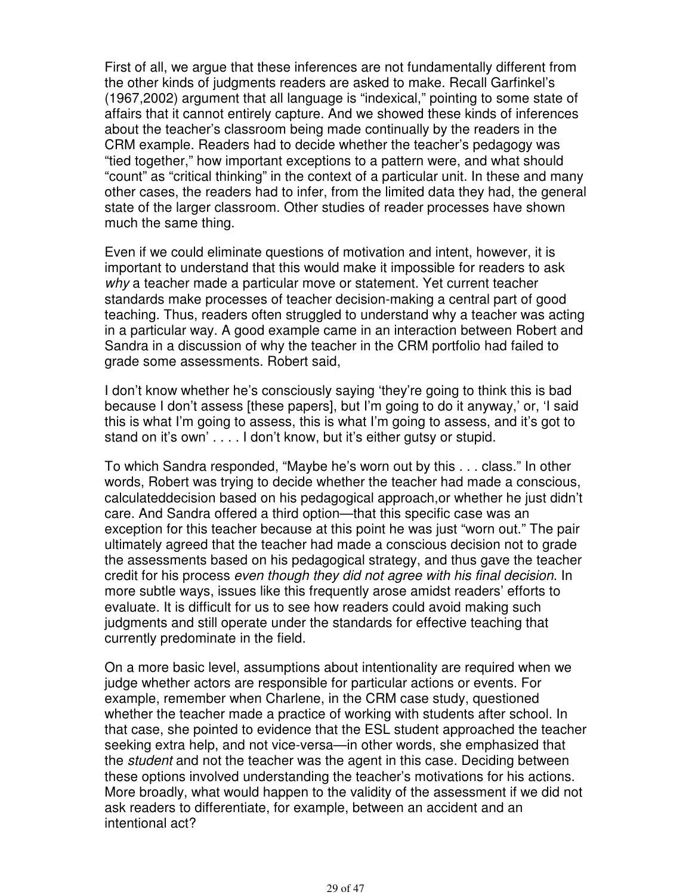First of all, we argue that these inferences are not fundamentally different from the other kinds of judgments readers are asked to make. Recall Garfinkel's (1967,2002) argument that all language is "indexical," pointing to some state of affairs that it cannot entirely capture. And we showed these kinds of inferences about the teacher's classroom being made continually by the readers in the CRM example. Readers had to decide whether the teacher's pedagogy was "tied together," how important exceptions to a pattern were, and what should "count" as "critical thinking" in the context of a particular unit. In these and many other cases, the readers had to infer, from the limited data they had, the general state of the larger classroom. Other studies of reader processes have shown much the same thing.

Even if we could eliminate questions of motivation and intent, however, it is important to understand that this would make it impossible for readers to ask *why* a teacher made a particular move or statement. Yet current teacher standards make processes of teacher decision-making a central part of good teaching. Thus, readers often struggled to understand why a teacher was acting in a particular way. A good example came in an interaction between Robert and Sandra in a discussion of why the teacher in the CRM portfolio had failed to grade some assessments. Robert said,

I don't know whether he's consciously saying 'they're going to think this is bad because I don't assess [these papers], but I'm going to do it anyway,' or, 'I said this is what I'm going to assess, this is what I'm going to assess, and it's got to stand on it's own' . . . . I don't know, but it's either gutsy or stupid.

To which Sandra responded, "Maybe he's worn out by this . . . class." In other words, Robert was trying to decide whether the teacher had made a conscious, calculateddecision based on his pedagogical approach,or whether he just didn't care. And Sandra offered a third option—that this specific case was an exception for this teacher because at this point he was just "worn out." The pair ultimately agreed that the teacher had made a conscious decision not to grade the assessments based on his pedagogical strategy, and thus gave the teacher credit for his process *even though they did not agree with his final decision*. In more subtle ways, issues like this frequently arose amidst readers' efforts to evaluate. It is difficult for us to see how readers could avoid making such judgments and still operate under the standards for effective teaching that currently predominate in the field.

On a more basic level, assumptions about intentionality are required when we judge whether actors are responsible for particular actions or events. For example, remember when Charlene, in the CRM case study, questioned whether the teacher made a practice of working with students after school. In that case, she pointed to evidence that the ESL student approached the teacher seeking extra help, and not vice-versa—in other words, she emphasized that the *student* and not the teacher was the agent in this case. Deciding between these options involved understanding the teacher's motivations for his actions. More broadly, what would happen to the validity of the assessment if we did not ask readers to differentiate, for example, between an accident and an intentional act?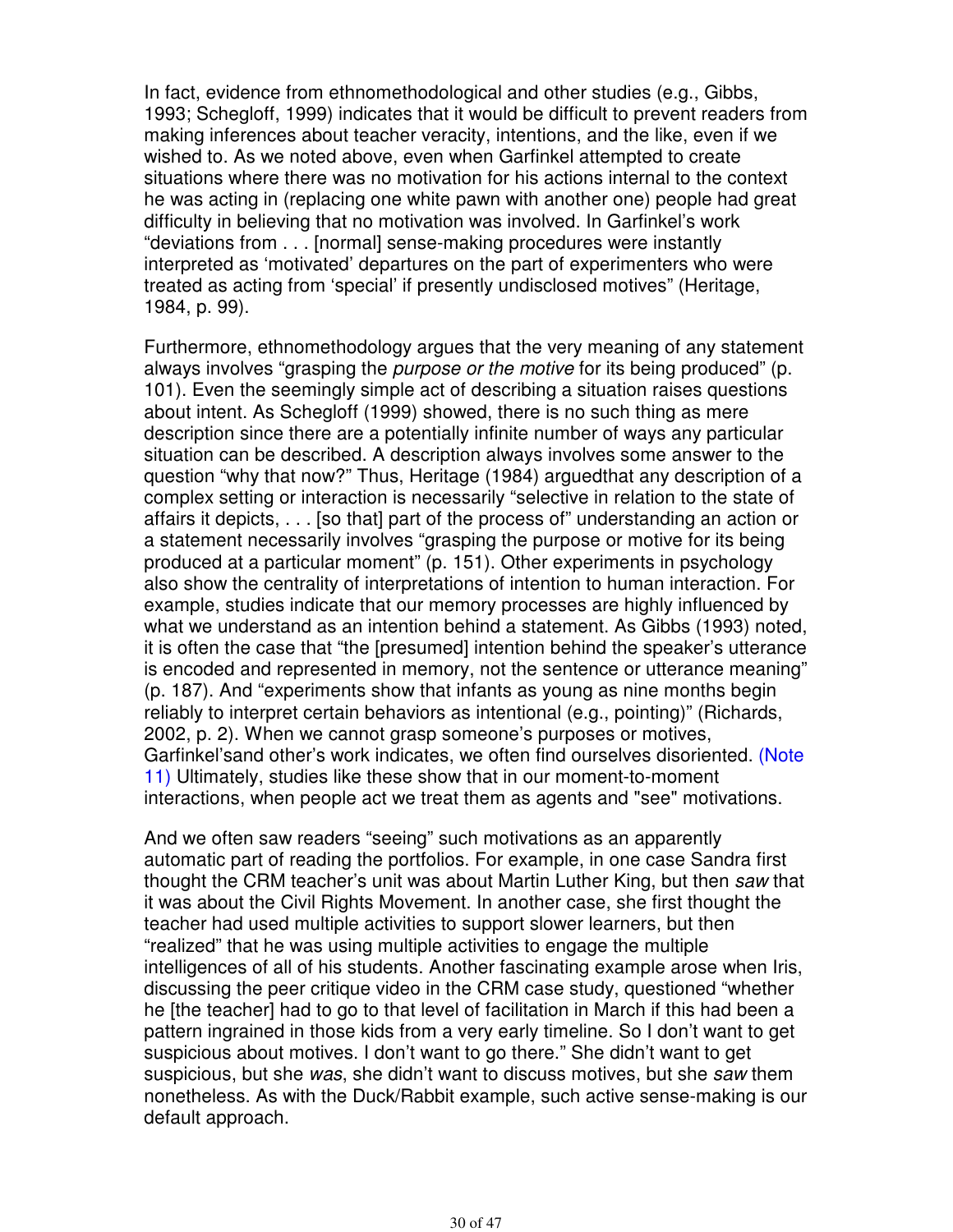In fact, evidence from ethnomethodological and other studies (e.g., Gibbs, 1993; Schegloff, 1999) indicates that it would be difficult to prevent readers from making inferences about teacher veracity, intentions, and the like, even if we wished to. As we noted above, even when Garfinkel attempted to create situations where there was no motivation for his actions internal to the context he was acting in (replacing one white pawn with another one) people had great difficulty in believing that no motivation was involved. In Garfinkel's work "deviations from . . . [normal] sense-making procedures were instantly interpreted as 'motivated' departures on the part of experimenters who were treated as acting from 'special' if presently undisclosed motives" (Heritage, 1984, p. 99).

Furthermore, ethnomethodology argues that the very meaning of any statement always involves "grasping the *purpose or the motive* for its being produced" (p. 101). Even the seemingly simple act of describing a situation raises questions about intent. As Schegloff (1999) showed, there is no such thing as mere description since there are a potentially infinite number of ways any particular situation can be described. A description always involves some answer to the question "why that now?" Thus, Heritage (1984) arguedthat any description of a complex setting or interaction is necessarily "selective in relation to the state of affairs it depicts, . . . [so that] part of the process of" understanding an action or a statement necessarily involves "grasping the purpose or motive for its being produced at a particular moment" (p. 151). Other experiments in psychology also show the centrality of interpretations of intention to human interaction. For example, studies indicate that our memory processes are highly influenced by what we understand as an intention behind a statement. As Gibbs (1993) noted, it is often the case that "the [presumed] intention behind the speaker's utterance is encoded and represented in memory, not the sentence or utterance meaning" (p. 187). And "experiments show that infants as young as nine months begin reliably to interpret certain behaviors as intentional (e.g., pointing)" (Richards, 2002, p. 2). When we cannot grasp someone's purposes or motives, Garfinkel'sand other's work indicates, we often find ourselves disoriented. (Note 11) Ultimately, studies like these show that in our moment-to-moment interactions, when people act we treat them as agents and "see" motivations.

And we often saw readers "seeing" such motivations as an apparently automatic part of reading the portfolios. For example, in one case Sandra first thought the CRM teacher's unit was about Martin Luther King, but then *saw* that it was about the Civil Rights Movement. In another case, she first thought the teacher had used multiple activities to support slower learners, but then "realized" that he was using multiple activities to engage the multiple intelligences of all of his students. Another fascinating example arose when Iris, discussing the peer critique video in the CRM case study, questioned "whether he [the teacher] had to go to that level of facilitation in March if this had been a pattern ingrained in those kids from a very early timeline. So I don't want to get suspicious about motives. I don't want to go there." She didn't want to get suspicious, but she *was*, she didn't want to discuss motives, but she *saw* them nonetheless. As with the Duck/Rabbit example, such active sense-making is our default approach.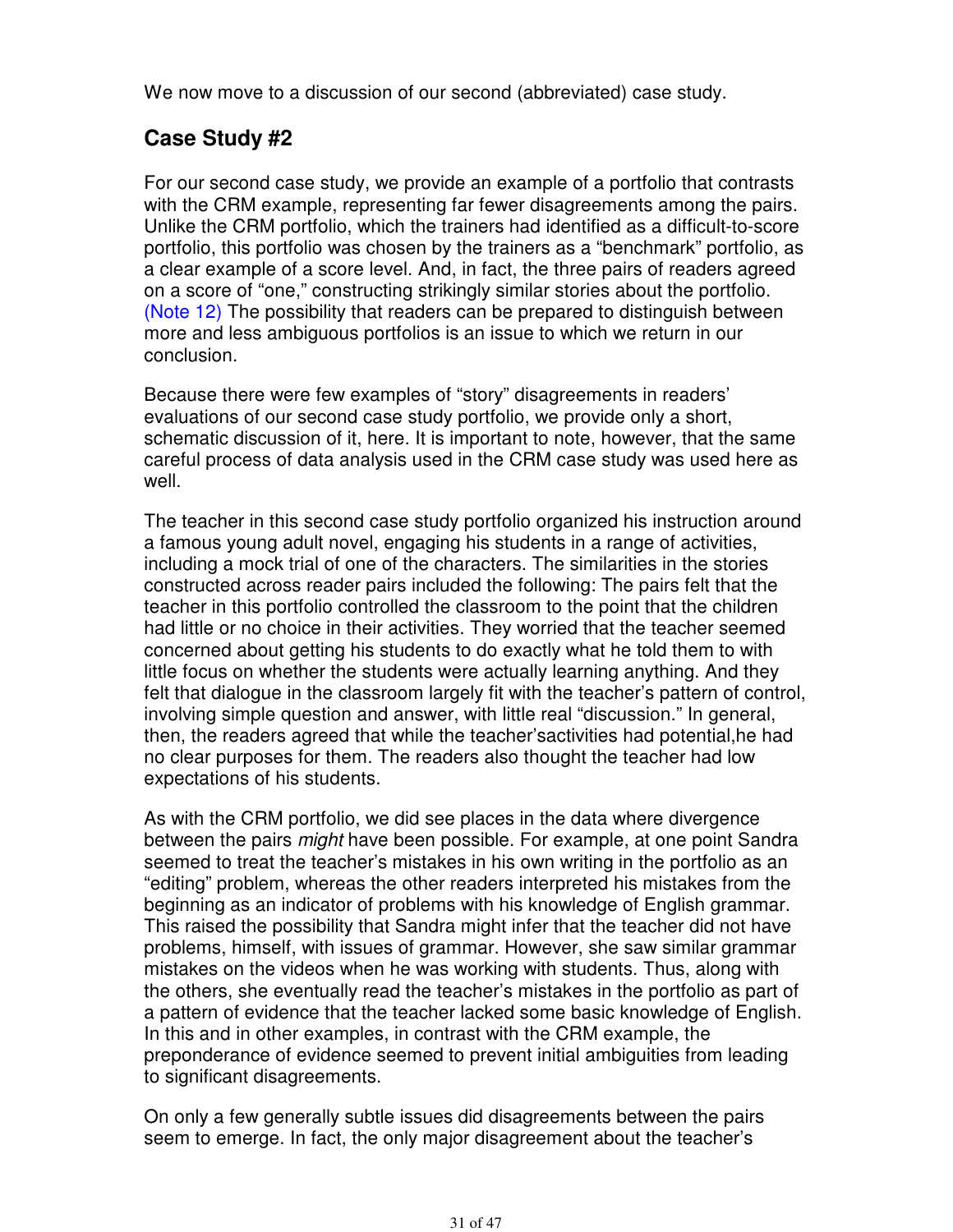We now move to a discussion of our second (abbreviated) case study.

## Case Study #2

For our second case study, we provide an example of a portfolio that contrasts with the CRM example, representing far fewer disagreements among the pairs. Unlike the CRM portfolio, which the trainers had identified as a difficult-to-score portfolio, this portfolio was chosen by the trainers as a "benchmark" portfolio, as a clear example of a score level. And, in fact, the three pairs of readers agreed on a score of "one," constructing strikingly similar stories about the portfolio. (Note 12) The possibility that readers can be prepared to distinguish between more and less ambiguous portfolios is an issue to which we return in our conclusion.

Because there were few examples of "story" disagreements in readers' evaluations of our second case study portfolio, we provide only a short, schematic discussion of it, here. It is important to note, however, that the same careful process of data analysis used in the CRM case study was used here as well.

The teacher in this second case study portfolio organized his instruction around a famous young adult novel, engaging his students in a range of activities, including a mock trial of one of the characters. The similarities in the stories constructed across reader pairs included the following: The pairs felt that the teacher in this portfolio controlled the classroom to the point that the children had little or no choice in their activities. They worried that the teacher seemed concerned about getting his students to do exactly what he told them to with little focus on whether the students were actually learning anything. And they felt that dialogue in the classroom largely fit with the teacher's pattern of control, involving simple question and answer, with little real "discussion." In general, then, the readers agreed that while the teacher'sactivities had potential,he had no clear purposes for them. The readers also thought the teacher had low expectations of his students.

As with the CRM portfolio, we did see places in the data where divergence between the pairs *might* have been possible. For example, at one point Sandra seemed to treat the teacher's mistakes in his own writing in the portfolio as an "editing" problem, whereas the other readers interpreted his mistakes from the beginning as an indicator of problems with his knowledge of English grammar. This raised the possibility that Sandra might infer that the teacher did not have problems, himself, with issues of grammar. However, she saw similar grammar mistakes on the videos when he was working with students. Thus, along with the others, she eventually read the teacher's mistakes in the portfolio as part of a pattern of evidence that the teacher lacked some basic knowledge of English. In this and in other examples, in contrast with the CRM example, the preponderance of evidence seemed to prevent initial ambiguities from leading to significant disagreements.

On only a few generally subtle issues did disagreements between the pairs seem to emerge. In fact, the only major disagreement about the teacher's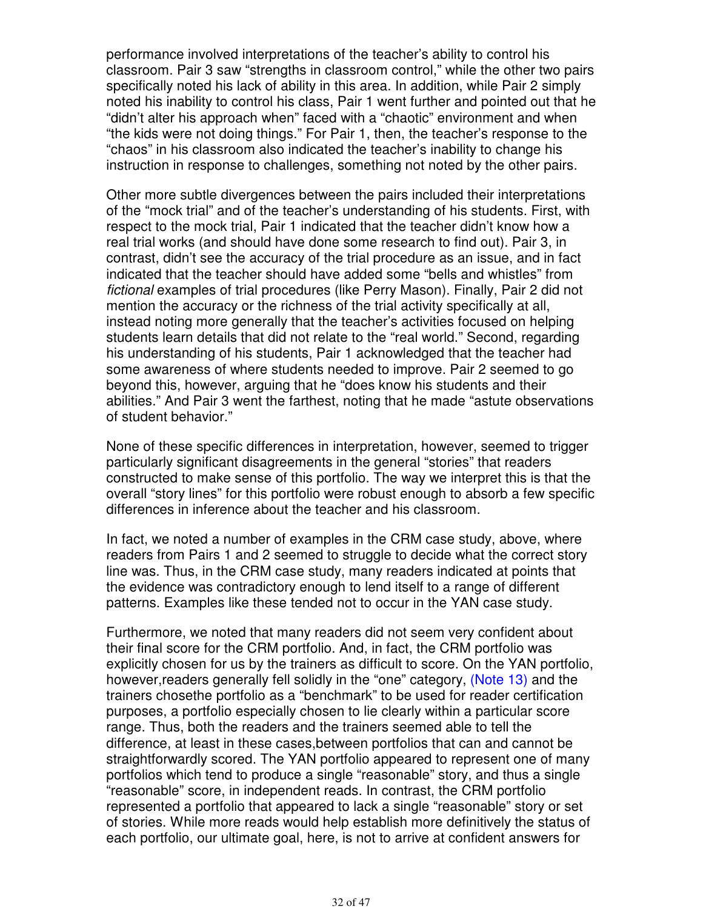performance involved interpretations of the teacher's ability to control his classroom. Pair 3 saw "strengths in classroom control," while the other two pairs specifically noted his lack of ability in this area. In addition, while Pair 2 simply noted his inability to control his class, Pair 1 went further and pointed out that he "didn't alter his approach when" faced with a "chaotic" environment and when "the kids were not doing things." For Pair 1, then, the teacher's response to the "chaos" in his classroom also indicated the teacher's inability to change his instruction in response to challenges, something not noted by the other pairs.

Other more subtle divergences between the pairs included their interpretations of the "mock trial" and of the teacher's understanding of his students. First, with respect to the mock trial, Pair 1 indicated that the teacher didn't know how a real trial works (and should have done some research to find out). Pair 3, in contrast, didn't see the accuracy of the trial procedure as an issue, and in fact indicated that the teacher should have added some "bells and whistles" from *fictional* examples of trial procedures (like Perry Mason). Finally, Pair 2 did not mention the accuracy or the richness of the trial activity specifically at all, instead noting more generally that the teacher's activities focused on helping students learn details that did not relate to the "real world." Second, regarding his understanding of his students, Pair 1 acknowledged that the teacher had some awareness of where students needed to improve. Pair 2 seemed to go beyond this, however, arguing that he "does know his students and their abilities." And Pair 3 went the farthest, noting that he made "astute observations of student behavior."

None of these specific differences in interpretation, however, seemed to trigger particularly significant disagreements in the general "stories" that readers constructed to make sense of this portfolio. The way we interpret this is that the overall "story lines" for this portfolio were robust enough to absorb a few specific differences in inference about the teacher and his classroom.

In fact, we noted a number of examples in the CRM case study, above, where readers from Pairs 1 and 2 seemed to struggle to decide what the correct story line was. Thus, in the CRM case study, many readers indicated at points that the evidence was contradictory enough to lend itself to a range of different patterns. Examples like these tended not to occur in the YAN case study.

Furthermore, we noted that many readers did not seem very confident about their final score for the CRM portfolio. And, in fact, the CRM portfolio was explicitly chosen for us by the trainers as difficult to score. On the YAN portfolio, however,readers generally fell solidly in the "one" category, (Note 13) and the trainers chosethe portfolio as a "benchmark" to be used for reader certification purposes, a portfolio especially chosen to lie clearly within a particular score range. Thus, both the readers and the trainers seemed able to tell the difference, at least in these cases,between portfolios that can and cannot be straightforwardly scored. The YAN portfolio appeared to represent one of many portfolios which tend to produce a single "reasonable" story, and thus a single "reasonable" score, in independent reads. In contrast, the CRM portfolio represented a portfolio that appeared to lack a single "reasonable" story or set of stories. While more reads would help establish more definitively the status of each portfolio, our ultimate goal, here, is not to arrive at confident answers for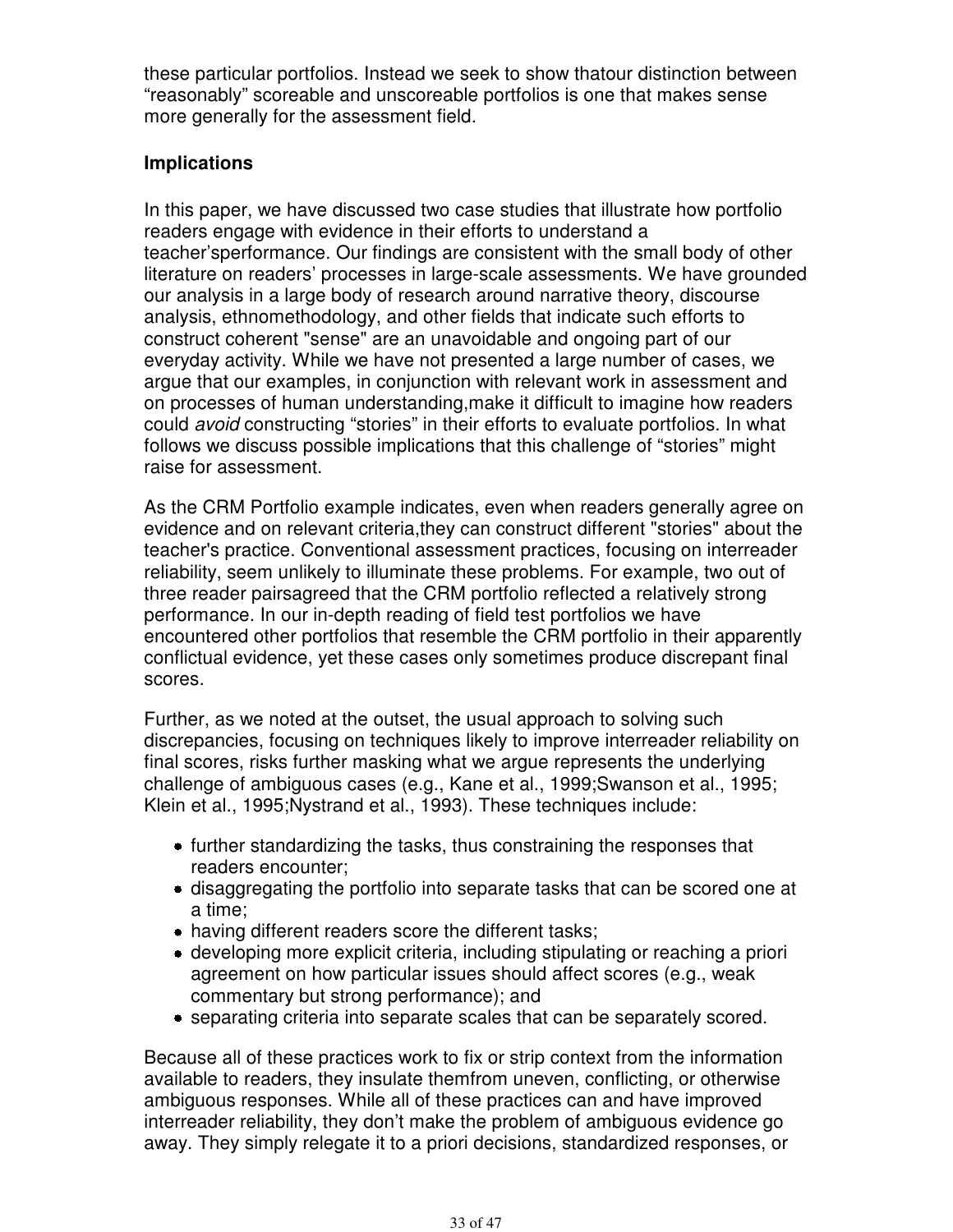these particular portfolios. Instead we seek to show thatour distinction between “reasonably” scoreable and unscoreable portfolios is one that makes sense more generally for the assessment field.

**Implications**

In this paper, we have discussed two case studies that illustrate how portfolio readers engage with evidence in their efforts to understand a teacher’sperformance. Our findings are consistent with the small body of other literature on readers’ processes in large-scale assessments. We have grounded our analysis in a large body of research around narrative theory, discourse analysis, ethnomethodology, and other fields that indicate such efforts to construct coherent "sense" are an unavoidable and ongoing part of our everyday activity. While we have not presented a large number of cases, we argue that our examples, in conjunction with relevant work in assessment and on processes of human understanding,make it difficult to imagine how readers could *avoid* constructing “stories” in their efforts to evaluate portfolios. In what follows we discuss possible implications that this challenge of “stories” might raise for assessment.

As the CRM Portfolio example indicates, even when readers generally agree on evidence and on relevant criteria,they can construct different "stories" about the teacher's practice. Conventional assessment practices, focusing on interreader reliability, seem unlikely to illuminate these problems. For example, two out of three reader pairsagreed that the CRM portfolio reflected a relatively strong performance. In our in-depth reading of field test portfolios we have encountered other portfolios that resemble the CRM portfolio in their apparently conflictual evidence, yet these cases only sometimes produce discrepant final scores.

Further, as we noted at the outset, the usual approach to solving such discrepancies, focusing on techniques likely to improve interreader reliability on final scores, risks further masking what we argue represents the underlying challenge of ambiguous cases (e.g., Kane et al., 1999;Swanson et al., 1995; Klein et al., 1995;Nystrand et al., 1993). These techniques include:

- further standardizing the tasks, thus constraining the responses that readers encounter;
- disaggregating the portfolio into separate tasks that can be scored one at a time;
- having different readers score the different tasks;
- developing more explicit criteria, including stipulating or reaching a priori agreement on how particular issues should affect scores (e.g., weak commentary but strong performance); and
- separating criteria into separate scales that can be separately scored.

Because all of these practices work to fix or strip context from the information available to readers, they insulate themfrom uneven, conflicting, or otherwise ambiguous responses. While all of these practices can and have improved interreader reliability, they don’t make the problem of ambiguous evidence go away. They simply relegate it to a priori decisions, standardized responses, or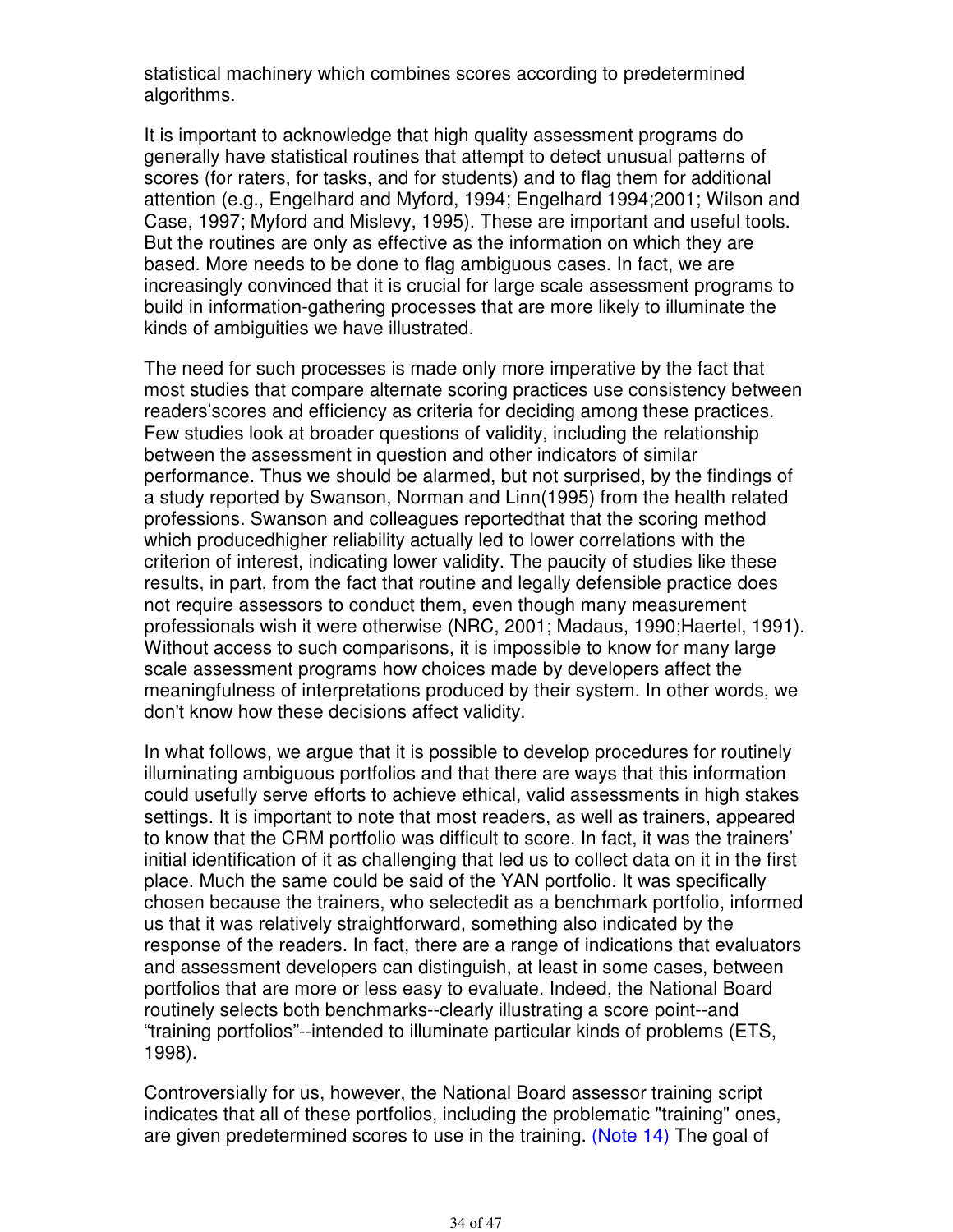statistical machinery which combines scores according to predetermined algorithms.

It is important to acknowledge that high quality assessment programs do generally have statistical routines that attempt to detect unusual patterns of scores (for raters, for tasks, and for students) and to flag them for additional attention (e.g., Engelhard and Myford, 1994; Engelhard 1994;2001; Wilson and Case, 1997; Myford and Mislevy, 1995). These are important and useful tools. But the routines are only as effective as the information on which they are based. More needs to be done to flag ambiguous cases. In fact, we are increasingly convinced that it is crucial for large scale assessment programs to build in information-gathering processes that are more likely to illuminate the kinds of ambiguities we have illustrated.

The need for such processes is made only more imperative by the fact that most studies that compare alternate scoring practices use consistency between readers'scores and efficiency as criteria for deciding among these practices. Few studies look at broader questions of validity, including the relationship between the assessment in question and other indicators of similar performance. Thus we should be alarmed, but not surprised, by the findings of a study reported by Swanson, Norman and Linn(1995) from the health related professions. Swanson and colleagues reportedthat that the scoring method which producedhigher reliability actually led to lower correlations with the criterion of interest, indicating lower validity. The paucity of studies like these results, in part, from the fact that routine and legally defensible practice does not require assessors to conduct them, even though many measurement professionals wish it were otherwise (NRC, 2001; Madaus, 1990;Haertel, 1991). Without access to such comparisons, it is impossible to know for many large scale assessment programs how choices made by developers affect the meaningfulness of interpretations produced by their system. In other words, we don't know how these decisions affect validity.

In what follows, we argue that it is possible to develop procedures for routinely illuminating ambiguous portfolios and that there are ways that this information could usefully serve efforts to achieve ethical, valid assessments in high stakes settings. It is important to note that most readers, as well as trainers, appeared to know that the CRM portfolio was difficult to score. In fact, it was the trainers' initial identification of it as challenging that led us to collect data on it in the first place. Much the same could be said of the YAN portfolio. It was specifically chosen because the trainers, who selectedit as a benchmark portfolio, informed us that it was relatively straightforward, something also indicated by the response of the readers. In fact, there are a range of indications that evaluators and assessment developers can distinguish, at least in some cases, between portfolios that are more or less easy to evaluate. Indeed, the National Board routinely selects both benchmarks--clearly illustrating a score point--and "training portfolios"--intended to illuminate particular kinds of problems (ETS, 1998).

Controversially for us, however, the National Board assessor training script indicates that all of these portfolios, including the problematic "training" ones, are given predetermined scores to use in the training. (Note 14) The goal of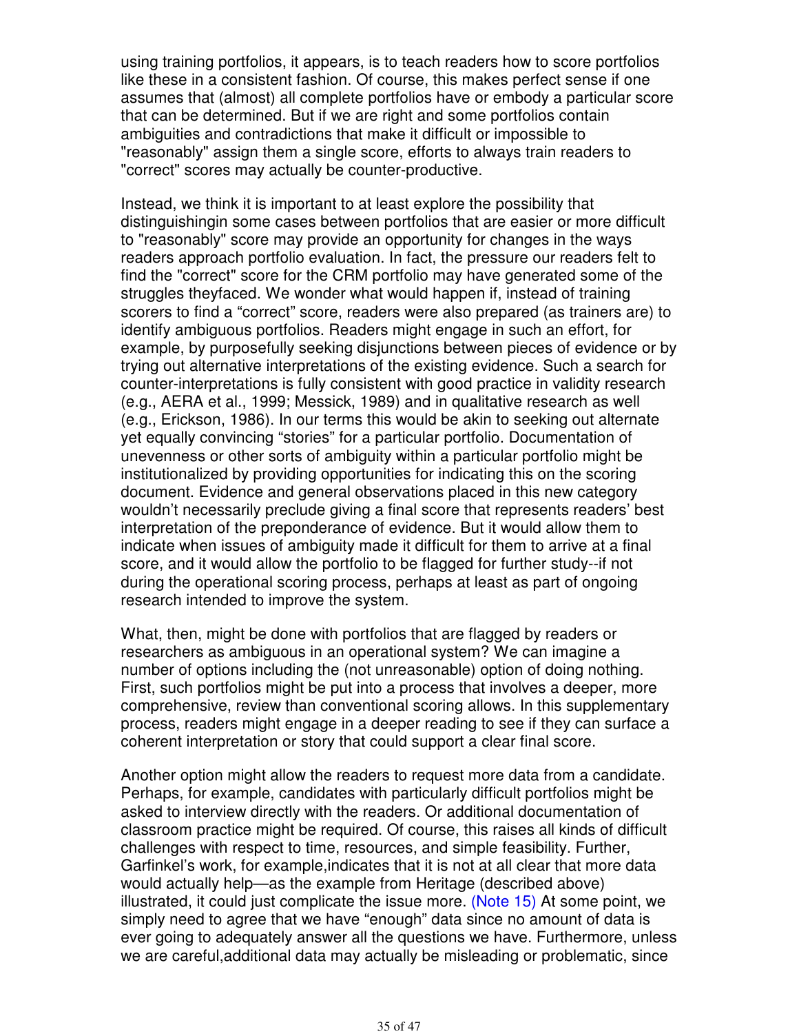using training portfolios, it appears, is to teach readers how to score portfolios like these in a consistent fashion. Of course, this makes perfect sense if one assumes that (almost) all complete portfolios have or embody a particular score that can be determined. But if we are right and some portfolios contain ambiguities and contradictions that make it difficult or impossible to "reasonably" assign them a single score, efforts to always train readers to "correct" scores may actually be counter-productive.

Instead, we think it is important to at least explore the possibility that distinguishingin some cases between portfolios that are easier or more difficult to "reasonably" score may provide an opportunity for changes in the ways readers approach portfolio evaluation. In fact, the pressure our readers felt to find the "correct" score for the CRM portfolio may have generated some of the struggles theyfaced. We wonder what would happen if, instead of training scorers to find a "correct" score, readers were also prepared (as trainers are) to identify ambiguous portfolios. Readers might engage in such an effort, for example, by purposefully seeking disjunctions between pieces of evidence or by trying out alternative interpretations of the existing evidence. Such a search for counter-interpretations is fully consistent with good practice in validity research (e.g., AERA et al., 1999; Messick, 1989) and in qualitative research as well (e.g., Erickson, 1986). In our terms this would be akin to seeking out alternate yet equally convincing "stories" for a particular portfolio. Documentation of unevenness or other sorts of ambiguity within a particular portfolio might be institutionalized by providing opportunities for indicating this on the scoring document. Evidence and general observations placed in this new category wouldn't necessarily preclude giving a final score that represents readers' best interpretation of the preponderance of evidence. But it would allow them to indicate when issues of ambiguity made it difficult for them to arrive at a final score, and it would allow the portfolio to be flagged for further study--if not during the operational scoring process, perhaps at least as part of ongoing research intended to improve the system.

What, then, might be done with portfolios that are flagged by readers or researchers as ambiguous in an operational system? We can imagine a number of options including the (not unreasonable) option of doing nothing. First, such portfolios might be put into a process that involves a deeper, more comprehensive, review than conventional scoring allows. In this supplementary process, readers might engage in a deeper reading to see if they can surface a coherent interpretation or story that could support a clear final score.

Another option might allow the readers to request more data from a candidate. Perhaps, for example, candidates with particularly difficult portfolios might be asked to interview directly with the readers. Or additional documentation of classroom practice might be required. Of course, this raises all kinds of difficult challenges with respect to time, resources, and simple feasibility. Further, Garfinkel's work, for example,indicates that it is not at all clear that more data would actually help—as the example from Heritage (described above) illustrated, it could just complicate the issue more. (Note 15) At some point, we simply need to agree that we have "enough" data since no amount of data is ever going to adequately answer all the questions we have. Furthermore, unless we are careful,additional data may actually be misleading or problematic, since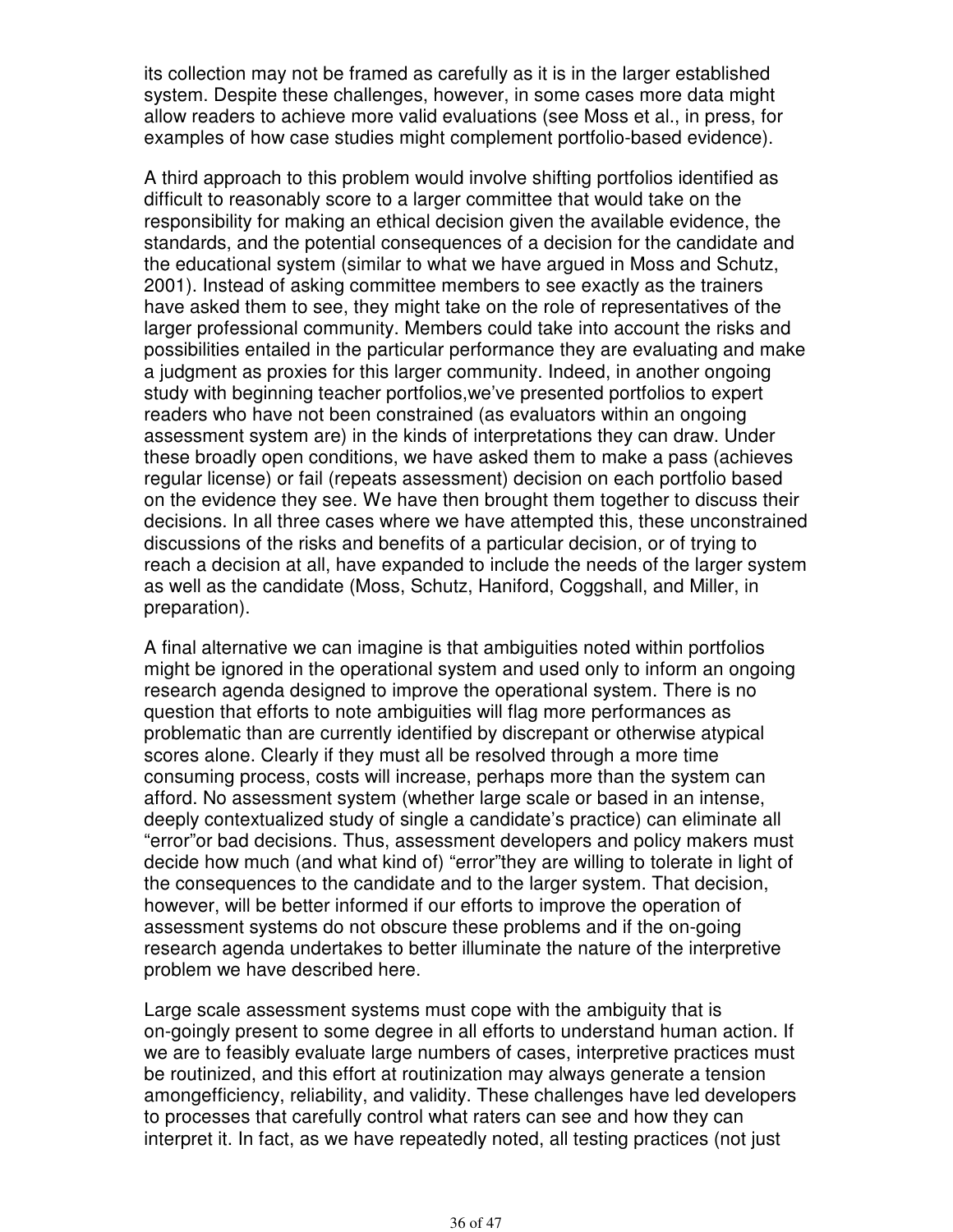its collection may not be framed as carefully as it is in the larger established system. Despite these challenges, however, in some cases more data might allow readers to achieve more valid evaluations (see Moss et al., in press, for examples of how case studies might complement portfolio-based evidence).

A third approach to this problem would involve shifting portfolios identified as difficult to reasonably score to a larger committee that would take on the responsibility for making an ethical decision given the available evidence, the standards, and the potential consequences of a decision for the candidate and the educational system (similar to what we have argued in Moss and Schutz, 2001). Instead of asking committee members to see exactly as the trainers have asked them to see, they might take on the role of representatives of the larger professional community. Members could take into account the risks and possibilities entailed in the particular performance they are evaluating and make a judgment as proxies for this larger community. Indeed, in another ongoing study with beginning teacher portfolios,we've presented portfolios to expert readers who have not been constrained (as evaluators within an ongoing assessment system are) in the kinds of interpretations they can draw. Under these broadly open conditions, we have asked them to make a pass (achieves regular license) or fail (repeats assessment) decision on each portfolio based on the evidence they see. We have then brought them together to discuss their decisions. In all three cases where we have attempted this, these unconstrained discussions of the risks and benefits of a particular decision, or of trying to reach a decision at all, have expanded to include the needs of the larger system as well as the candidate (Moss, Schutz, Haniford, Coggshall, and Miller, in preparation).

A final alternative we can imagine is that ambiguities noted within portfolios might be ignored in the operational system and used only to inform an ongoing research agenda designed to improve the operational system. There is no question that efforts to note ambiguities will flag more performances as problematic than are currently identified by discrepant or otherwise atypical scores alone. Clearly if they must all be resolved through a more time consuming process, costs will increase, perhaps more than the system can afford. No assessment system (whether large scale or based in an intense, deeply contextualized study of single a candidate's practice) can eliminate all "error"or bad decisions. Thus, assessment developers and policy makers must decide how much (and what kind of) "error"they are willing to tolerate in light of the consequences to the candidate and to the larger system. That decision, however, will be better informed if our efforts to improve the operation of assessment systems do not obscure these problems and if the on-going research agenda undertakes to better illuminate the nature of the interpretive problem we have described here.

Large scale assessment systems must cope with the ambiguity that is on-goingly present to some degree in all efforts to understand human action. If we are to feasibly evaluate large numbers of cases, interpretive practices must be routinized, and this effort at routinization may always generate a tension amongefficiency, reliability, and validity. These challenges have led developers to processes that carefully control what raters can see and how they can interpret it. In fact, as we have repeatedly noted, all testing practices (not just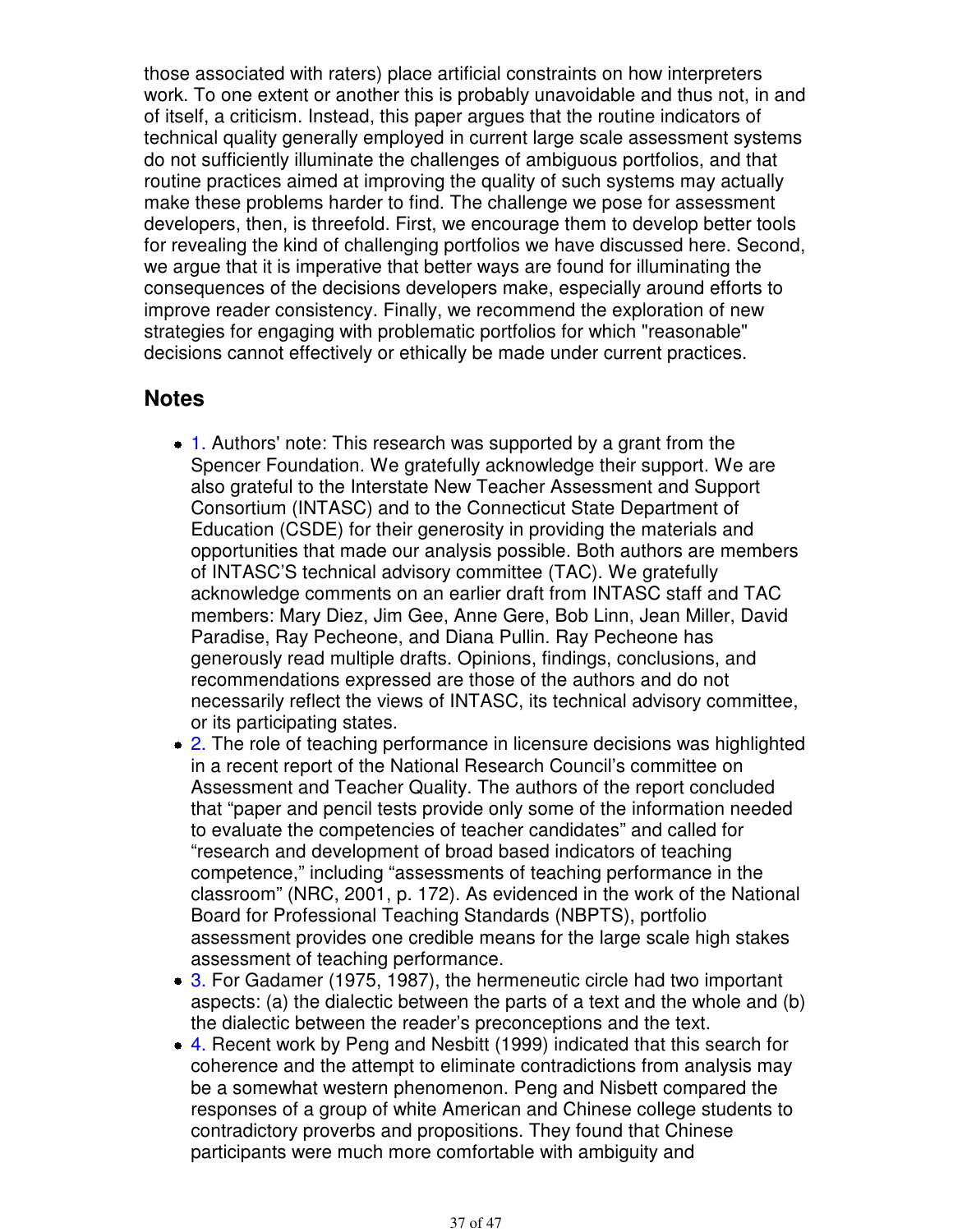those associated with raters) place artificial constraints on how interpreters work. To one extent or another this is probably unavoidable and thus not, in and of itself, a criticism. Instead, this paper argues that the routine indicators of technical quality generally employed in current large scale assessment systems do not sufficiently illuminate the challenges of ambiguous portfolios, and that routine practices aimed at improving the quality of such systems may actually make these problems harder to find. The challenge we pose for assessment developers, then, is threefold. First, we encourage them to develop better tools for revealing the kind of challenging portfolios we have discussed here. Second, we argue that it is imperative that better ways are found for illuminating the consequences of the decisions developers make, especially around efforts to improve reader consistency. Finally, we recommend the exploration of new strategies for engaging with problematic portfolios for which "reasonable" decisions cannot effectively or ethically be made under current practices.

## Notes

- 1. Authors' note: This research was supported by a grant from the Spencer Foundation. We gratefully acknowledge their support. We are also grateful to the Interstate New Teacher Assessment and Support Consortium (INTASC) and to the Connecticut State Department of Education (CSDE) for their generosity in providing the materials and opportunities that made our analysis possible. Both authors are members of INTASC'S technical advisory committee (TAC). We gratefully acknowledge comments on an earlier draft from INTASC staff and TAC members: Mary Diez, Jim Gee, Anne Gere, Bob Linn, Jean Miller, David Paradise, Ray Pecheone, and Diana Pullin. Ray Pecheone has generously read multiple drafts. Opinions, findings, conclusions, and recommendations expressed are those of the authors and do not necessarily reflect the views of INTASC, its technical advisory committee, or its participating states.
- 2. The role of teaching performance in licensure decisions was highlighted in a recent report of the National Research Council's committee on Assessment and Teacher Quality. The authors of the report concluded that "paper and pencil tests provide only some of the information needed to evaluate the competencies of teacher candidates" and called for "research and development of broad based indicators of teaching competence," including "assessments of teaching performance in the classroom" (NRC, 2001, p. 172). As evidenced in the work of the National Board for Professional Teaching Standards (NBPTS), portfolio assessment provides one credible means for the large scale high stakes assessment of teaching performance.
- 3. For Gadamer (1975, 1987), the hermeneutic circle had two important aspects: (a) the dialectic between the parts of a text and the whole and (b) the dialectic between the reader's preconceptions and the text.
- 4. Recent work by Peng and Nesbitt (1999) indicated that this search for coherence and the attempt to eliminate contradictions from analysis may be a somewhat western phenomenon. Peng and Nisbett compared the responses of a group of white American and Chinese college students to contradictory proverbs and propositions. They found that Chinese participants were much more comfortable with ambiguity and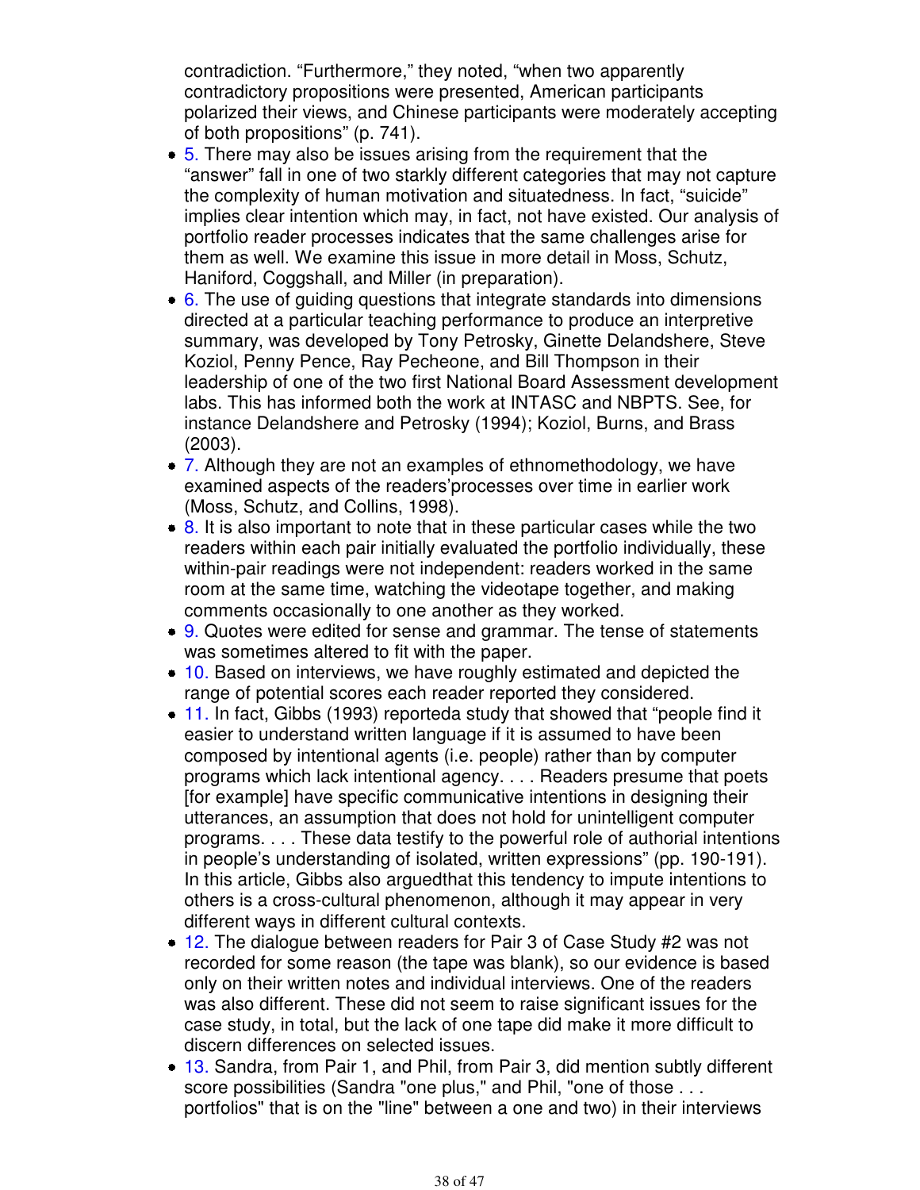contradiction. "Furthermore," they noted, "when two apparently contradictory propositions were presented, American participants polarized their views, and Chinese participants were moderately accepting of both propositions" (p. 741).

- 5. There may also be issues arising from the requirement that the "answer" fall in one of two starkly different categories that may not capture the complexity of human motivation and situatedness. In fact, "suicide" implies clear intention which may, in fact, not have existed. Our analysis of portfolio reader processes indicates that the same challenges arise for them as well. We examine this issue in more detail in Moss, Schutz, Haniford, Coggshall, and Miller (in preparation).
- 6. The use of guiding questions that integrate standards into dimensions directed at a particular teaching performance to produce an interpretive summary, was developed by Tony Petrosky, Ginette Delandshere, Steve Koziol, Penny Pence, Ray Pecheone, and Bill Thompson in their leadership of one of the two first National Board Assessment development labs. This has informed both the work at INTASC and NBPTS. See, for instance Delandshere and Petrosky (1994); Koziol, Burns, and Brass (2003).
- 7. Although they are not an examples of ethnomethodology, we have examined aspects of the readers'processes over time in earlier work (Moss, Schutz, and Collins, 1998).
- 8. It is also important to note that in these particular cases while the two readers within each pair initially evaluated the portfolio individually, these within-pair readings were not independent: readers worked in the same room at the same time, watching the videotape together, and making comments occasionally to one another as they worked.
- 9. Quotes were edited for sense and grammar. The tense of statements was sometimes altered to fit with the paper.
- 10. Based on interviews, we have roughly estimated and depicted the range of potential scores each reader reported they considered.
- 11. In fact, Gibbs (1993) reporteda study that showed that "people find it easier to understand written language if it is assumed to have been composed by intentional agents (i.e. people) rather than by computer programs which lack intentional agency. . . . Readers presume that poets [for example] have specific communicative intentions in designing their utterances, an assumption that does not hold for unintelligent computer programs. . . . These data testify to the powerful role of authorial intentions in people's understanding of isolated, written expressions" (pp. 190-191). In this article, Gibbs also arguedthat this tendency to impute intentions to others is a cross-cultural phenomenon, although it may appear in very different ways in different cultural contexts.
- 12. The dialogue between readers for Pair 3 of Case Study #2 was not recorded for some reason (the tape was blank), so our evidence is based only on their written notes and individual interviews. One of the readers was also different. These did not seem to raise significant issues for the case study, in total, but the lack of one tape did make it more difficult to discern differences on selected issues.
- 13. Sandra, from Pair 1, and Phil, from Pair 3, did mention subtly different score possibilities (Sandra "one plus," and Phil, "one of those . . . portfolios" that is on the "line" between a one and two) in their interviews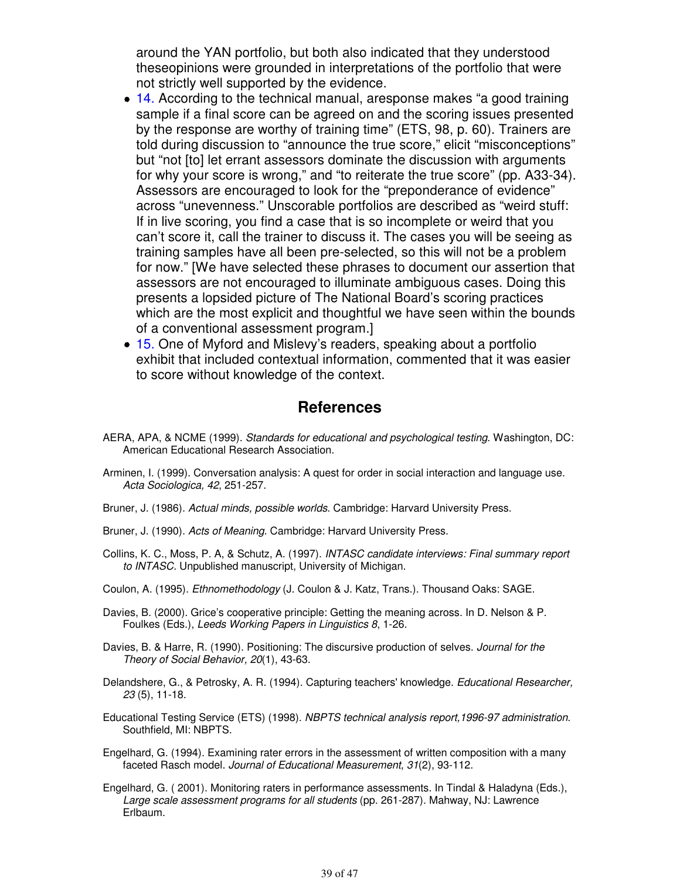around the YAN portfolio, but both also indicated that they understood theseopinions were grounded in interpretations of the portfolio that were not strictly well supported by the evidence.

- 14. According to the technical manual, aresponse makes "a good training sample if a final score can be agreed on and the scoring issues presented by the response are worthy of training time" (ETS, 98, p. 60). Trainers are told during discussion to "announce the true score," elicit "misconceptions" but "not [to] let errant assessors dominate the discussion with arguments for why your score is wrong," and "to reiterate the true score" (pp. A33-34). Assessors are encouraged to look for the "preponderance of evidence" across "unevenness." Unscorable portfolios are described as "weird stuff: If in live scoring, you find a case that is so incomplete or weird that you can't score it, call the trainer to discuss it. The cases you will be seeing as training samples have all been pre-selected, so this will not be a problem for now." [We have selected these phrases to document our assertion that assessors are not encouraged to illuminate ambiguous cases. Doing this presents a lopsided picture of The National Board's scoring practices which are the most explicit and thoughtful we have seen within the bounds of a conventional assessment program.]
- 15. One of Myford and Mislevy's readers, speaking about a portfolio exhibit that included contextual information, commented that it was easier to score without knowledge of the context.

## References

AERA, APA, & NCME (1999). *Standards for educational and psychological testing*. Washington, DC: American Educational Research Association.

Arminen, I. (1999). Conversation analysis: A quest for order in social interaction and language use. *Acta Sociologica, 42*, 251-257.

Bruner, J. (1986). *Actual minds, possible worlds.* Cambridge: Harvard University Press.

Bruner, J. (1990). *Acts of Meaning*. Cambridge: Harvard University Press.

Collins, K. C., Moss, P. A, & Schutz, A. (1997). *INTASC candidate interviews: Final summary report to INTASC.* Unpublished manuscript, University of Michigan.

Coulon, A. (1995). *Ethnomethodology* (J. Coulon & J. Katz, Trans.). Thousand Oaks: SAGE.

Davies, B. (2000). Grice's cooperative principle: Getting the meaning across. In D. Nelson & P. Foulkes (Eds.), *Leeds Working Papers in Linguistics 8*, 1-26.

Davies, B. & Harre, R. (1990). Positioning: The discursive production of selves. *Journal for the Theory of Social Behavior, 20*(1), 43-63.

Delandshere, G., & Petrosky, A. R. (1994). Capturing teachers' knowledge. *Educational Researcher, 23* (5), 11-18.

Educational Testing Service (ETS) (1998). *NBPTS technical analysis report,1996-97 administration*. Southfield, MI: NBPTS.

Engelhard, G. (1994). Examining rater errors in the assessment of written composition with a many faceted Rasch model. *Journal of Educational Measurement*, *31*(2), 93-112.

Engelhard, G. ( 2001). Monitoring raters in performance assessments. In Tindal & Haladyna (Eds.), *Large scale assessment programs for all students* (pp. 261-287). Mahway, NJ: Lawrence Erlbaum.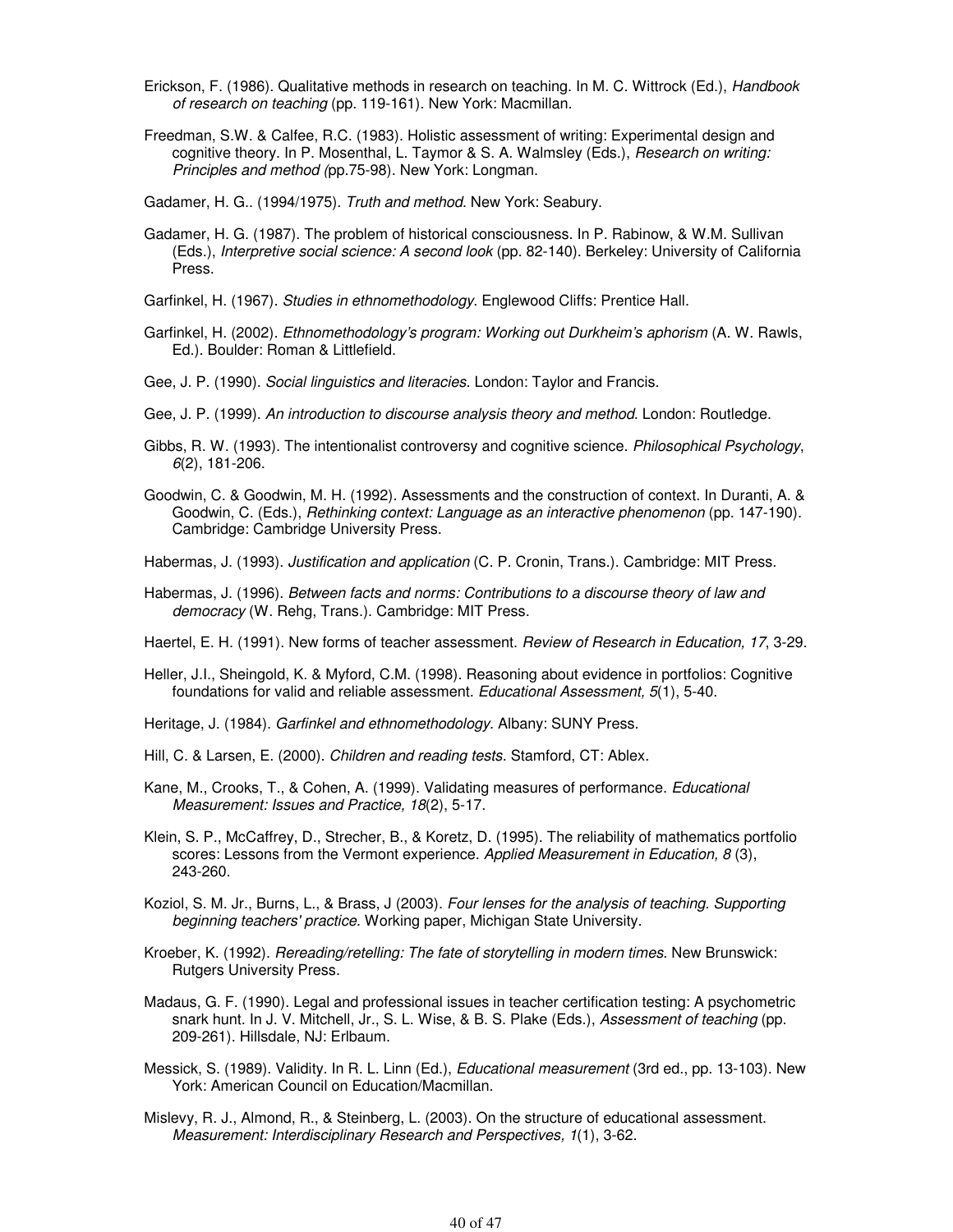Erickson, F. (1986). Qualitative methods in research on teaching. In M. C. Wittrock (Ed.), *Handbook of research on teaching* (pp. 119-161). New York: Macmillan.

Freedman, S.W. & Calfee, R.C. (1983). Holistic assessment of writing: Experimental design and cognitive theory. In P. Mosenthal, L. Taymor & S. A. Walmsley (Eds.), *Research on writing: Principles and method (*pp.75-98). New York: Longman.

Gadamer, H. G.. (1994/1975). *Truth and method.* New York: Seabury.

Gadamer, H. G. (1987). The problem of historical consciousness. In P. Rabinow, & W.M. Sullivan (Eds.), *Interpretive social science: A second look* (pp. 82-140). Berkeley: University of California Press.

Garfinkel, H. (1967). *Studies in ethnomethodology*. Englewood Cliffs: Prentice Hall.

Garfinkel, H. (2002). *Ethnomethodology's program: Working out Durkheim's aphorism* (A. W. Rawls, Ed.). Boulder: Roman & Littlefield.

Gee, J. P. (1990). *Social linguistics and literacies*. London: Taylor and Francis.

Gee, J. P. (1999). *An introduction to discourse analysis theory and method*. London: Routledge.

Gibbs, R. W. (1993). The intentionalist controversy and cognitive science. *Philosophical Psychology*, *6*(2), 181-206.

Goodwin, C. & Goodwin, M. H. (1992). Assessments and the construction of context. In Duranti, A. & Goodwin, C. (Eds.), *Rethinking context: Language as an interactive phenomenon* (pp. 147-190). Cambridge: Cambridge University Press.

Habermas, J. (1993). *Justification and application* (C. P. Cronin, Trans.). Cambridge: MIT Press.

Habermas, J. (1996). *Between facts and norms: Contributions to a discourse theory of law and democracy* (W. Rehg, Trans.). Cambridge: MIT Press.

Haertel, E. H. (1991). New forms of teacher assessment. *Review of Research in Education, 17*, 3-29.

Heller, J.I., Sheingold, K. & Myford, C.M. (1998). Reasoning about evidence in portfolios: Cognitive foundations for valid and reliable assessment. *Educational Assessment, 5*(1), 5-40.

Heritage, J. (1984). *Garfinkel and ethnomethodology*. Albany: SUNY Press.

Hill, C. & Larsen, E. (2000). *Children and reading tests*. Stamford, CT: Ablex.

Kane, M., Crooks, T., & Cohen, A. (1999). Validating measures of performance. *Educational Measurement: Issues and Practice, 18*(2), 5-17.

Klein, S. P., McCaffrey, D., Strecher, B., & Koretz, D. (1995). The reliability of mathematics portfolio scores: Lessons from the Vermont experience. *Applied Measurement in Education, 8* (3), 243-260.

Koziol, S. M. Jr., Burns, L., & Brass, J (2003). *Four lenses for the analysis of teaching. Supporting beginning teachers' practice.* Working paper, Michigan State University.

Kroeber, K. (1992). *Rereading/retelling: The fate of storytelling in modern times*. New Brunswick: Rutgers University Press.

Madaus, G. F. (1990). Legal and professional issues in teacher certification testing: A psychometric snark hunt. In J. V. Mitchell, Jr., S. L. Wise, & B. S. Plake (Eds.), *Assessment of teaching* (pp. 209-261). Hillsdale, NJ: Erlbaum.

Messick, S. (1989). Validity. In R. L. Linn (Ed.), *Educational measurement* (3rd ed., pp. 13-103). New York: American Council on Education/Macmillan.

Mislevy, R. J., Almond, R., & Steinberg, L. (2003). On the structure of educational assessment. *Measurement: Interdisciplinary Research and Perspectives, 1*(1), 3-62.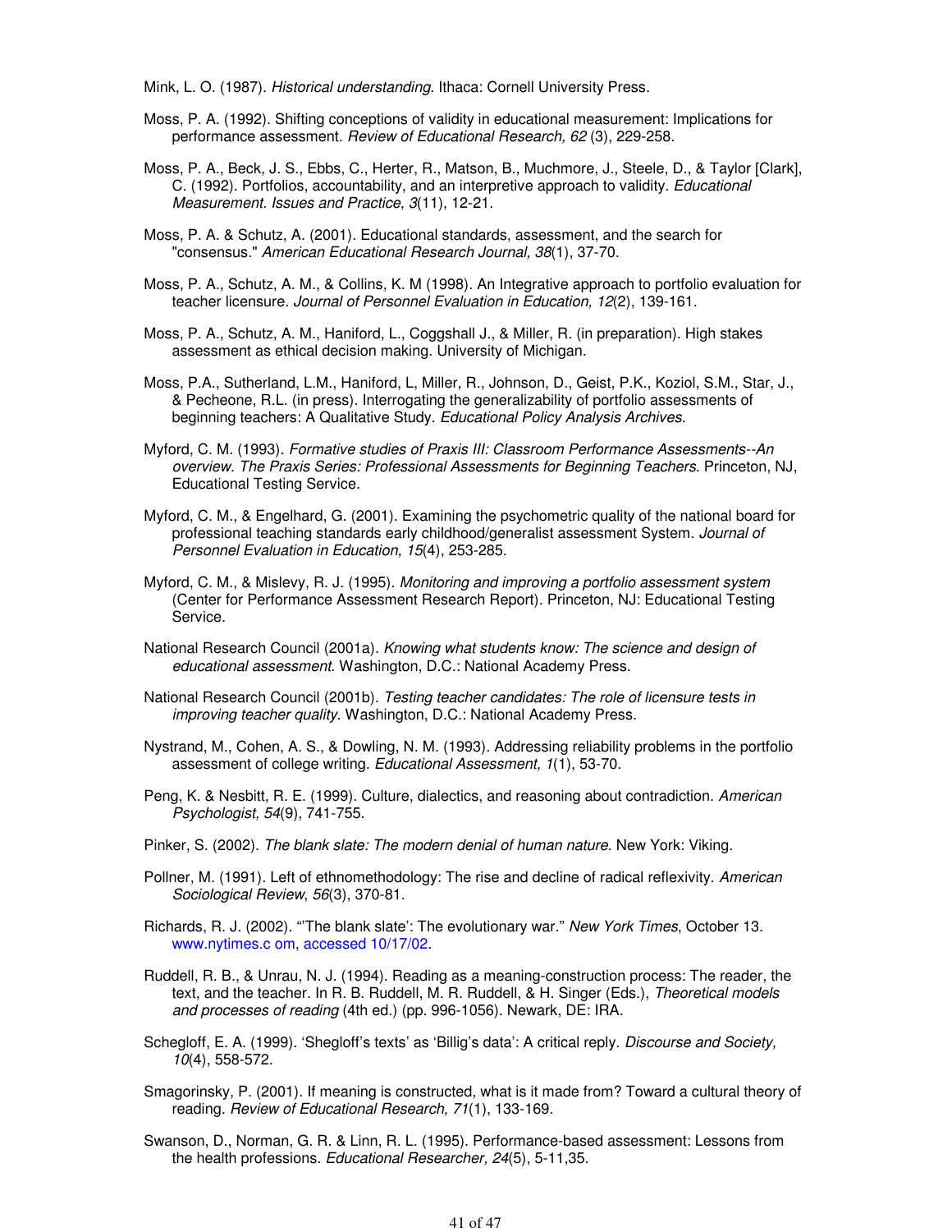Mink, L. O. (1987). *Historical understanding*. Ithaca: Cornell University Press.

Moss, P. A. (1992). Shifting conceptions of validity in educational measurement: Implications for performance assessment. *Review of Educational Research, 62* (3), 229-258.

Moss, P. A., Beck, J. S., Ebbs, C., Herter, R., Matson, B., Muchmore, J., Steele, D., & Taylor [Clark], C. (1992). Portfolios, accountability, and an interpretive approach to validity. *Educational Measurement. Issues and Practice*, *3*(11), 12-21.

Moss, P. A. & Schutz, A. (2001). Educational standards, assessment, and the search for "consensus." *American Educational Research Journal, 38*(1), 37-70.

Moss, P. A., Schutz, A. M., & Collins, K. M (1998). An Integrative approach to portfolio evaluation for teacher licensure. *Journal of Personnel Evaluation in Education, 12*(2), 139-161.

Moss, P. A., Schutz, A. M., Haniford, L., Coggshall J., & Miller, R. (in preparation). High stakes assessment as ethical decision making. University of Michigan.

Moss, P.A., Sutherland, L.M., Haniford, L, Miller, R., Johnson, D., Geist, P.K., Koziol, S.M., Star, J., & Pecheone, R.L. (in press). Interrogating the generalizability of portfolio assessments of beginning teachers: A Qualitative Study. *Educational Policy Analysis Archives.*

Myford, C. M. (1993). *Formative studies of Praxis III: Classroom Performance Assessments--An overview. The Praxis Series: Professional Assessments for Beginning Teachers*. Princeton, NJ, Educational Testing Service.

Myford, C. M., & Engelhard, G. (2001). Examining the psychometric quality of the national board for professional teaching standards early childhood/generalist assessment System. *Journal of Personnel Evaluation in Education, 15*(4), 253-285.

Myford, C. M., & Mislevy, R. J. (1995). *Monitoring and improving a portfolio assessment system* (Center for Performance Assessment Research Report). Princeton, NJ: Educational Testing Service.

National Research Council (2001a). *Knowing what students know: The science and design of educational assessment*. Washington, D.C.: National Academy Press.

National Research Council (2001b). *Testing teacher candidates: The role of licensure tests in improving teacher quality*. Washington, D.C.: National Academy Press.

Nystrand, M., Cohen, A. S., & Dowling, N. M. (1993). Addressing reliability problems in the portfolio assessment of college writing. *Educational Assessment, 1*(1), 53-70.

Peng, K. & Nesbitt, R. E. (1999). Culture, dialectics, and reasoning about contradiction. *American Psychologist, 54*(9), 741-755.

Pinker, S. (2002). *The blank slate: The modern denial of human nature.* New York: Viking.

Pollner, M. (1991). Left of ethnomethodology: The rise and decline of radical reflexivity. *American Sociological Review*, *56*(3), 370-81.

Richards, R. J. (2002). "'The blank slate': The evolutionary war." *New York Times*, October 13. www.nytimes.c om, accessed 10/17/02.

Ruddell, R. B., & Unrau, N. J. (1994). Reading as a meaning-construction process: The reader, the text, and the teacher. In R. B. Ruddell, M. R. Ruddell, & H. Singer (Eds.), *Theoretical models and processes of reading* (4th ed.) (pp. 996-1056). Newark, DE: IRA.

Schegloff, E. A. (1999). 'Shegloff's texts' as 'Billig's data': A critical reply. *Discourse and Society, 10*(4), 558-572.

Smagorinsky, P. (2001). If meaning is constructed, what is it made from? Toward a cultural theory of reading. *Review of Educational Research, 71*(1), 133-169.

Swanson, D., Norman, G. R. & Linn, R. L. (1995). Performance-based assessment: Lessons from the health professions. *Educational Researcher, 24*(5), 5-11,35.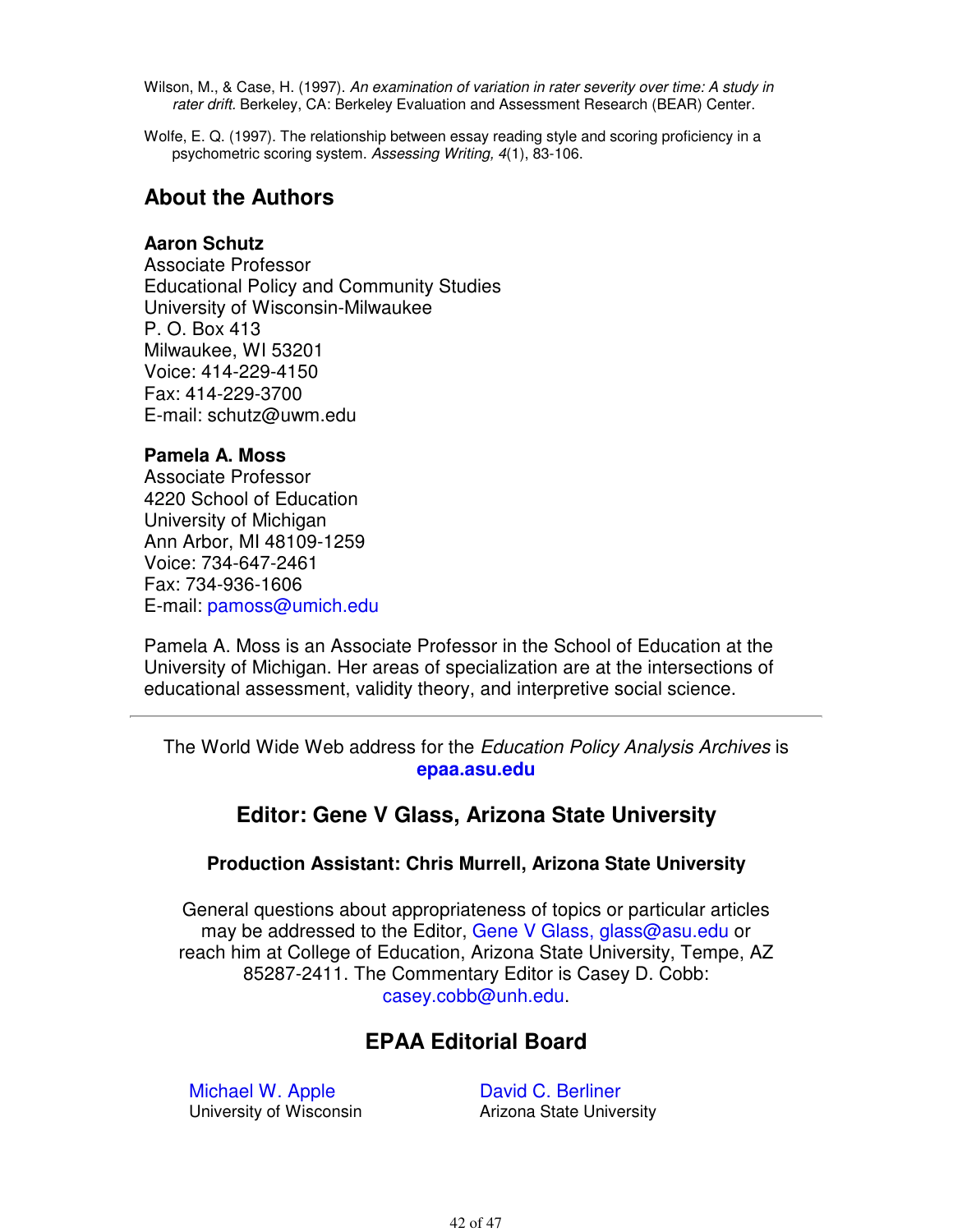Wilson, M., & Case, H. (1997). *An examination of variation in rater severity over time: A study in rater drift.* Berkeley, CA: Berkeley Evaluation and Assessment Research (BEAR) Center.

Wolfe, E. Q. (1997). The relationship between essay reading style and scoring proficiency in a psychometric scoring system. *Assessing Writing, 4*(1), 83-106.

## About the Authors

**Aaron Schutz**
Associate Professor
Educational Policy and Community Studies
University of Wisconsin-Milwaukee
P. O. Box 413
Milwaukee, WI 53201
Voice: 414-229-4150
Fax: 414-229-3700
E-mail: schutz@uwm.edu

**Pamela A. Moss**
Associate Professor
4220 School of Education
University of Michigan
Ann Arbor, MI 48109-1259
Voice: 734-647-2461
Fax: 734-936-1606
E-mail: pamoss@umich.edu

Pamela A. Moss is an Associate Professor in the School of Education at the University of Michigan. Her areas of specialization are at the intersections of educational assessment, validity theory, and interpretive social science.

---

The World Wide Web address for the *Education Policy Analysis Archives* is **epaa.asu.edu**

## Editor: Gene V Glass, Arizona State University

### Production Assistant: Chris Murrell, Arizona State University

General questions about appropriateness of topics or particular articles may be addressed to the Editor, Gene V Glass, glass@asu.edu or reach him at College of Education, Arizona State University, Tempe, AZ 85287-2411. The Commentary Editor is Casey D. Cobb: casey.cobb@unh.edu.

## EPAA Editorial Board

Michael W. Apple
University of Wisconsin

David C. Berliner
Arizona State University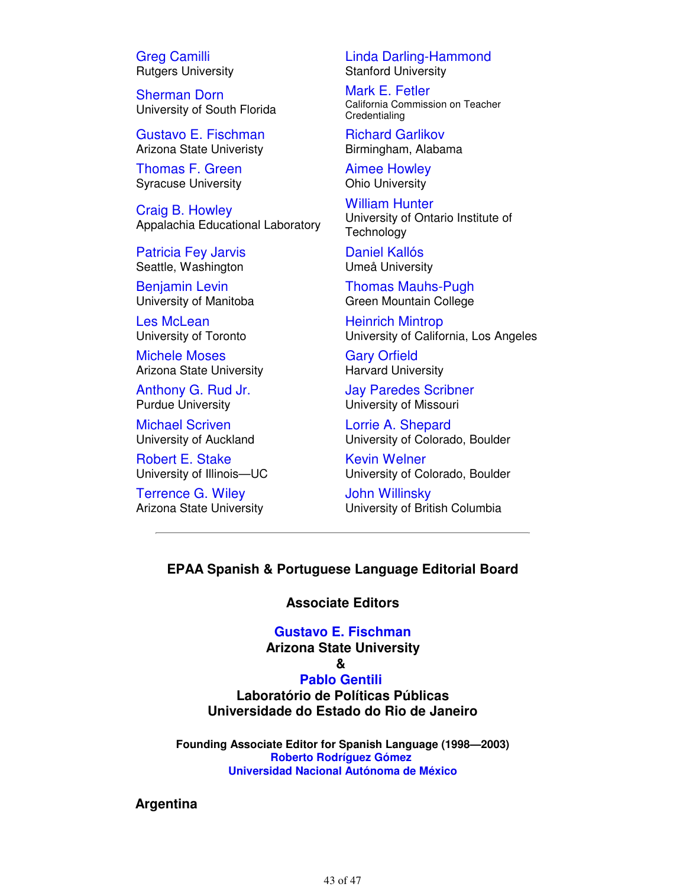Greg Camilli
Rutgers University

Linda Darling-Hammond
Stanford University

Sherman Dorn
University of South Florida

Mark E. Fetler
California Commission on Teacher Credentialing

Gustavo E. Fischman
Arizona State Univeristy

Richard Garlikov
Birmingham, Alabama

Thomas F. Green
Syracuse University

Aimee Howley
Ohio University

Craig B. Howley
Appalachia Educational Laboratory

William Hunter
University of Ontario Institute of Technology

Patricia Fey Jarvis
Seattle, Washington

Daniel Kallós
Umeå University

Benjamin Levin
University of Manitoba

Thomas Mauhs-Pugh
Green Mountain College

Les McLean
University of Toronto

Heinrich Mintrop
University of California, Los Angeles

Michele Moses
Arizona State University

Gary Orfield
Harvard University

Anthony G. Rud Jr.
Purdue University

Jay Paredes Scribner
University of Missouri

Michael Scriven
University of Auckland

Lorrie A. Shepard
University of Colorado, Boulder

Robert E. Stake
University of Illinois—UC

Kevin Welner
University of Colorado, Boulder

Terrence G. Wiley
Arizona State University

John Willinsky
University of British Columbia

---

**EPAA Spanish & Portuguese Language Editorial Board**

**Associate Editors**

**Gustavo E. Fischman**
**Arizona State University**
**&**
**Pablo Gentili**
**Laboratório de Políticas Públicas**
**Universidade do Estado do Rio de Janeiro**

**Founding Associate Editor for Spanish Language (1998—2003)**
**Roberto Rodríguez Gómez**
**Universidad Nacional Autónoma de México**

**Argentina**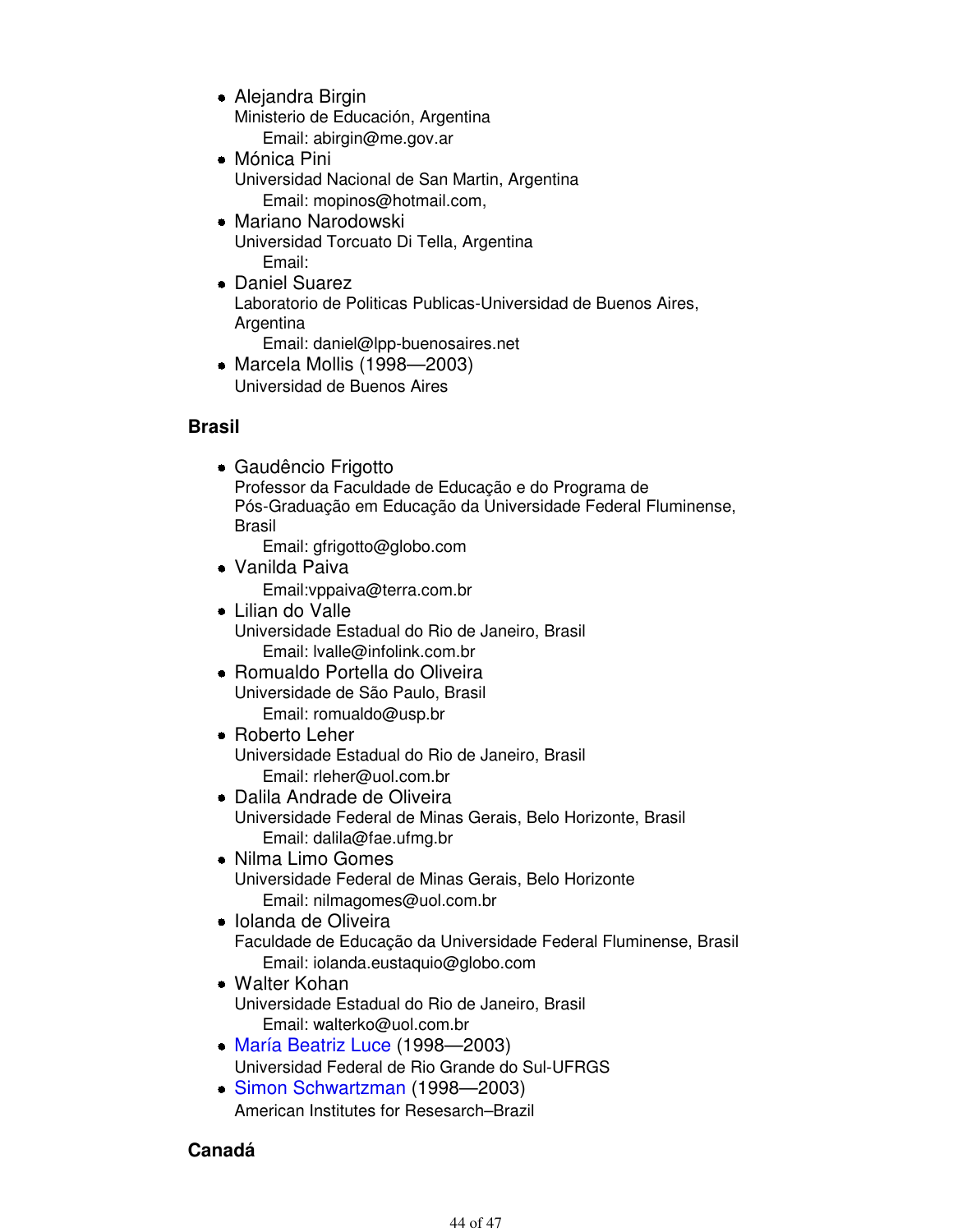- Alejandra Birgin
  Ministerio de Educación, Argentina
  Email: abirgin@me.gov.ar
- Mónica Pini
  Universidad Nacional de San Martin, Argentina
  Email: mopinos@hotmail.com,
- Mariano Narodowski
  Universidad Torcuato Di Tella, Argentina
  Email:
- Daniel Suarez
  Laboratorio de Politicas Publicas-Universidad de Buenos Aires, Argentina
  Email: daniel@lpp-buenosaires.net
- Marcela Mollis (1998—2003)
  Universidad de Buenos Aires

## Brasil

- Gaudêncio Frigotto
  Professor da Faculdade de Educação e do Programa de Pós-Graduação em Educação da Universidade Federal Fluminense, Brasil
  Email: gfrigotto@globo.com
- Vanilda Paiva
  Email:vppaiva@terra.com.br
- Lilian do Valle
  Universidade Estadual do Rio de Janeiro, Brasil
  Email: lvalle@infolink.com.br
- Romualdo Portella do Oliveira
  Universidade de São Paulo, Brasil
  Email: romualdo@usp.br
- Roberto Leher
  Universidade Estadual do Rio de Janeiro, Brasil
  Email: rleher@uol.com.br
- Dalila Andrade de Oliveira
  Universidade Federal de Minas Gerais, Belo Horizonte, Brasil
  Email: dalila@fae.ufmg.br
- Nilma Limo Gomes
  Universidade Federal de Minas Gerais, Belo Horizonte
  Email: nilmagomes@uol.com.br
- Iolanda de Oliveira
  Faculdade de Educação da Universidade Federal Fluminense, Brasil
  Email: iolanda.eustaquio@globo.com
- Walter Kohan
  Universidade Estadual do Rio de Janeiro, Brasil
  Email: walterko@uol.com.br
- María Beatriz Luce (1998—2003)
  Universidad Federal de Rio Grande do Sul-UFRGS
- Simon Schwartzman (1998—2003)
  American Institutes for Resesarch–Brazil

## Canadá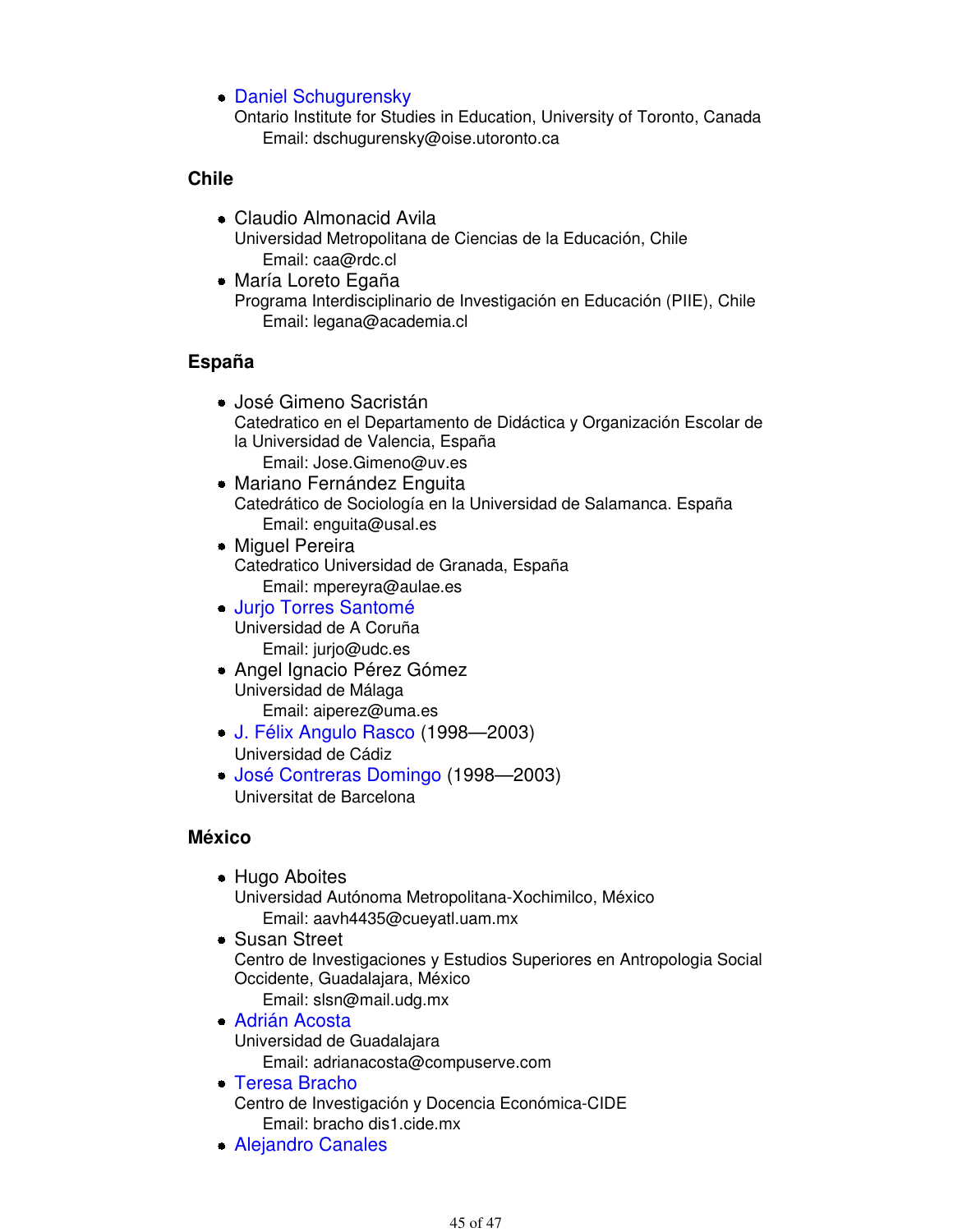- Daniel Schugurensky
  Ontario Institute for Studies in Education, University of Toronto, Canada
  Email: dschugurensky@oise.utoronto.ca

### Chile

- Claudio Almonacid Avila
  Universidad Metropolitana de Ciencias de la Educación, Chile
  Email: caa@rdc.cl
- María Loreto Egaña
  Programa Interdisciplinario de Investigación en Educación (PIIE), Chile
  Email: legana@academia.cl

### España

- José Gimeno Sacristán
  Catedratico en el Departamento de Didáctica y Organización Escolar de la Universidad de Valencia, España
  Email: Jose.Gimeno@uv.es
- Mariano Fernández Enguita
  Catedrático de Sociología en la Universidad de Salamanca. España
  Email: enguita@usal.es
- Miguel Pereira
  Catedratico Universidad de Granada, España
  Email: mpereyra@aulae.es
- Jurjo Torres Santomé
  Universidad de A Coruña
  Email: jurjo@udc.es
- Angel Ignacio Pérez Gómez
  Universidad de Málaga
  Email: aiperez@uma.es
- J. Félix Angulo Rasco (1998—2003)
  Universidad de Cádiz
- José Contreras Domingo (1998—2003)
  Universitat de Barcelona

### México

- Hugo Aboites
  Universidad Autónoma Metropolitana-Xochimilco, México
  Email: aavh4435@cueyatl.uam.mx
- Susan Street
  Centro de Investigaciones y Estudios Superiores en Antropologia Social Occidente, Guadalajara, México
  Email: slsn@mail.udg.mx
- Adrián Acosta
  Universidad de Guadalajara
  Email: adrianacosta@compuserve.com
- Teresa Bracho
  Centro de Investigación y Docencia Económica-CIDE
  Email: bracho dis1.cide.mx
- Alejandro Canales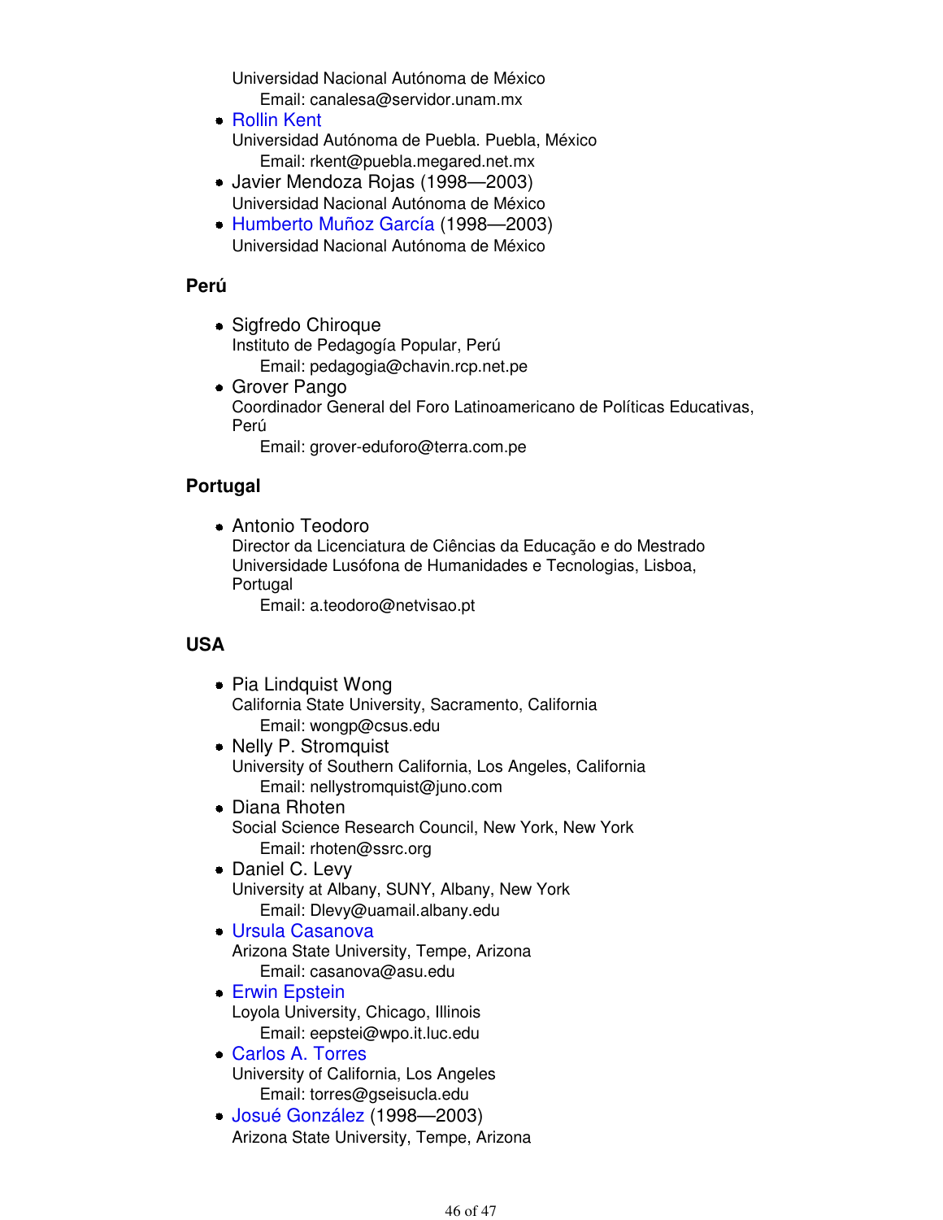Universidad Nacional Autónoma de México
Email: canalesa@servidor.unam.mx

- Rollin Kent
  Universidad Autónoma de Puebla. Puebla, México
  Email: rkent@puebla.megared.net.mx
- Javier Mendoza Rojas (1998—2003)
  Universidad Nacional Autónoma de México
- Humberto Muñoz García (1998—2003)
  Universidad Nacional Autónoma de México

### Perú

- Sigfredo Chiroque
  Instituto de Pedagogía Popular, Perú
  Email: pedagogia@chavin.rcp.net.pe
- Grover Pango
  Coordinador General del Foro Latinoamericano de Políticas Educativas, Perú
  Email: grover-eduforo@terra.com.pe

### Portugal

- Antonio Teodoro
  Director da Licenciatura de Ciências da Educação e do Mestrado
  Universidade Lusófona de Humanidades e Tecnologias, Lisboa, Portugal
  Email: a.teodoro@netvisao.pt

### USA

- Pia Lindquist Wong
  California State University, Sacramento, California
  Email: wongp@csus.edu
- Nelly P. Stromquist
  University of Southern California, Los Angeles, California
  Email: nellystromquist@juno.com
- Diana Rhoten
  Social Science Research Council, New York, New York
  Email: rhoten@ssrc.org
- Daniel C. Levy
  University at Albany, SUNY, Albany, New York
  Email: Dlevy@uamail.albany.edu
- Ursula Casanova
  Arizona State University, Tempe, Arizona
  Email: casanova@asu.edu
- Erwin Epstein
  Loyola University, Chicago, Illinois
  Email: eepstei@wpo.it.luc.edu
- Carlos A. Torres
  University of California, Los Angeles
  Email: torres@gseisucla.edu
- Josué González (1998—2003)
  Arizona State University, Tempe, Arizona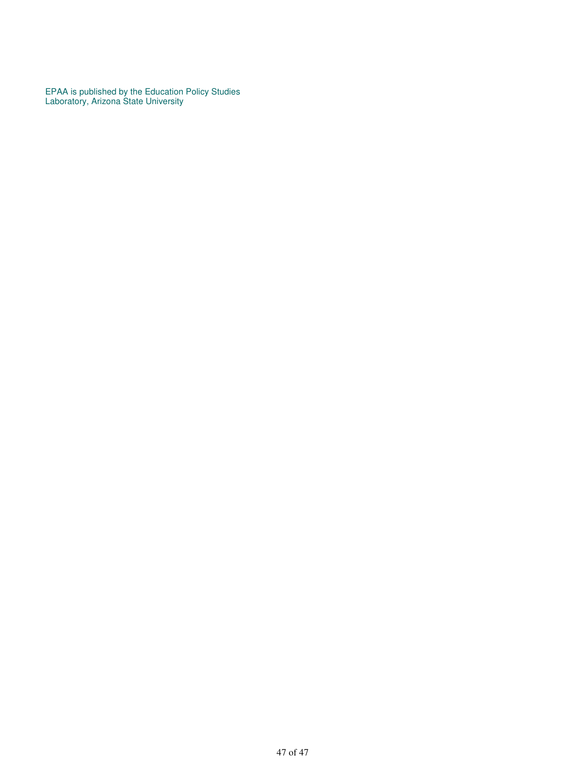EPAA is published by the Education Policy Studies Laboratory, Arizona State University